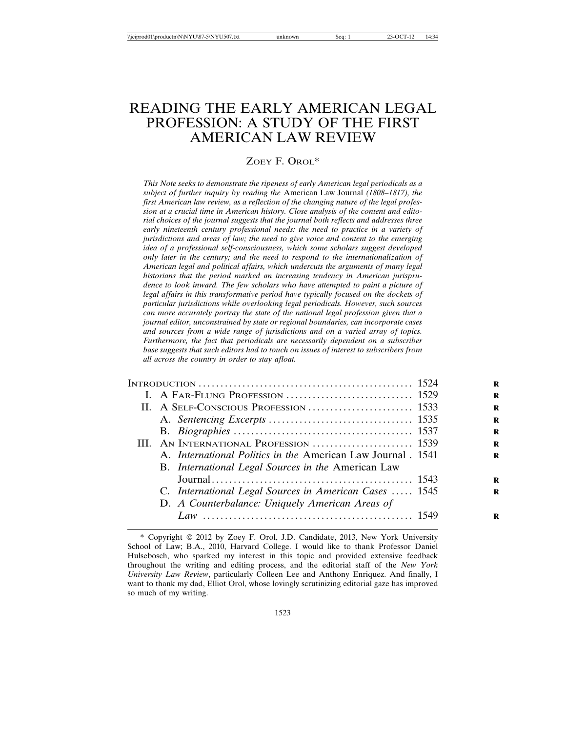# READING THE EARLY AMERICAN LEGAL PROFESSION: A STUDY OF THE FIRST AMERICAN LAW REVIEW

ZOEY F. OROL*

*This Note seeks to demonstrate the ripeness of early American legal periodicals as a subject of further inquiry by reading the* American Law Journal *(1808–1817), the first American law review, as a reflection of the changing nature of the legal profession at a crucial time in American history. Close analysis of the content and editorial choices of the journal suggests that the journal both reflects and addresses three early nineteenth century professional needs: the need to practice in a variety of jurisdictions and areas of law; the need to give voice and content to the emerging idea of a professional self-consciousness, which some scholars suggest developed only later in the century; and the need to respond to the internationalization of American legal and political affairs, which undercuts the arguments of many legal historians that the period marked an increasing tendency in American jurisprudence to look inward. The few scholars who have attempted to paint a picture of legal affairs in this transformative period have typically focused on the dockets of particular jurisdictions while overlooking legal periodicals. However, such sources can more accurately portray the state of the national legal profession given that a journal editor, unconstrained by state or regional boundaries, can incorporate cases and sources from a wide range of jurisdictions and on a varied array of topics. Furthermore, the fact that periodicals are necessarily dependent on a subscriber base suggests that such editors had to touch on issues of interest to subscribers from all across the country in order to stay afloat.*

| | |
|---|---|
| INTRODUCTION | 1524 |
| I. A FAR-FLUNG PROFESSION | 1529 |
| II. A SELF-CONSCIOUS PROFESSION | 1533 |
| A. *Sentencing Excerpts* | 1535 |
| B. *Biographies* | 1537 |
| III. AN INTERNATIONAL PROFESSION | 1539 |
| A. *International Politics in the* American Law Journal | 1541 |
| B. *International Legal Sources in the* American Law Journal | 1543 |
| C. *International Legal Sources in American Cases* | 1545 |
| D. *A Counterbalance: Uniquely American Areas of Law* | 1549 |

\* Copyright © 2012 by Zoey F. Orol, J.D. Candidate, 2013, New York University School of Law; B.A., 2010, Harvard College. I would like to thank Professor Daniel Hulsebosch, who sparked my interest in this topic and provided extensive feedback throughout the writing and editing process, and the editorial staff of the *New York University Law Review*, particularly Colleen Lee and Anthony Enriquez. And finally, I want to thank my dad, Elliot Orol, whose lovingly scrutinizing editorial gaze has improved so much of my writing.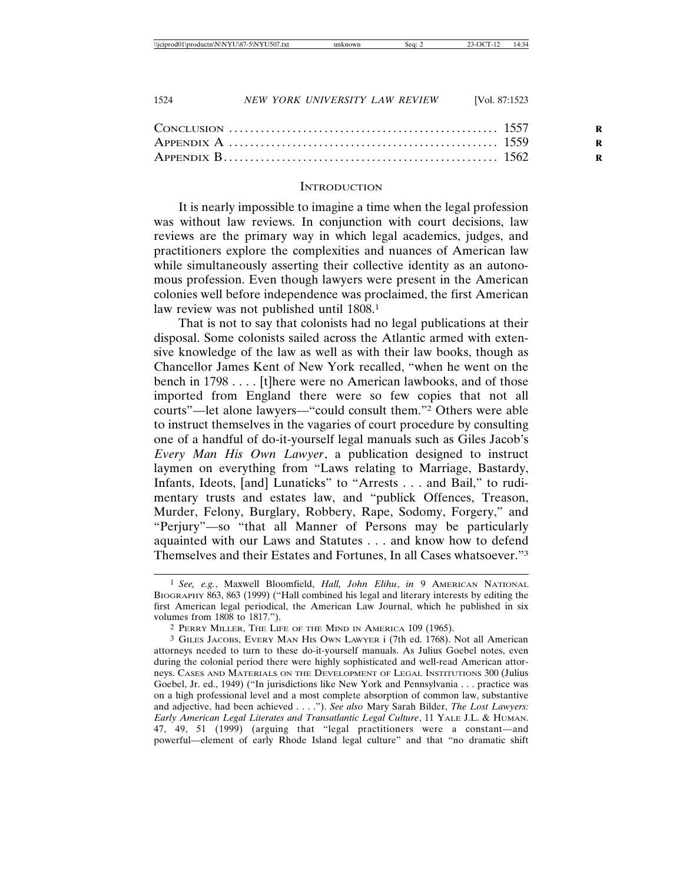| | |
|---|---|
| CONCLUSION | 1557 |
| APPENDIX A | 1559 |
| APPENDIX B | 1562 |

## INTRODUCTION

It is nearly impossible to imagine a time when the legal profession was without law reviews. In conjunction with court decisions, law reviews are the primary way in which legal academics, judges, and practitioners explore the complexities and nuances of American law while simultaneously asserting their collective identity as an autonomous profession. Even though lawyers were present in the American colonies well before independence was proclaimed, the first American law review was not published until 1808.[1]

That is not to say that colonists had no legal publications at their disposal. Some colonists sailed across the Atlantic armed with extensive knowledge of the law as well as with their law books, though as Chancellor James Kent of New York recalled, "when he went on the bench in 1798 . . . . [t]here were no American lawbooks, and of those imported from England there were so few copies that not all courts"—let alone lawyers—"could consult them."[2] Others were able to instruct themselves in the vagaries of court procedure by consulting one of a handful of do-it-yourself legal manuals such as Giles Jacob's *Every Man His Own Lawyer*, a publication designed to instruct laymen on everything from "Laws relating to Marriage, Bastardy, Infants, Ideots, [and] Lunaticks" to "Arrests . . . and Bail," to rudimentary trusts and estates law, and "publick Offences, Treason, Murder, Felony, Burglary, Robbery, Rape, Sodomy, Forgery," and "Perjury"—so "that all Manner of Persons may be particularly aquainted with our Laws and Statutes . . . and know how to defend Themselves and their Estates and Fortunes, In all Cases whatsoever."[3]

---

[1] *See, e.g.*, Maxwell Bloomfield, *Hall, John Elihu*, *in* 9 AMERICAN NATIONAL BIOGRAPHY 863, 863 (1999) ("Hall combined his legal and literary interests by editing the first American legal periodical, the American Law Journal, which he published in six volumes from 1808 to 1817.").

[2] PERRY MILLER, THE LIFE OF THE MIND IN AMERICA 109 (1965).

[3] GILES JACOBS, EVERY MAN HIS OWN LAWYER i (7th ed. 1768). Not all American attorneys needed to turn to these do-it-yourself manuals. As Julius Goebel notes, even during the colonial period there were highly sophisticated and well-read American attorneys. CASES AND MATERIALS ON THE DEVELOPMENT OF LEGAL INSTITUTIONS 300 (Julius Goebel, Jr. ed., 1949) ("In jurisdictions like New York and Pennsylvania . . . practice was on a high professional level and a most complete absorption of common law, substantive and adjective, had been achieved . . . ."). *See also* Mary Sarah Bilder, *The Lost Lawyers: Early American Legal Literates and Transatlantic Legal Culture*, 11 YALE J.L. & HUMAN. 47, 49, 51 (1999) (arguing that "legal practitioners were a constant—and powerful—element of early Rhode Island legal culture" and that "no dramatic shift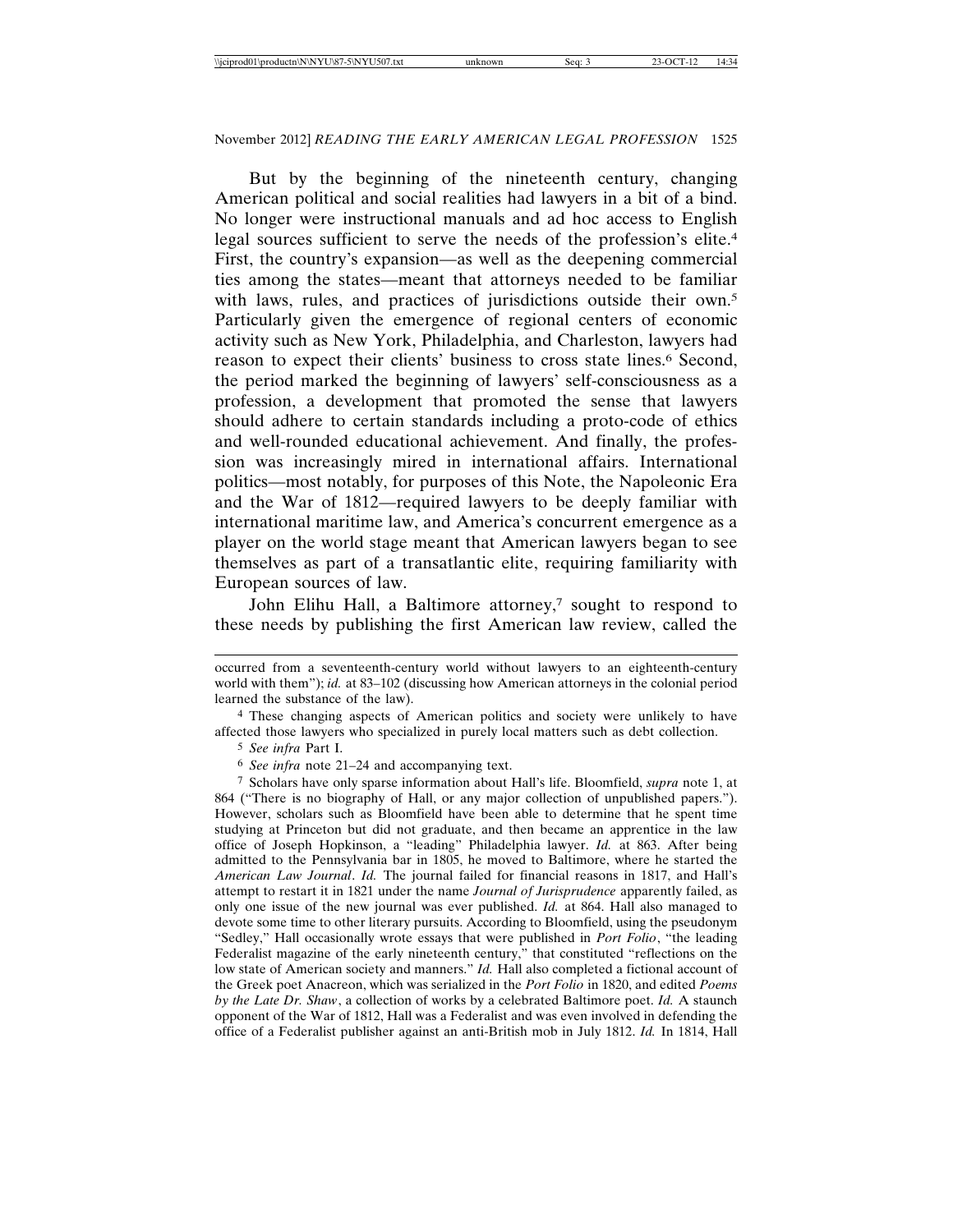But by the beginning of the nineteenth century, changing American political and social realities had lawyers in a bit of a bind. No longer were instructional manuals and ad hoc access to English legal sources sufficient to serve the needs of the profession's elite.[4] First, the country's expansion—as well as the deepening commercial ties among the states—meant that attorneys needed to be familiar with laws, rules, and practices of jurisdictions outside their own.[5] Particularly given the emergence of regional centers of economic activity such as New York, Philadelphia, and Charleston, lawyers had reason to expect their clients' business to cross state lines.[6] Second, the period marked the beginning of lawyers' self-consciousness as a profession, a development that promoted the sense that lawyers should adhere to certain standards including a proto-code of ethics and well-rounded educational achievement. And finally, the profession was increasingly mired in international affairs. International politics—most notably, for purposes of this Note, the Napoleonic Era and the War of 1812—required lawyers to be deeply familiar with international maritime law, and America's concurrent emergence as a player on the world stage meant that American lawyers began to see themselves as part of a transatlantic elite, requiring familiarity with European sources of law.

John Elihu Hall, a Baltimore attorney,[7] sought to respond to these needs by publishing the first American law review, called the

---

occurred from a seventeenth-century world without lawyers to an eighteenth-century world with them"); *id.* at 83–102 (discussing how American attorneys in the colonial period learned the substance of the law).

[4] These changing aspects of American politics and society were unlikely to have affected those lawyers who specialized in purely local matters such as debt collection.

[5] *See infra* Part I.

[6] *See infra* note 21–24 and accompanying text.

[7] Scholars have only sparse information about Hall's life. Bloomfield, *supra* note 1, at 864 ("There is no biography of Hall, or any major collection of unpublished papers."). However, scholars such as Bloomfield have been able to determine that he spent time studying at Princeton but did not graduate, and then became an apprentice in the law office of Joseph Hopkinson, a "leading" Philadelphia lawyer. *Id.* at 863. After being admitted to the Pennsylvania bar in 1805, he moved to Baltimore, where he started the *American Law Journal*. *Id.* The journal failed for financial reasons in 1817, and Hall's attempt to restart it in 1821 under the name *Journal of Jurisprudence* apparently failed, as only one issue of the new journal was ever published. *Id.* at 864. Hall also managed to devote some time to other literary pursuits. According to Bloomfield, using the pseudonym "Sedley," Hall occasionally wrote essays that were published in *Port Folio*, "the leading Federalist magazine of the early nineteenth century," that constituted "reflections on the low state of American society and manners." *Id.* Hall also completed a fictional account of the Greek poet Anacreon, which was serialized in the *Port Folio* in 1820, and edited *Poems by the Late Dr. Shaw*, a collection of works by a celebrated Baltimore poet. *Id.* A staunch opponent of the War of 1812, Hall was a Federalist and was even involved in defending the office of a Federalist publisher against an anti-British mob in July 1812. *Id.* In 1814, Hall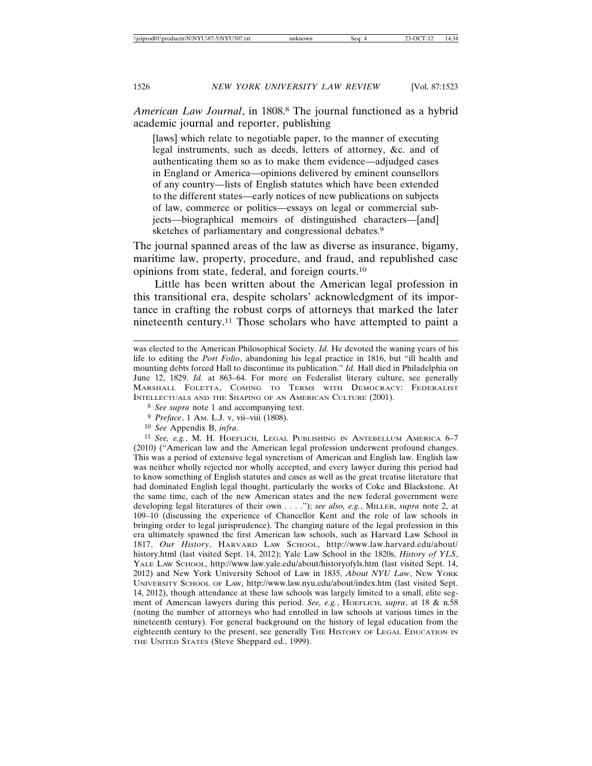*American Law Journal*, in 1808.[8] The journal functioned as a hybrid academic journal and reporter, publishing

> [laws] which relate to negotiable paper, to the manner of executing legal instruments, such as deeds, letters of attorney, &c. and of authenticating them so as to make them evidence—adjudged cases in England or America—opinions delivered by eminent counsellors of any country—lists of English statutes which have been extended to the different states—early notices of new publications on subjects of law, commerce or politics—essays on legal or commercial subjects—biographical memoirs of distinguished characters—[and] sketches of parliamentary and congressional debates.[9]

The journal spanned areas of the law as diverse as insurance, bigamy, maritime law, property, procedure, and fraud, and republished case opinions from state, federal, and foreign courts.[10]

Little has been written about the American legal profession in this transitional era, despite scholars' acknowledgment of its importance in crafting the robust corps of attorneys that marked the later nineteenth century.[11] Those scholars who have attempted to paint a

---

was elected to the American Philosophical Society. *Id.* He devoted the waning years of his life to editing the *Port Folio*, abandoning his legal practice in 1816, but "ill health and mounting debts forced Hall to discontinue its publication." *Id.* Hall died in Philadelphia on June 12, 1829. *Id.* at 863–64. For more on Federalist literary culture, see generally MARSHALL FOLETTA, COMING TO TERMS WITH DEMOCRACY: FEDERALIST INTELLECTUALS AND THE SHAPING OF AN AMERICAN CULTURE (2001).

[8] *See supra* note 1 and accompanying text.

[9] *Preface*, 1 AM. L.J. v, vii–viii (1808).

[10] *See* Appendix B, *infra*.

[11] *See, e.g.*, M. H. HOEFLICH, LEGAL PUBLISHING IN ANTEBELLUM AMERICA 6–7 (2010) ("American law and the American legal profession underwent profound changes. This was a period of extensive legal syncretism of American and English law. English law was neither wholly rejected nor wholly accepted, and every lawyer during this period had to know something of English statutes and cases as well as the great treatise literature that had dominated English legal thought, particularly the works of Coke and Blackstone. At the same time, each of the new American states and the new federal government were developing legal literatures of their own . . . ."); *see also, e.g.*, MILLER, *supra* note 2, at 109–10 (discussing the experience of Chancellor Kent and the role of law schools in bringing order to legal jurisprudence). The changing nature of the legal profession in this era ultimately spawned the first American law schools, such as Harvard Law School in 1817, *Our History*, HARVARD LAW SCHOOL, http://www.law.harvard.edu/about/history.html (last visited Sept. 14, 2012); Yale Law School in the 1820s, *History of YLS*, YALE LAW SCHOOL, http://www.law.yale.edu/about/historyofyls.htm (last visited Sept. 14, 2012) and New York University School of Law in 1835, *About NYU Law*, NEW YORK UNIVERSITY SCHOOL OF LAW, http://www.law.nyu.edu/about/index.htm (last visited Sept. 14, 2012), though attendance at these law schools was largely limited to a small, elite segment of American lawyers during this period. *See, e.g.*, HOEFLICH, *supra*, at 18 & n.58 (noting the number of attorneys who had enrolled in law schools at various times in the nineteenth century). For general background on the history of legal education from the eighteenth century to the present, see generally THE HISTORY OF LEGAL EDUCATION IN THE UNITED STATES (Steve Sheppard ed., 1999).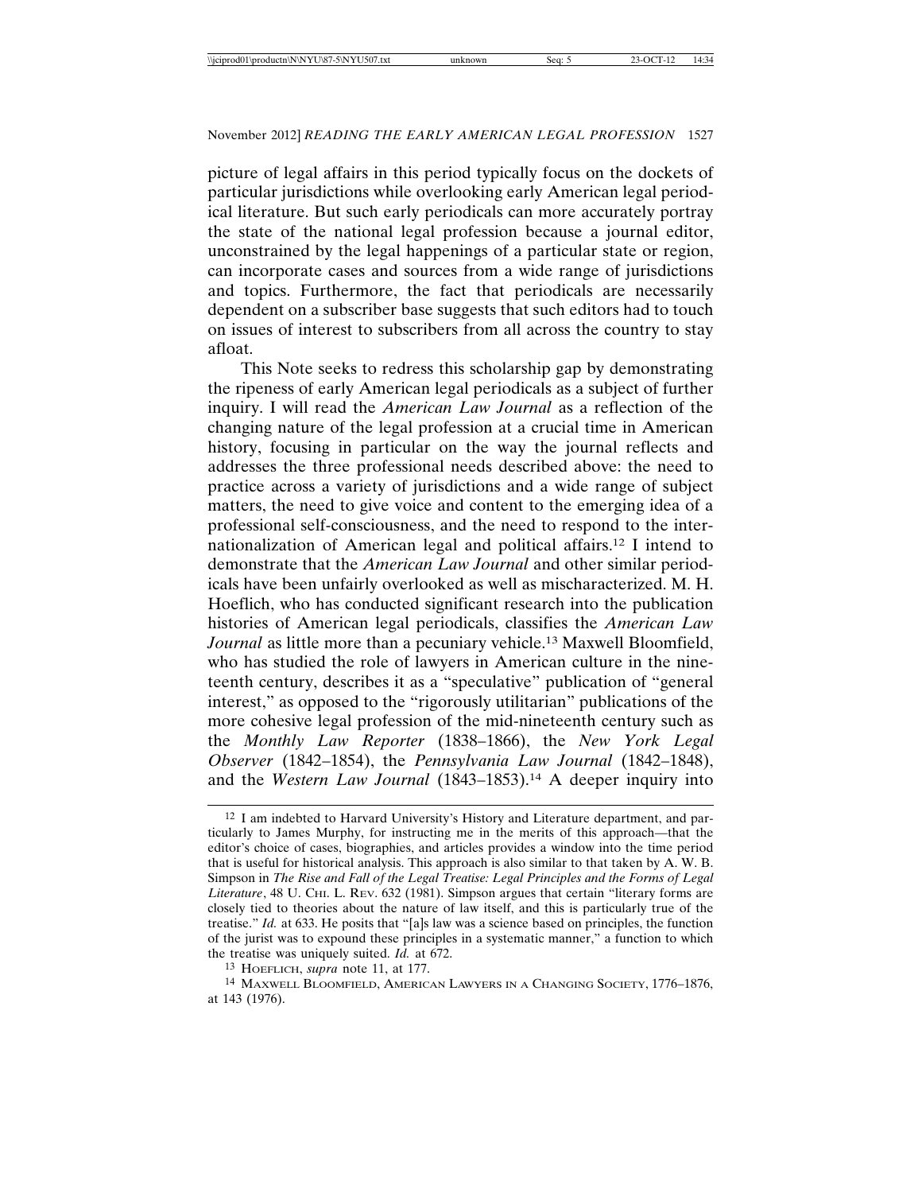picture of legal affairs in this period typically focus on the dockets of particular jurisdictions while overlooking early American legal periodical literature. But such early periodicals can more accurately portray the state of the national legal profession because a journal editor, unconstrained by the legal happenings of a particular state or region, can incorporate cases and sources from a wide range of jurisdictions and topics. Furthermore, the fact that periodicals are necessarily dependent on a subscriber base suggests that such editors had to touch on issues of interest to subscribers from all across the country to stay afloat.

This Note seeks to redress this scholarship gap by demonstrating the ripeness of early American legal periodicals as a subject of further inquiry. I will read the *American Law Journal* as a reflection of the changing nature of the legal profession at a crucial time in American history, focusing in particular on the way the journal reflects and addresses the three professional needs described above: the need to practice across a variety of jurisdictions and a wide range of subject matters, the need to give voice and content to the emerging idea of a professional self-consciousness, and the need to respond to the internationalization of American legal and political affairs.[12] I intend to demonstrate that the *American Law Journal* and other similar periodicals have been unfairly overlooked as well as mischaracterized. M. H. Hoeflich, who has conducted significant research into the publication histories of American legal periodicals, classifies the *American Law Journal* as little more than a pecuniary vehicle.[13] Maxwell Bloomfield, who has studied the role of lawyers in American culture in the nineteenth century, describes it as a "speculative" publication of "general interest," as opposed to the "rigorously utilitarian" publications of the more cohesive legal profession of the mid-nineteenth century such as the *Monthly Law Reporter* (1838–1866), the *New York Legal Observer* (1842–1854), the *Pennsylvania Law Journal* (1842–1848), and the *Western Law Journal* (1843–1853).[14] A deeper inquiry into

---

[12] I am indebted to Harvard University's History and Literature department, and particularly to James Murphy, for instructing me in the merits of this approach—that the editor's choice of cases, biographies, and articles provides a window into the time period that is useful for historical analysis. This approach is also similar to that taken by A. W. B. Simpson in *The Rise and Fall of the Legal Treatise: Legal Principles and the Forms of Legal Literature*, 48 U. CHI. L. REV. 632 (1981). Simpson argues that certain "literary forms are closely tied to theories about the nature of law itself, and this is particularly true of the treatise." *Id.* at 633. He posits that "[a]s law was a science based on principles, the function of the jurist was to expound these principles in a systematic manner," a function to which the treatise was uniquely suited. *Id.* at 672.

[13] HOEFLICH, *supra* note 11, at 177.

[14] MAXWELL BLOOMFIELD, AMERICAN LAWYERS IN A CHANGING SOCIETY, 1776–1876, at 143 (1976).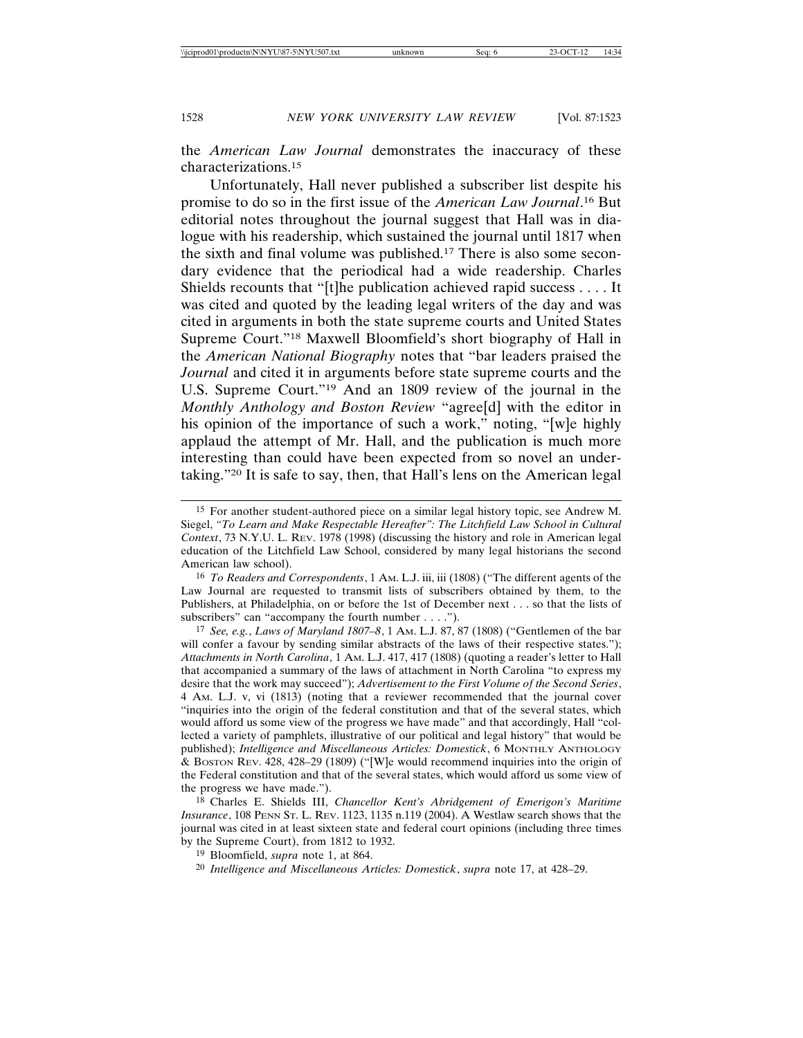the *American Law Journal* demonstrates the inaccuracy of these characterizations.[15]

Unfortunately, Hall never published a subscriber list despite his promise to do so in the first issue of the *American Law Journal*.[16] But editorial notes throughout the journal suggest that Hall was in dialogue with his readership, which sustained the journal until 1817 when the sixth and final volume was published.[17] There is also some secondary evidence that the periodical had a wide readership. Charles Shields recounts that "[t]he publication achieved rapid success . . . . It was cited and quoted by the leading legal writers of the day and was cited in arguments in both the state supreme courts and United States Supreme Court."[18] Maxwell Bloomfield's short biography of Hall in the *American National Biography* notes that "bar leaders praised the *Journal* and cited it in arguments before state supreme courts and the U.S. Supreme Court."[19] And an 1809 review of the journal in the *Monthly Anthology and Boston Review* "agree[d] with the editor in his opinion of the importance of such a work," noting, "[w]e highly applaud the attempt of Mr. Hall, and the publication is much more interesting than could have been expected from so novel an undertaking."[20] It is safe to say, then, that Hall's lens on the American legal

---

15 For another student-authored piece on a similar legal history topic, see Andrew M. Siegel, *"To Learn and Make Respectable Hereafter": The Litchfield Law School in Cultural Context*, 73 N.Y.U. L. REV. 1978 (1998) (discussing the history and role in American legal education of the Litchfield Law School, considered by many legal historians the second American law school).

16 *To Readers and Correspondents*, 1 AM. L.J. iii, iii (1808) ("The different agents of the Law Journal are requested to transmit lists of subscribers obtained by them, to the Publishers, at Philadelphia, on or before the 1st of December next . . . so that the lists of subscribers" can "accompany the fourth number . . . .").

17 *See, e.g.*, *Laws of Maryland 1807–8*, 1 AM. L.J. 87, 87 (1808) ("Gentlemen of the bar will confer a favour by sending similar abstracts of the laws of their respective states."); *Attachments in North Carolina*, 1 AM. L.J. 417, 417 (1808) (quoting a reader's letter to Hall that accompanied a summary of the laws of attachment in North Carolina "to express my desire that the work may succeed"); *Advertisement to the First Volume of the Second Series*, 4 AM. L.J. v, vi (1813) (noting that a reviewer recommended that the journal cover "inquiries into the origin of the federal constitution and that of the several states, which would afford us some view of the progress we have made" and that accordingly, Hall "collected a variety of pamphlets, illustrative of our political and legal history" that would be published); *Intelligence and Miscellaneous Articles: Domestick*, 6 MONTHLY ANTHOLOGY & BOSTON REV. 428, 428–29 (1809) ("[W]e would recommend inquiries into the origin of the Federal constitution and that of the several states, which would afford us some view of the progress we have made.").

18 Charles E. Shields III, *Chancellor Kent's Abridgement of Emerigon's Maritime Insurance*, 108 PENN ST. L. REV. 1123, 1135 n.119 (2004). A Westlaw search shows that the journal was cited in at least sixteen state and federal court opinions (including three times by the Supreme Court), from 1812 to 1932.

19 Bloomfield, *supra* note 1, at 864.

20 *Intelligence and Miscellaneous Articles: Domestick*, *supra* note 17, at 428–29.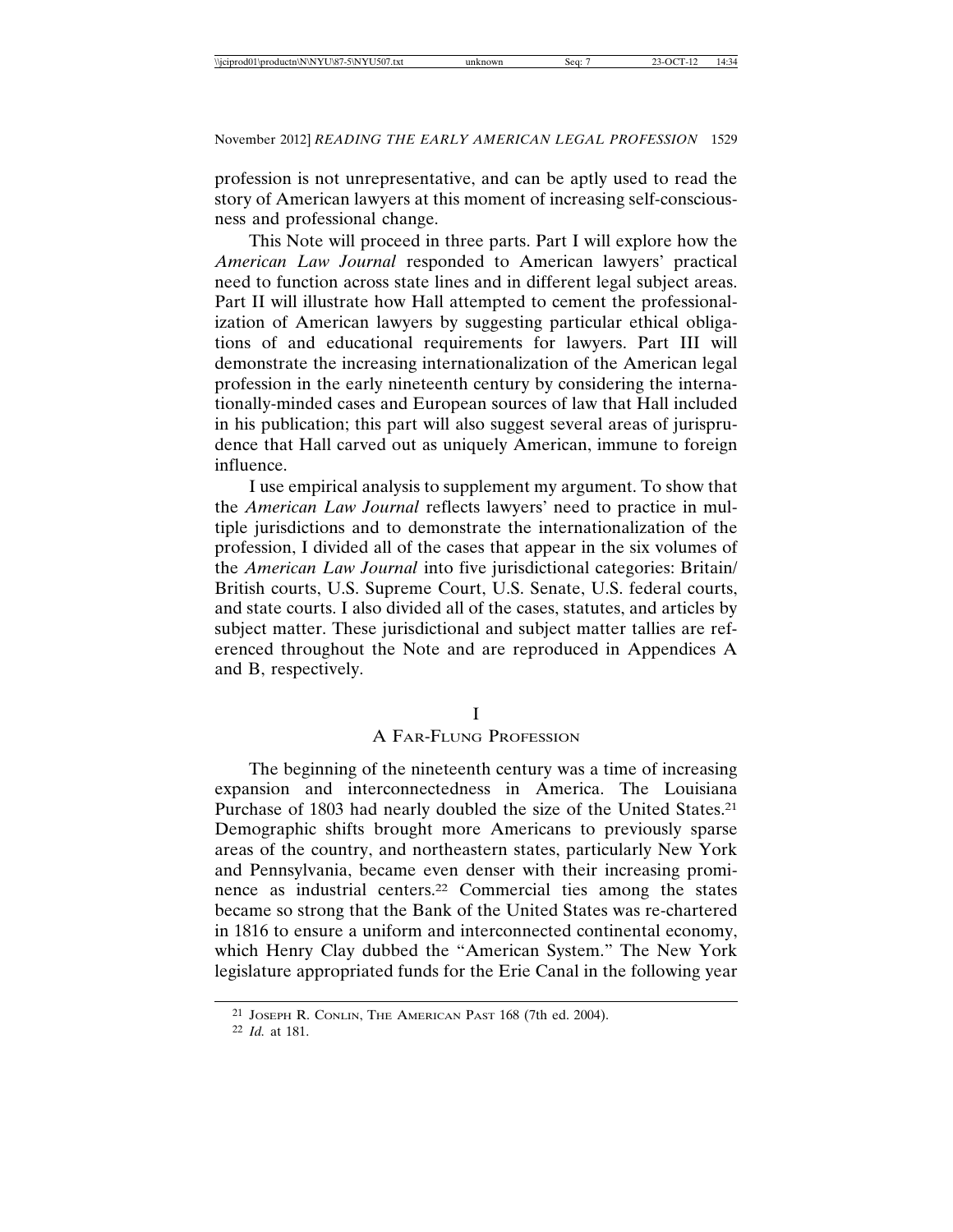profession is not unrepresentative, and can be aptly used to read the story of American lawyers at this moment of increasing self-consciousness and professional change.

This Note will proceed in three parts. Part I will explore how the *American Law Journal* responded to American lawyers' practical need to function across state lines and in different legal subject areas. Part II will illustrate how Hall attempted to cement the professionalization of American lawyers by suggesting particular ethical obligations of and educational requirements for lawyers. Part III will demonstrate the increasing internationalization of the American legal profession in the early nineteenth century by considering the internationally-minded cases and European sources of law that Hall included in his publication; this part will also suggest several areas of jurisprudence that Hall carved out as uniquely American, immune to foreign influence.

I use empirical analysis to supplement my argument. To show that the *American Law Journal* reflects lawyers' need to practice in multiple jurisdictions and to demonstrate the internationalization of the profession, I divided all of the cases that appear in the six volumes of the *American Law Journal* into five jurisdictional categories: Britain/British courts, U.S. Supreme Court, U.S. Senate, U.S. federal courts, and state courts. I also divided all of the cases, statutes, and articles by subject matter. These jurisdictional and subject matter tallies are referenced throughout the Note and are reproduced in Appendices A and B, respectively.

# I
# A Far-Flung Profession

The beginning of the nineteenth century was a time of increasing expansion and interconnectedness in America. The Louisiana Purchase of 1803 had nearly doubled the size of the United States.[21] Demographic shifts brought more Americans to previously sparse areas of the country, and northeastern states, particularly New York and Pennsylvania, became even denser with their increasing prominence as industrial centers.[22] Commercial ties among the states became so strong that the Bank of the United States was re-chartered in 1816 to ensure a uniform and interconnected continental economy, which Henry Clay dubbed the "American System." The New York legislature appropriated funds for the Erie Canal in the following year

---

[21] Joseph R. Conlin, The American Past 168 (7th ed. 2004).

[22] *Id.* at 181.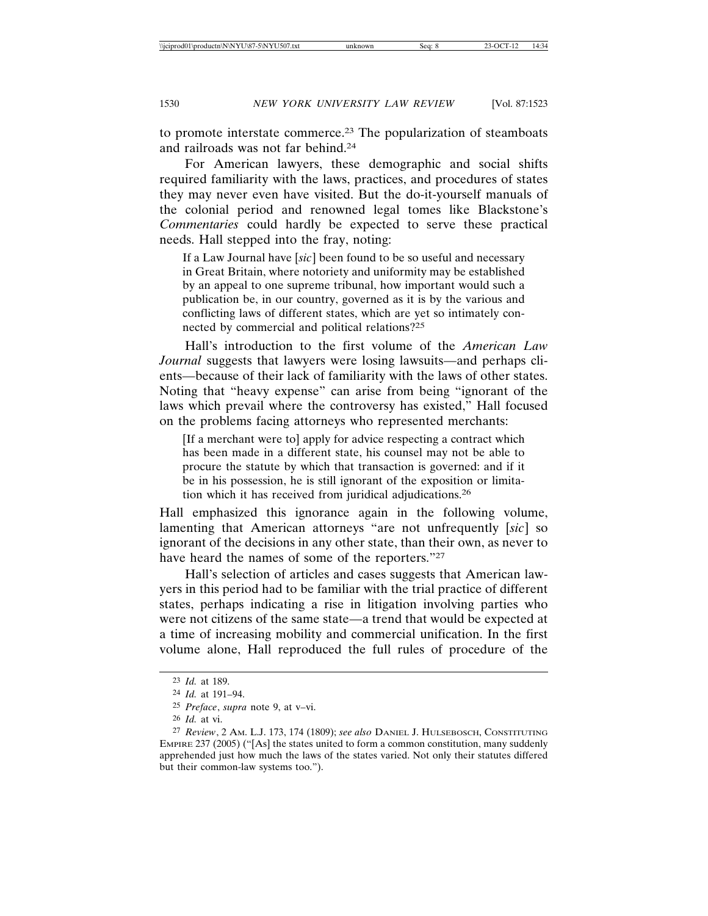to promote interstate commerce.[23] The popularization of steamboats and railroads was not far behind.[24]

For American lawyers, these demographic and social shifts required familiarity with the laws, practices, and procedures of states they may never even have visited. But the do-it-yourself manuals of the colonial period and renowned legal tomes like Blackstone's *Commentaries* could hardly be expected to serve these practical needs. Hall stepped into the fray, noting:

> If a Law Journal have [*sic*] been found to be so useful and necessary in Great Britain, where notoriety and uniformity may be established by an appeal to one supreme tribunal, how important would such a publication be, in our country, governed as it is by the various and conflicting laws of different states, which are yet so intimately connected by commercial and political relations?[25]

Hall's introduction to the first volume of the *American Law Journal* suggests that lawyers were losing lawsuits—and perhaps clients—because of their lack of familiarity with the laws of other states. Noting that "heavy expense" can arise from being "ignorant of the laws which prevail where the controversy has existed," Hall focused on the problems facing attorneys who represented merchants:

> [If a merchant were to] apply for advice respecting a contract which has been made in a different state, his counsel may not be able to procure the statute by which that transaction is governed: and if it be in his possession, he is still ignorant of the exposition or limitation which it has received from juridical adjudications.[26]

Hall emphasized this ignorance again in the following volume, lamenting that American attorneys "are not unfrequently [*sic*] so ignorant of the decisions in any other state, than their own, as never to have heard the names of some of the reporters."[27]

Hall's selection of articles and cases suggests that American lawyers in this period had to be familiar with the trial practice of different states, perhaps indicating a rise in litigation involving parties who were not citizens of the same state—a trend that would be expected at a time of increasing mobility and commercial unification. In the first volume alone, Hall reproduced the full rules of procedure of the

---

23 *Id.* at 189.

24 *Id.* at 191–94.

25 *Preface*, *supra* note 9, at v–vi.

26 *Id.* at vi.

27 *Review*, 2 AM. L.J. 173, 174 (1809); *see also* DANIEL J. HULSEBOSCH, CONSTITUTING EMPIRE 237 (2005) ("[As] the states united to form a common constitution, many suddenly apprehended just how much the laws of the states varied. Not only their statutes differed but their common-law systems too.").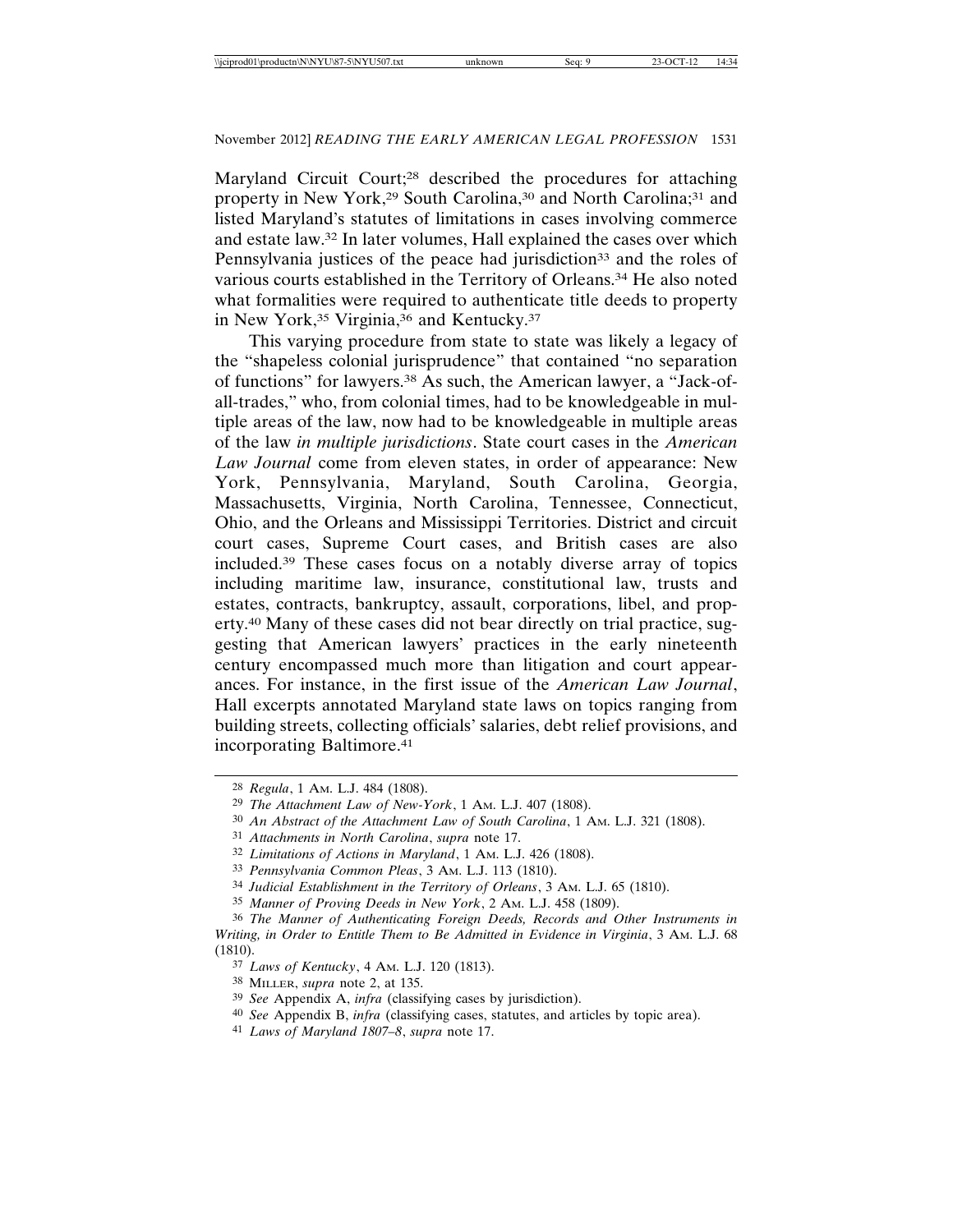Maryland Circuit Court;[28] described the procedures for attaching property in New York,[29] South Carolina,[30] and North Carolina;[31] and listed Maryland's statutes of limitations in cases involving commerce and estate law.[32] In later volumes, Hall explained the cases over which Pennsylvania justices of the peace had jurisdiction[33] and the roles of various courts established in the Territory of Orleans.[34] He also noted what formalities were required to authenticate title deeds to property in New York,[35] Virginia,[36] and Kentucky.[37]

This varying procedure from state to state was likely a legacy of the "shapeless colonial jurisprudence" that contained "no separation of functions" for lawyers.[38] As such, the American lawyer, a "Jack-of-all-trades," who, from colonial times, had to be knowledgeable in multiple areas of the law, now had to be knowledgeable in multiple areas of the law *in multiple jurisdictions*. State court cases in the *American Law Journal* come from eleven states, in order of appearance: New York, Pennsylvania, Maryland, South Carolina, Georgia, Massachusetts, Virginia, North Carolina, Tennessee, Connecticut, Ohio, and the Orleans and Mississippi Territories. District and circuit court cases, Supreme Court cases, and British cases are also included.[39] These cases focus on a notably diverse array of topics including maritime law, insurance, constitutional law, trusts and estates, contracts, bankruptcy, assault, corporations, libel, and property.[40] Many of these cases did not bear directly on trial practice, suggesting that American lawyers' practices in the early nineteenth century encompassed much more than litigation and court appearances. For instance, in the first issue of the *American Law Journal*, Hall excerpts annotated Maryland state laws on topics ranging from building streets, collecting officials' salaries, debt relief provisions, and incorporating Baltimore.[41]

---

28 *Regula*, 1 Am. L.J. 484 (1808).

29 *The Attachment Law of New-York*, 1 Am. L.J. 407 (1808).

30 *An Abstract of the Attachment Law of South Carolina*, 1 Am. L.J. 321 (1808).

31 *Attachments in North Carolina*, *supra* note 17.

32 *Limitations of Actions in Maryland*, 1 Am. L.J. 426 (1808).

33 *Pennsylvania Common Pleas*, 3 Am. L.J. 113 (1810).

34 *Judicial Establishment in the Territory of Orleans*, 3 Am. L.J. 65 (1810).

35 *Manner of Proving Deeds in New York*, 2 Am. L.J. 458 (1809).

36 *The Manner of Authenticating Foreign Deeds, Records and Other Instruments in Writing, in Order to Entitle Them to Be Admitted in Evidence in Virginia*, 3 Am. L.J. 68 (1810).

37 *Laws of Kentucky*, 4 Am. L.J. 120 (1813).

38 Miller, *supra* note 2, at 135.

39 *See* Appendix A, *infra* (classifying cases by jurisdiction).

40 *See* Appendix B, *infra* (classifying cases, statutes, and articles by topic area).

41 *Laws of Maryland 1807–8*, *supra* note 17.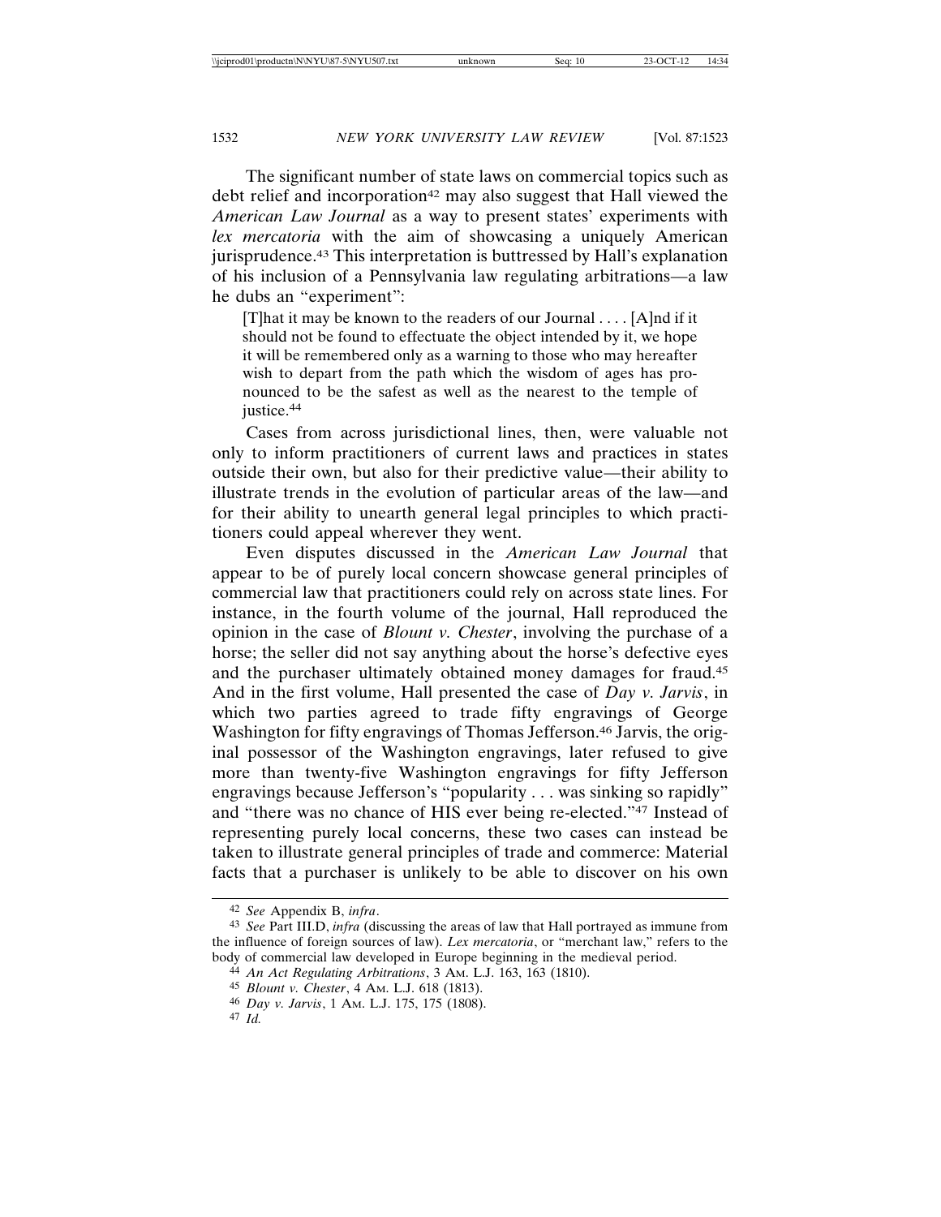The significant number of state laws on commercial topics such as debt relief and incorporation[42] may also suggest that Hall viewed the *American Law Journal* as a way to present states' experiments with *lex mercatoria* with the aim of showcasing a uniquely American jurisprudence.[43] This interpretation is buttressed by Hall's explanation of his inclusion of a Pennsylvania law regulating arbitrations—a law he dubs an "experiment":

> [T]hat it may be known to the readers of our Journal . . . . [A]nd if it should not be found to effectuate the object intended by it, we hope it will be remembered only as a warning to those who may hereafter wish to depart from the path which the wisdom of ages has pronounced to be the safest as well as the nearest to the temple of justice.[44]

Cases from across jurisdictional lines, then, were valuable not only to inform practitioners of current laws and practices in states outside their own, but also for their predictive value—their ability to illustrate trends in the evolution of particular areas of the law—and for their ability to unearth general legal principles to which practitioners could appeal wherever they went.

Even disputes discussed in the *American Law Journal* that appear to be of purely local concern showcase general principles of commercial law that practitioners could rely on across state lines. For instance, in the fourth volume of the journal, Hall reproduced the opinion in the case of *Blount v. Chester*, involving the purchase of a horse; the seller did not say anything about the horse's defective eyes and the purchaser ultimately obtained money damages for fraud.[45] And in the first volume, Hall presented the case of *Day v. Jarvis*, in which two parties agreed to trade fifty engravings of George Washington for fifty engravings of Thomas Jefferson.[46] Jarvis, the original possessor of the Washington engravings, later refused to give more than twenty-five Washington engravings for fifty Jefferson engravings because Jefferson's "popularity . . . was sinking so rapidly" and "there was no chance of HIS ever being re-elected."[47] Instead of representing purely local concerns, these two cases can instead be taken to illustrate general principles of trade and commerce: Material facts that a purchaser is unlikely to be able to discover on his own

---

[42] *See* Appendix B, *infra*.

[43] *See* Part III.D, *infra* (discussing the areas of law that Hall portrayed as immune from the influence of foreign sources of law). *Lex mercatoria*, or "merchant law," refers to the body of commercial law developed in Europe beginning in the medieval period.

[44] *An Act Regulating Arbitrations*, 3 Am. L.J. 163, 163 (1810).

[45] *Blount v. Chester*, 4 Am. L.J. 618 (1813).

[46] *Day v. Jarvis*, 1 Am. L.J. 175, 175 (1808).

[47] *Id.*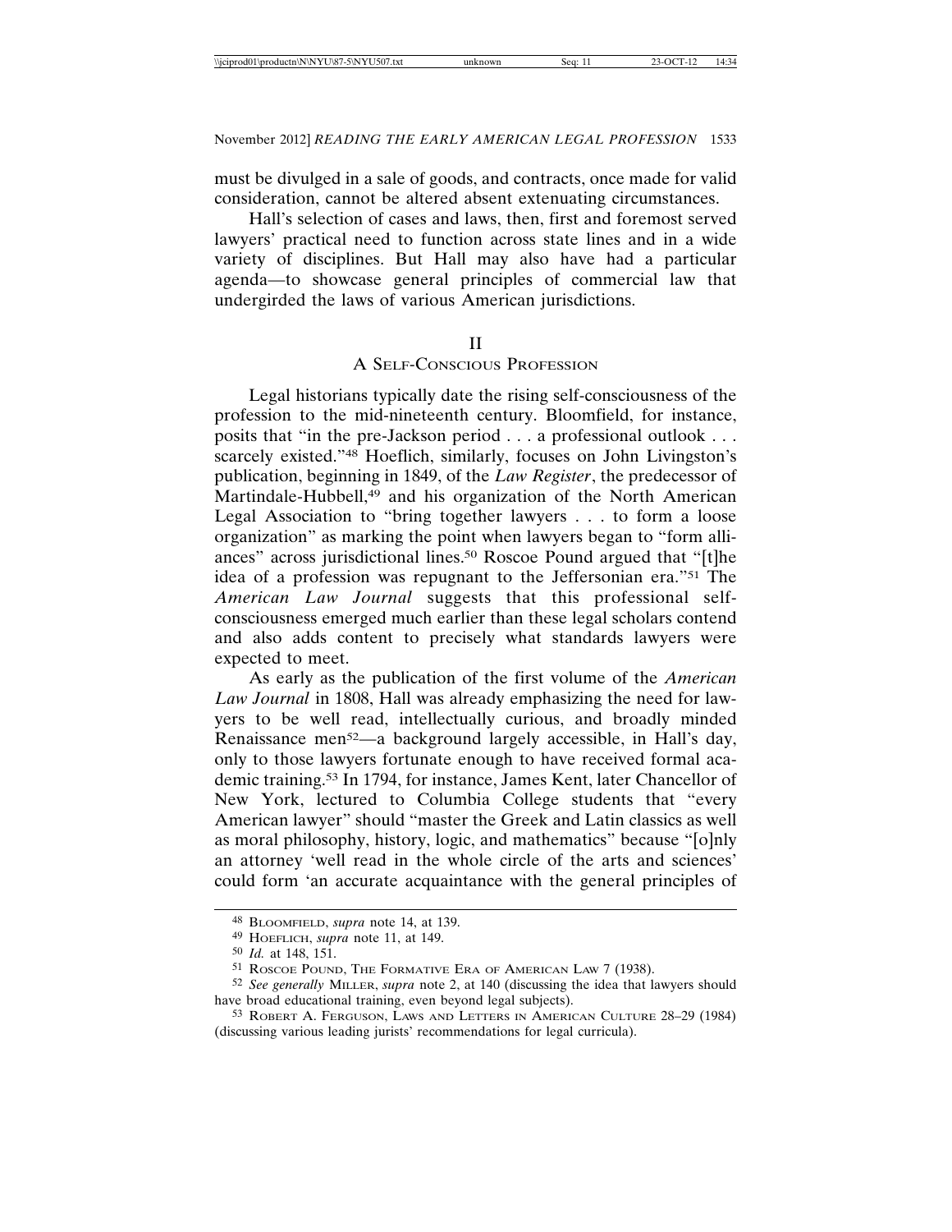must be divulged in a sale of goods, and contracts, once made for valid consideration, cannot be altered absent extenuating circumstances.

Hall's selection of cases and laws, then, first and foremost served lawyers' practical need to function across state lines and in a wide variety of disciplines. But Hall may also have had a particular agenda—to showcase general principles of commercial law that undergirded the laws of various American jurisdictions.

## II
## A Self-Conscious Profession

Legal historians typically date the rising self-consciousness of the profession to the mid-nineteenth century. Bloomfield, for instance, posits that "in the pre-Jackson period . . . a professional outlook . . . scarcely existed."[48] Hoeflich, similarly, focuses on John Livingston's publication, beginning in 1849, of the *Law Register*, the predecessor of Martindale-Hubbell,[49] and his organization of the North American Legal Association to "bring together lawyers . . . to form a loose organization" as marking the point when lawyers began to "form alliances" across jurisdictional lines.[50] Roscoe Pound argued that "[t]he idea of a profession was repugnant to the Jeffersonian era."[51] The *American Law Journal* suggests that this professional self-consciousness emerged much earlier than these legal scholars contend and also adds content to precisely what standards lawyers were expected to meet.

As early as the publication of the first volume of the *American Law Journal* in 1808, Hall was already emphasizing the need for lawyers to be well read, intellectually curious, and broadly minded Renaissance men[52]—a background largely accessible, in Hall's day, only to those lawyers fortunate enough to have received formal academic training.[53] In 1794, for instance, James Kent, later Chancellor of New York, lectured to Columbia College students that "every American lawyer" should "master the Greek and Latin classics as well as moral philosophy, history, logic, and mathematics" because "[o]nly an attorney 'well read in the whole circle of the arts and sciences' could form 'an accurate acquaintance with the general principles of

---

[48] Bloomfield, *supra* note 14, at 139.

[49] Hoeflich, *supra* note 11, at 149.

[50] *Id.* at 148, 151.

[51] Roscoe Pound, The Formative Era of American Law 7 (1938).

[52] *See generally* Miller, *supra* note 2, at 140 (discussing the idea that lawyers should have broad educational training, even beyond legal subjects).

[53] Robert A. Ferguson, Laws and Letters in American Culture 28–29 (1984) (discussing various leading jurists' recommendations for legal curricula).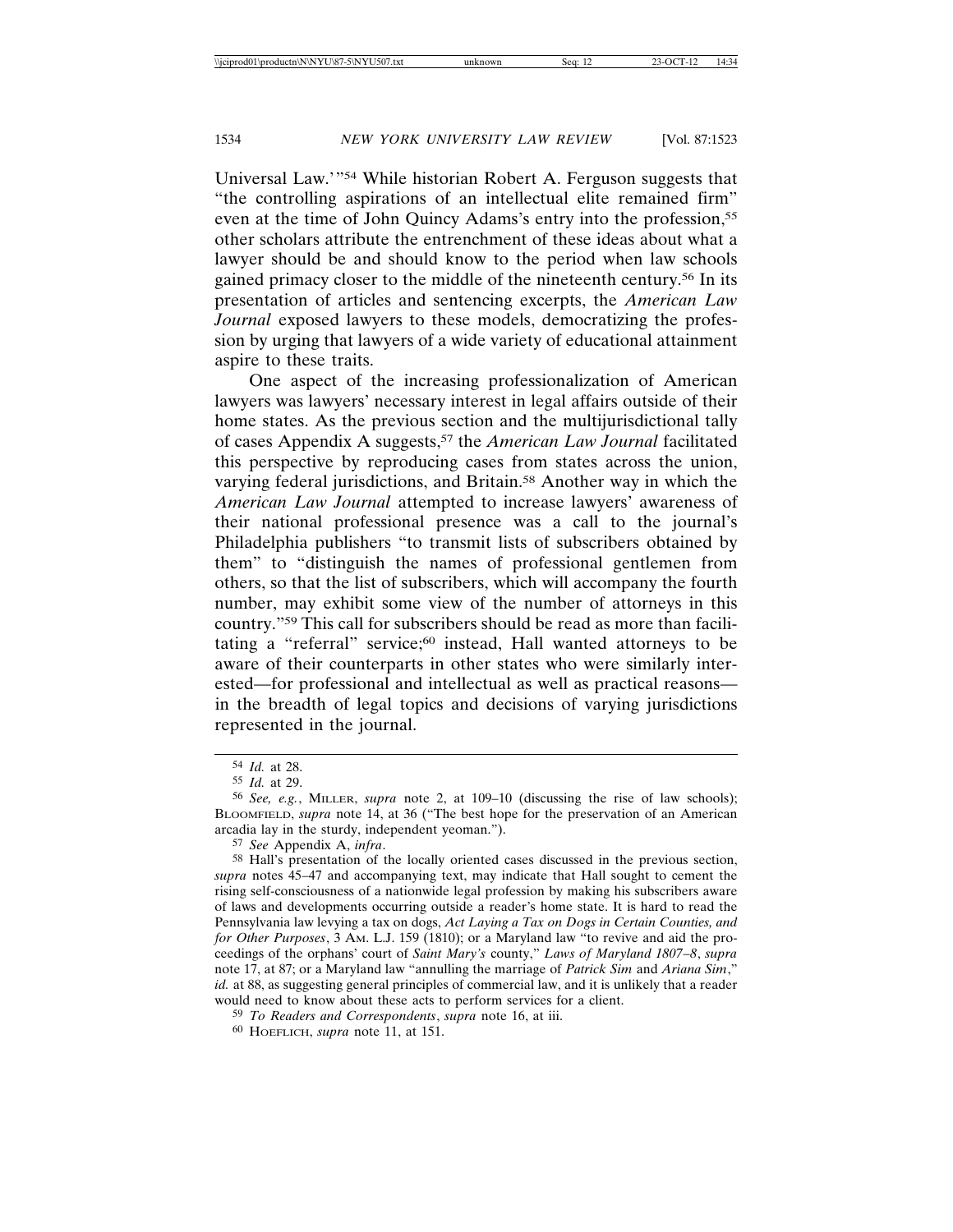Universal Law.'"[54] While historian Robert A. Ferguson suggests that "the controlling aspirations of an intellectual elite remained firm" even at the time of John Quincy Adams's entry into the profession,[55] other scholars attribute the entrenchment of these ideas about what a lawyer should be and should know to the period when law schools gained primacy closer to the middle of the nineteenth century.[56] In its presentation of articles and sentencing excerpts, the *American Law Journal* exposed lawyers to these models, democratizing the profession by urging that lawyers of a wide variety of educational attainment aspire to these traits.

One aspect of the increasing professionalization of American lawyers was lawyers' necessary interest in legal affairs outside of their home states. As the previous section and the multijurisdictional tally of cases Appendix A suggests,[57] the *American Law Journal* facilitated this perspective by reproducing cases from states across the union, varying federal jurisdictions, and Britain.[58] Another way in which the *American Law Journal* attempted to increase lawyers' awareness of their national professional presence was a call to the journal's Philadelphia publishers "to transmit lists of subscribers obtained by them" to "distinguish the names of professional gentlemen from others, so that the list of subscribers, which will accompany the fourth number, may exhibit some view of the number of attorneys in this country."[59] This call for subscribers should be read as more than facilitating a "referral" service;[60] instead, Hall wanted attorneys to be aware of their counterparts in other states who were similarly interested—for professional and intellectual as well as practical reasons—in the breadth of legal topics and decisions of varying jurisdictions represented in the journal.

---

[54] *Id.* at 28.

[55] *Id.* at 29.

[56] *See, e.g.*, MILLER, *supra* note 2, at 109–10 (discussing the rise of law schools); BLOOMFIELD, *supra* note 14, at 36 ("The best hope for the preservation of an American arcadia lay in the sturdy, independent yeoman.").

[57] *See* Appendix A, *infra*.

[58] Hall's presentation of the locally oriented cases discussed in the previous section, *supra* notes 45–47 and accompanying text, may indicate that Hall sought to cement the rising self-consciousness of a nationwide legal profession by making his subscribers aware of laws and developments occurring outside a reader's home state. It is hard to read the Pennsylvania law levying a tax on dogs, *Act Laying a Tax on Dogs in Certain Counties, and for Other Purposes*, 3 AM. L.J. 159 (1810); or a Maryland law "to revive and aid the proceedings of the orphans' court of *Saint Mary's* county," *Laws of Maryland 1807–8*, *supra* note 17, at 87; or a Maryland law "annulling the marriage of *Patrick Sim* and *Ariana Sim*," *id.* at 88, as suggesting general principles of commercial law, and it is unlikely that a reader would need to know about these acts to perform services for a client.

[59] *To Readers and Correspondents*, *supra* note 16, at iii.

[60] HOEFLICH, *supra* note 11, at 151.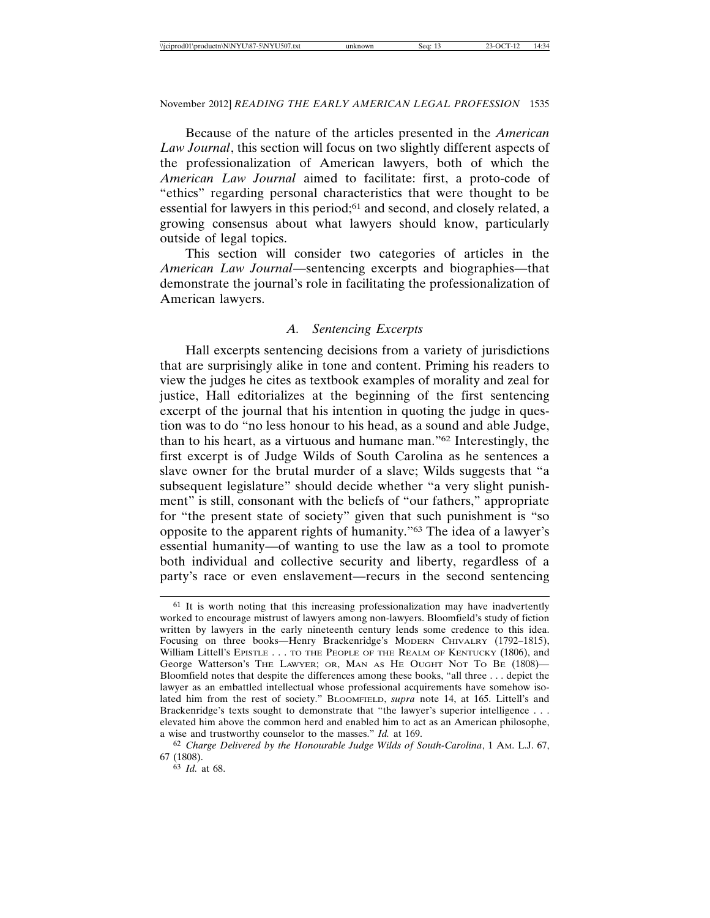Because of the nature of the articles presented in the *American Law Journal*, this section will focus on two slightly different aspects of the professionalization of American lawyers, both of which the *American Law Journal* aimed to facilitate: first, a proto-code of "ethics" regarding personal characteristics that were thought to be essential for lawyers in this period;[61] and second, and closely related, a growing consensus about what lawyers should know, particularly outside of legal topics.

This section will consider two categories of articles in the *American Law Journal*—sentencing excerpts and biographies—that demonstrate the journal's role in facilitating the professionalization of American lawyers.

### A. Sentencing Excerpts

Hall excerpts sentencing decisions from a variety of jurisdictions that are surprisingly alike in tone and content. Priming his readers to view the judges he cites as textbook examples of morality and zeal for justice, Hall editorializes at the beginning of the first sentencing excerpt of the journal that his intention in quoting the judge in question was to do "no less honour to his head, as a sound and able Judge, than to his heart, as a virtuous and humane man."[62] Interestingly, the first excerpt is of Judge Wilds of South Carolina as he sentences a slave owner for the brutal murder of a slave; Wilds suggests that "a subsequent legislature" should decide whether "a very slight punishment" is still, consonant with the beliefs of "our fathers," appropriate for "the present state of society" given that such punishment is "so opposite to the apparent rights of humanity."[63] The idea of a lawyer's essential humanity—of wanting to use the law as a tool to promote both individual and collective security and liberty, regardless of a party's race or even enslavement—recurs in the second sentencing

---

[61] It is worth noting that this increasing professionalization may have inadvertently worked to encourage mistrust of lawyers among non-lawyers. Bloomfield's study of fiction written by lawyers in the early nineteenth century lends some credence to this idea. Focusing on three books—Henry Brackenridge's MODERN CHIVALRY (1792–1815), William Littell's EPISTLE . . . TO THE PEOPLE OF THE REALM OF KENTUCKY (1806), and George Watterson's THE LAWYER; OR, MAN AS HE OUGHT NOT TO BE (1808)—Bloomfield notes that despite the differences among these books, "all three . . . depict the lawyer as an embattled intellectual whose professional acquirements have somehow isolated him from the rest of society." BLOOMFIELD, *supra* note 14, at 165. Littell's and Brackenridge's texts sought to demonstrate that "the lawyer's superior intelligence . . . elevated him above the common herd and enabled him to act as an American philosophe, a wise and trustworthy counselor to the masses." *Id.* at 169.

[62] *Charge Delivered by the Honourable Judge Wilds of South-Carolina*, 1 AM. L.J. 67, 67 (1808).

[63] *Id.* at 68.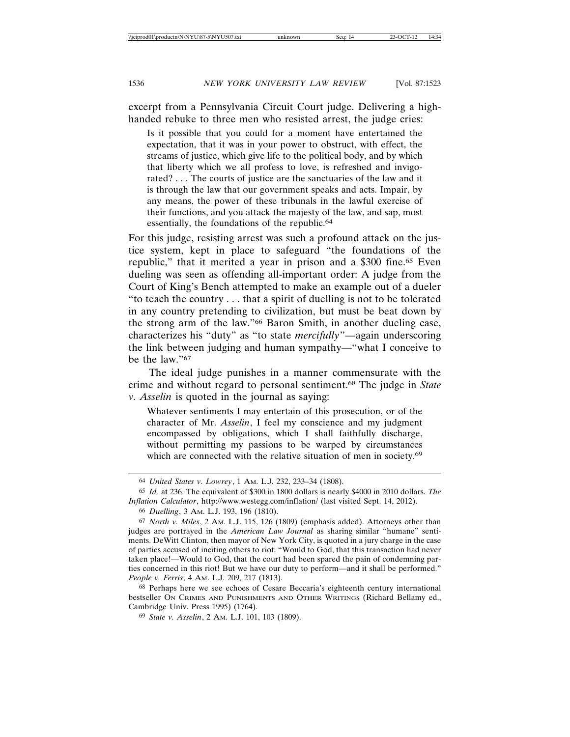excerpt from a Pennsylvania Circuit Court judge. Delivering a high-handed rebuke to three men who resisted arrest, the judge cries:

> Is it possible that you could for a moment have entertained the expectation, that it was in your power to obstruct, with effect, the streams of justice, which give life to the political body, and by which that liberty which we all profess to love, is refreshed and invigorated? . . . The courts of justice are the sanctuaries of the law and it is through the law that our government speaks and acts. Impair, by any means, the power of these tribunals in the lawful exercise of their functions, and you attack the majesty of the law, and sap, most essentially, the foundations of the republic.[64]

For this judge, resisting arrest was such a profound attack on the justice system, kept in place to safeguard "the foundations of the republic," that it merited a year in prison and a $300 fine.[65] Even dueling was seen as offending all-important order: A judge from the Court of King's Bench attempted to make an example out of a dueler "to teach the country . . . that a spirit of duelling is not to be tolerated in any country pretending to civilization, but must be beat down by the strong arm of the law."[66] Baron Smith, in another dueling case, characterizes his "duty" as "to state *mercifully*"—again underscoring the link between judging and human sympathy—"what I conceive to be the law."[67]

The ideal judge punishes in a manner commensurate with the crime and without regard to personal sentiment.[68] The judge in *State v. Asselin* is quoted in the journal as saying:

> Whatever sentiments I may entertain of this prosecution, or of the character of Mr. *Asselin*, I feel my conscience and my judgment encompassed by obligations, which I shall faithfully discharge, without permitting my passions to be warped by circumstances which are connected with the relative situation of men in society.[69]

---

[64] *United States v. Lowrey*, 1 Am. L.J. 232, 233–34 (1808).

[65] *Id.* at 236. The equivalent of $300 in 1800 dollars is nearly $4000 in 2010 dollars. *The Inflation Calculator*, http://www.westegg.com/inflation/ (last visited Sept. 14, 2012).

[66] *Duelling*, 3 Am. L.J. 193, 196 (1810).

[67] *North v. Miles*, 2 Am. L.J. 115, 126 (1809) (emphasis added). Attorneys other than judges are portrayed in the *American Law Journal* as sharing similar "humane" sentiments. DeWitt Clinton, then mayor of New York City, is quoted in a jury charge in the case of parties accused of inciting others to riot: "Would to God, that this transaction had never taken place!—Would to God, that the court had been spared the pain of condemning parties concerned in this riot! But we have our duty to perform—and it shall be performed." *People v. Ferris*, 4 Am. L.J. 209, 217 (1813).

[68] Perhaps here we see echoes of Cesare Beccaria's eighteenth century international bestseller On Crimes and Punishments and Other Writings (Richard Bellamy ed., Cambridge Univ. Press 1995) (1764).

[69] *State v. Asselin*, 2 Am. L.J. 101, 103 (1809).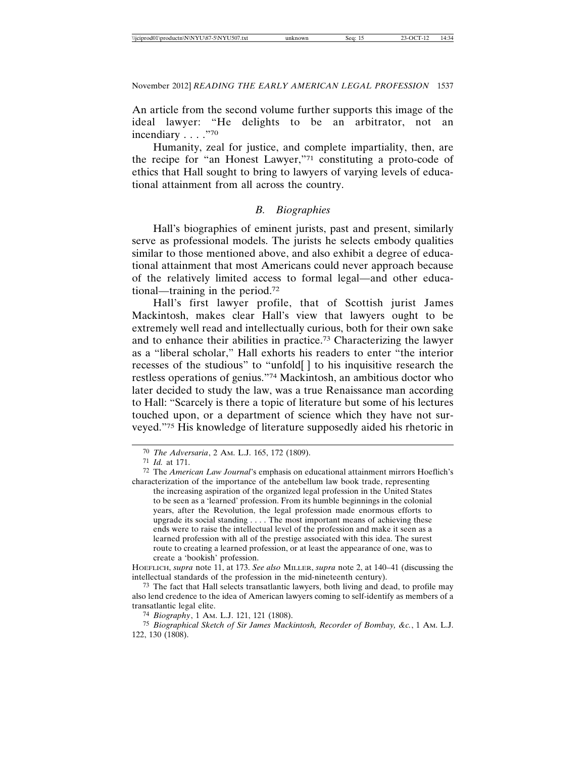An article from the second volume further supports this image of the ideal lawyer: "He delights to be an arbitrator, not an incendiary . . . ."[70]

Humanity, zeal for justice, and complete impartiality, then, are the recipe for "an Honest Lawyer,"[71] constituting a proto-code of ethics that Hall sought to bring to lawyers of varying levels of educational attainment from all across the country.

### B. Biographies

Hall's biographies of eminent jurists, past and present, similarly serve as professional models. The jurists he selects embody qualities similar to those mentioned above, and also exhibit a degree of educational attainment that most Americans could never approach because of the relatively limited access to formal legal—and other educational—training in the period.[72]

Hall's first lawyer profile, that of Scottish jurist James Mackintosh, makes clear Hall's view that lawyers ought to be extremely well read and intellectually curious, both for their own sake and to enhance their abilities in practice.[73] Characterizing the lawyer as a "liberal scholar," Hall exhorts his readers to enter "the interior recesses of the studious" to "unfold[ ] to his inquisitive research the restless operations of genius."[74] Mackintosh, an ambitious doctor who later decided to study the law, was a true Renaissance man according to Hall: "Scarcely is there a topic of literature but some of his lectures touched upon, or a department of science which they have not surveyed."[75] His knowledge of literature supposedly aided his rhetoric in

---

[70] *The Adversaria*, 2 AM. L.J. 165, 172 (1809).

[71] *Id.* at 171.

[72] The *American Law Journal*'s emphasis on educational attainment mirrors Hoeflich's characterization of the importance of the antebellum law book trade, representing

> the increasing aspiration of the organized legal profession in the United States to be seen as a 'learned' profession. From its humble beginnings in the colonial years, after the Revolution, the legal profession made enormous efforts to upgrade its social standing . . . . The most important means of achieving these ends were to raise the intellectual level of the profession and make it seen as a learned profession with all of the prestige associated with this idea. The surest route to creating a learned profession, or at least the appearance of one, was to create a 'bookish' profession.

HOEFLICH, *supra* note 11, at 173. *See also* MILLER, *supra* note 2, at 140–41 (discussing the intellectual standards of the profession in the mid-nineteenth century).

[73] The fact that Hall selects transatlantic lawyers, both living and dead, to profile may also lend credence to the idea of American lawyers coming to self-identify as members of a transatlantic legal elite.

[74] *Biography*, 1 AM. L.J. 121, 121 (1808).

[75] *Biographical Sketch of Sir James Mackintosh, Recorder of Bombay, &c.*, 1 AM. L.J. 122, 130 (1808).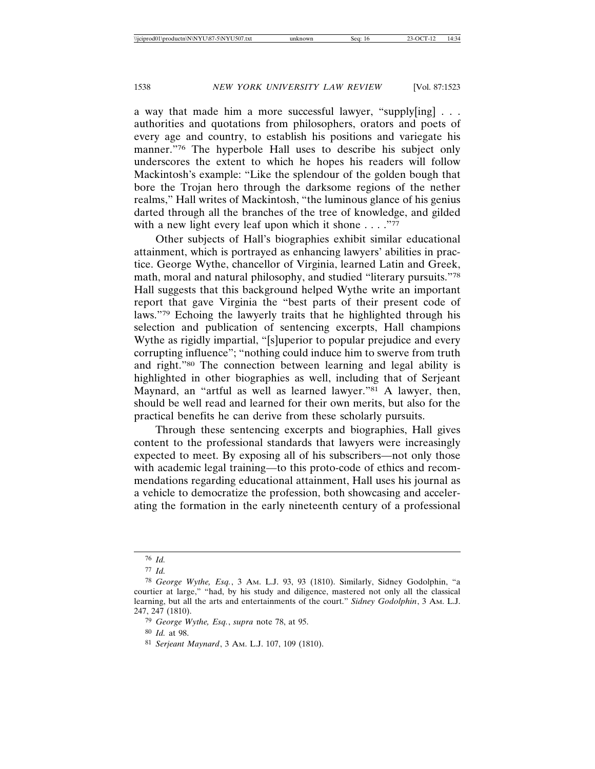a way that made him a more successful lawyer, "supply[ing] . . . authorities and quotations from philosophers, orators and poets of every age and country, to establish his positions and variegate his manner."[76] The hyperbole Hall uses to describe his subject only underscores the extent to which he hopes his readers will follow Mackintosh's example: "Like the splendour of the golden bough that bore the Trojan hero through the darksome regions of the nether realms," Hall writes of Mackintosh, "the luminous glance of his genius darted through all the branches of the tree of knowledge, and gilded with a new light every leaf upon which it shone . . . ."[77]

Other subjects of Hall's biographies exhibit similar educational attainment, which is portrayed as enhancing lawyers' abilities in practice. George Wythe, chancellor of Virginia, learned Latin and Greek, math, moral and natural philosophy, and studied "literary pursuits."[78] Hall suggests that this background helped Wythe write an important report that gave Virginia the "best parts of their present code of laws."[79] Echoing the lawyerly traits that he highlighted through his selection and publication of sentencing excerpts, Hall champions Wythe as rigidly impartial, "[s]uperior to popular prejudice and every corrupting influence"; "nothing could induce him to swerve from truth and right."[80] The connection between learning and legal ability is highlighted in other biographies as well, including that of Serjeant Maynard, an "artful as well as learned lawyer."[81] A lawyer, then, should be well read and learned for their own merits, but also for the practical benefits he can derive from these scholarly pursuits.

Through these sentencing excerpts and biographies, Hall gives content to the professional standards that lawyers were increasingly expected to meet. By exposing all of his subscribers—not only those with academic legal training—to this proto-code of ethics and recommendations regarding educational attainment, Hall uses his journal as a vehicle to democratize the profession, both showcasing and accelerating the formation in the early nineteenth century of a professional

---

[76] *Id.*

[77] *Id.*

[78] *George Wythe, Esq.*, 3 Am. L.J. 93, 93 (1810). Similarly, Sidney Godolphin, "a courtier at large," "had, by his study and diligence, mastered not only all the classical learning, but all the arts and entertainments of the court." *Sidney Godolphin*, 3 Am. L.J. 247, 247 (1810).

[79] *George Wythe, Esq.*, *supra* note 78, at 95.

[80] *Id.* at 98.

[81] *Serjeant Maynard*, 3 Am. L.J. 107, 109 (1810).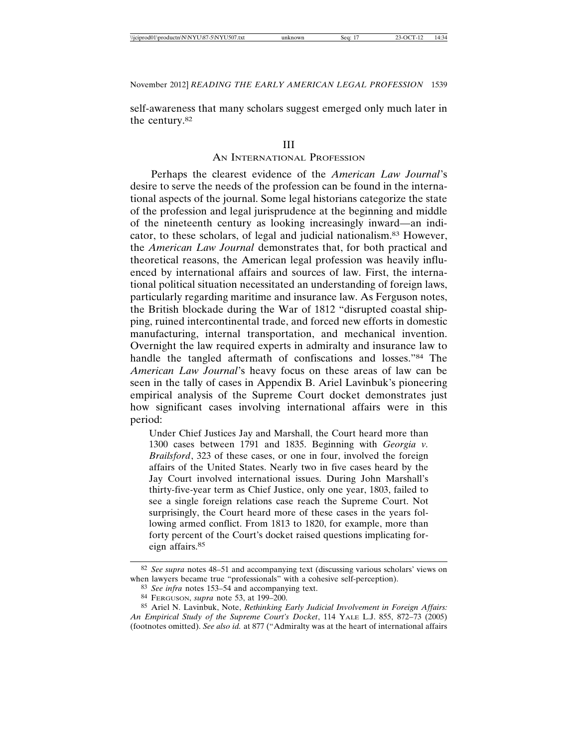self-awareness that many scholars suggest emerged only much later in the century.[82]

## III
## AN INTERNATIONAL PROFESSION

Perhaps the clearest evidence of the *American Law Journal*'s desire to serve the needs of the profession can be found in the international aspects of the journal. Some legal historians categorize the state of the profession and legal jurisprudence at the beginning and middle of the nineteenth century as looking increasingly inward—an indicator, to these scholars, of legal and judicial nationalism.[83] However, the *American Law Journal* demonstrates that, for both practical and theoretical reasons, the American legal profession was heavily influenced by international affairs and sources of law. First, the international political situation necessitated an understanding of foreign laws, particularly regarding maritime and insurance law. As Ferguson notes, the British blockade during the War of 1812 "disrupted coastal shipping, ruined intercontinental trade, and forced new efforts in domestic manufacturing, internal transportation, and mechanical invention. Overnight the law required experts in admiralty and insurance law to handle the tangled aftermath of confiscations and losses."[84] The *American Law Journal*'s heavy focus on these areas of law can be seen in the tally of cases in Appendix B. Ariel Lavinbuk's pioneering empirical analysis of the Supreme Court docket demonstrates just how significant cases involving international affairs were in this period:

> Under Chief Justices Jay and Marshall, the Court heard more than 1300 cases between 1791 and 1835. Beginning with *Georgia v. Brailsford*, 323 of these cases, or one in four, involved the foreign affairs of the United States. Nearly two in five cases heard by the Jay Court involved international issues. During John Marshall's thirty-five-year term as Chief Justice, only one year, 1803, failed to see a single foreign relations case reach the Supreme Court. Not surprisingly, the Court heard more of these cases in the years following armed conflict. From 1813 to 1820, for example, more than forty percent of the Court's docket raised questions implicating foreign affairs.[85]

---

[82] *See supra* notes 48–51 and accompanying text (discussing various scholars' views on when lawyers became true "professionals" with a cohesive self-perception).

[83] *See infra* notes 153–54 and accompanying text.

[84] FERGUSON, *supra* note 53, at 199–200.

[85] Ariel N. Lavinbuk, Note, *Rethinking Early Judicial Involvement in Foreign Affairs: An Empirical Study of the Supreme Court's Docket*, 114 YALE L.J. 855, 872–73 (2005) (footnotes omitted). *See also id.* at 877 ("Admiralty was at the heart of international affairs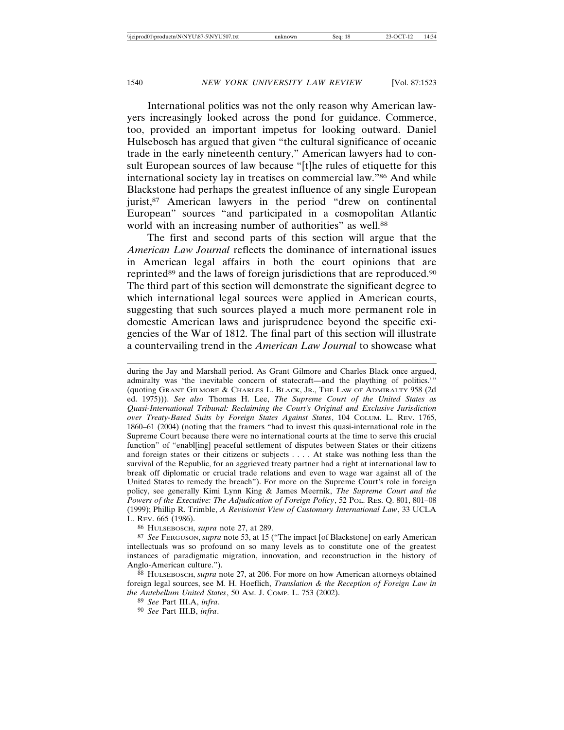International politics was not the only reason why American lawyers increasingly looked across the pond for guidance. Commerce, too, provided an important impetus for looking outward. Daniel Hulsebosch has argued that given "the cultural significance of oceanic trade in the early nineteenth century," American lawyers had to consult European sources of law because "[t]he rules of etiquette for this international society lay in treatises on commercial law."[86] And while Blackstone had perhaps the greatest influence of any single European jurist,[87] American lawyers in the period "drew on continental European" sources "and participated in a cosmopolitan Atlantic world with an increasing number of authorities" as well.[88]

The first and second parts of this section will argue that the *American Law Journal* reflects the dominance of international issues in American legal affairs in both the court opinions that are reprinted[89] and the laws of foreign jurisdictions that are reproduced.[90] The third part of this section will demonstrate the significant degree to which international legal sources were applied in American courts, suggesting that such sources played a much more permanent role in domestic American laws and jurisprudence beyond the specific exigencies of the War of 1812. The final part of this section will illustrate a countervailing trend in the *American Law Journal* to showcase what

---

during the Jay and Marshall period. As Grant Gilmore and Charles Black once argued, admiralty was 'the inevitable concern of statecraft—and the plaything of politics.'" (quoting GRANT GILMORE & CHARLES L. BLACK, JR., THE LAW OF ADMIRALTY 958 (2d ed. 1975))). *See also* Thomas H. Lee, *The Supreme Court of the United States as Quasi-International Tribunal: Reclaiming the Court's Original and Exclusive Jurisdiction over Treaty-Based Suits by Foreign States Against States*, 104 COLUM. L. REV. 1765, 1860–61 (2004) (noting that the framers "had to invest this quasi-international role in the Supreme Court because there were no international courts at the time to serve this crucial function" of "enabl[ing] peaceful settlement of disputes between States or their citizens and foreign states or their citizens or subjects . . . . At stake was nothing less than the survival of the Republic, for an aggrieved treaty partner had a right at international law to break off diplomatic or crucial trade relations and even to wage war against all of the United States to remedy the breach"). For more on the Supreme Court's role in foreign policy, see generally Kimi Lynn King & James Meernik, *The Supreme Court and the Powers of the Executive: The Adjudication of Foreign Policy*, 52 POL. RES. Q. 801, 801–08 (1999); Phillip R. Trimble, *A Revisionist View of Customary International Law*, 33 UCLA L. REV. 665 (1986).

[86] HULSEBOSCH, *supra* note 27, at 289.

[87] *See* FERGUSON, *supra* note 53, at 15 ("The impact [of Blackstone] on early American intellectuals was so profound on so many levels as to constitute one of the greatest instances of paradigmatic migration, innovation, and reconstruction in the history of Anglo-American culture.").

[88] HULSEBOSCH, *supra* note 27, at 206. For more on how American attorneys obtained foreign legal sources, see M. H. Hoeflich, *Translation & the Reception of Foreign Law in the Antebellum United States*, 50 AM. J. COMP. L. 753 (2002).

[89] *See* Part III.A, *infra*.

[90] *See* Part III.B, *infra*.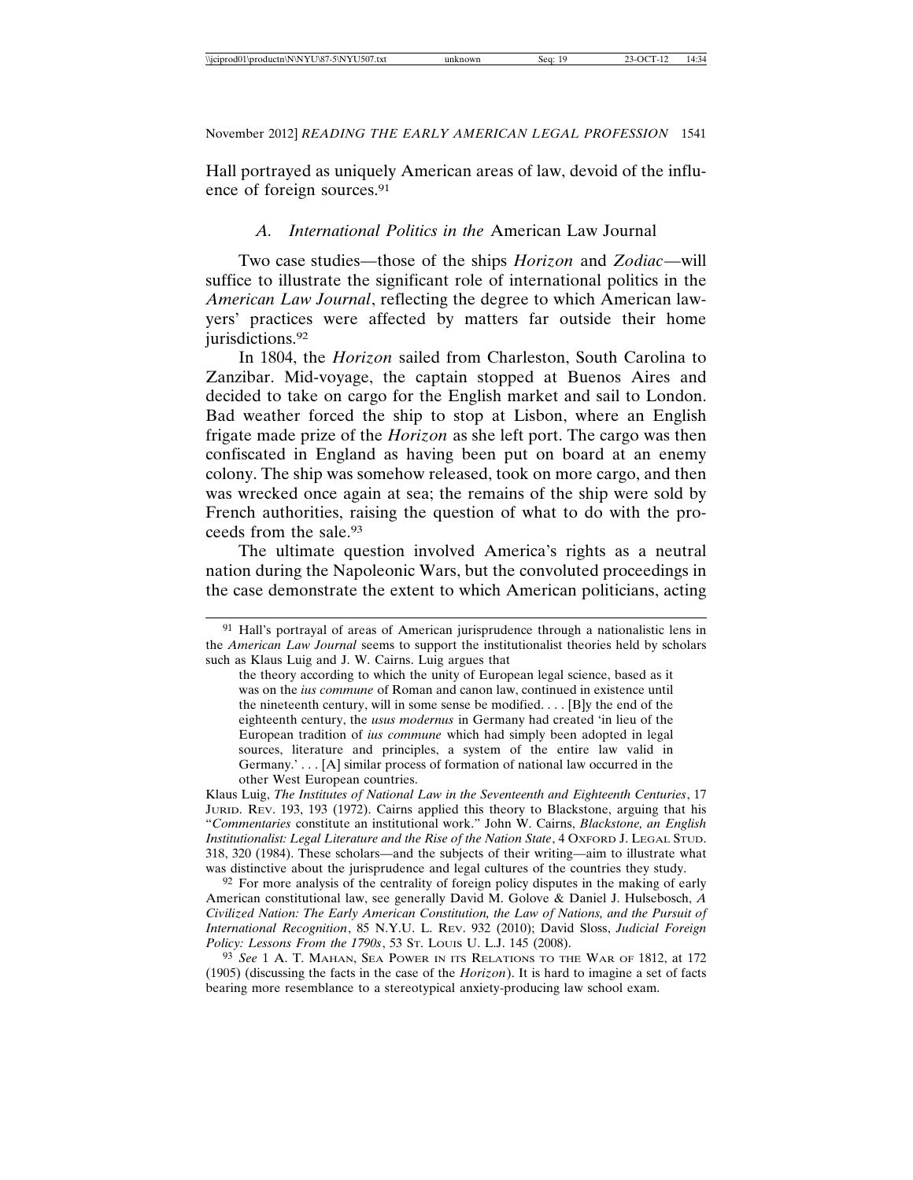Hall portrayed as uniquely American areas of law, devoid of the influence of foreign sources.[91]

### *A. International Politics in the* American Law Journal

Two case studies—those of the ships *Horizon* and *Zodiac*—will suffice to illustrate the significant role of international politics in the *American Law Journal*, reflecting the degree to which American lawyers' practices were affected by matters far outside their home jurisdictions.[92]

In 1804, the *Horizon* sailed from Charleston, South Carolina to Zanzibar. Mid-voyage, the captain stopped at Buenos Aires and decided to take on cargo for the English market and sail to London. Bad weather forced the ship to stop at Lisbon, where an English frigate made prize of the *Horizon* as she left port. The cargo was then confiscated in England as having been put on board at an enemy colony. The ship was somehow released, took on more cargo, and then was wrecked once again at sea; the remains of the ship were sold by French authorities, raising the question of what to do with the proceeds from the sale.[93]

The ultimate question involved America's rights as a neutral nation during the Napoleonic Wars, but the convoluted proceedings in the case demonstrate the extent to which American politicians, acting

---

[91] Hall's portrayal of areas of American jurisprudence through a nationalistic lens in the *American Law Journal* seems to support the institutionalist theories held by scholars such as Klaus Luig and J. W. Cairns. Luig argues that

> the theory according to which the unity of European legal science, based as it was on the *ius commune* of Roman and canon law, continued in existence until the nineteenth century, will in some sense be modified. . . . [B]y the end of the eighteenth century, the *usus modernus* in Germany had created 'in lieu of the European tradition of *ius commune* which had simply been adopted in legal sources, literature and principles, a system of the entire law valid in Germany.' . . . [A] similar process of formation of national law occurred in the other West European countries.

Klaus Luig, *The Institutes of National Law in the Seventeenth and Eighteenth Centuries*, 17 JURID. REV. 193, 193 (1972). Cairns applied this theory to Blackstone, arguing that his "*Commentaries* constitute an institutional work." John W. Cairns, *Blackstone, an English Institutionalist: Legal Literature and the Rise of the Nation State*, 4 OXFORD J. LEGAL STUD. 318, 320 (1984). These scholars—and the subjects of their writing—aim to illustrate what was distinctive about the jurisprudence and legal cultures of the countries they study.

[92] For more analysis of the centrality of foreign policy disputes in the making of early American constitutional law, see generally David M. Golove & Daniel J. Hulsebosch, *A Civilized Nation: The Early American Constitution, the Law of Nations, and the Pursuit of International Recognition*, 85 N.Y.U. L. REV. 932 (2010); David Sloss, *Judicial Foreign Policy: Lessons From the 1790s*, 53 ST. LOUIS U. L.J. 145 (2008).

[93] *See* 1 A. T. MAHAN, SEA POWER IN ITS RELATIONS TO THE WAR OF 1812, at 172 (1905) (discussing the facts in the case of the *Horizon*). It is hard to imagine a set of facts bearing more resemblance to a stereotypical anxiety-producing law school exam.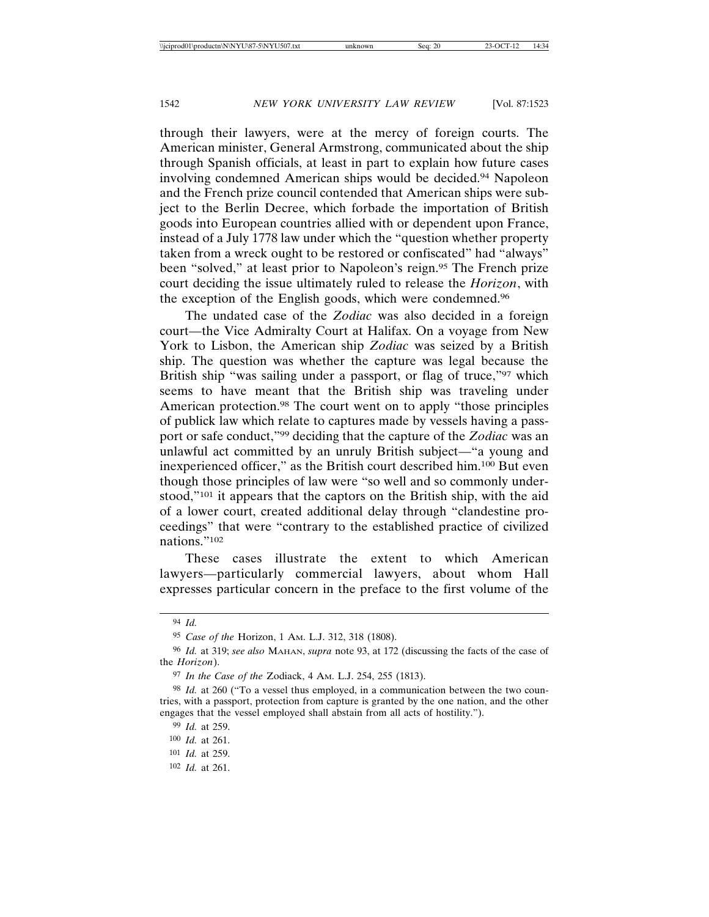through their lawyers, were at the mercy of foreign courts. The American minister, General Armstrong, communicated about the ship through Spanish officials, at least in part to explain how future cases involving condemned American ships would be decided.[94] Napoleon and the French prize council contended that American ships were subject to the Berlin Decree, which forbade the importation of British goods into European countries allied with or dependent upon France, instead of a July 1778 law under which the "question whether property taken from a wreck ought to be restored or confiscated" had "always" been "solved," at least prior to Napoleon's reign.[95] The French prize court deciding the issue ultimately ruled to release the *Horizon*, with the exception of the English goods, which were condemned.[96]

The undated case of the *Zodiac* was also decided in a foreign court—the Vice Admiralty Court at Halifax. On a voyage from New York to Lisbon, the American ship *Zodiac* was seized by a British ship. The question was whether the capture was legal because the British ship "was sailing under a passport, or flag of truce,"[97] which seems to have meant that the British ship was traveling under American protection.[98] The court went on to apply "those principles of publick law which relate to captures made by vessels having a passport or safe conduct,"[99] deciding that the capture of the *Zodiac* was an unlawful act committed by an unruly British subject—"a young and inexperienced officer," as the British court described him.[100] But even though those principles of law were "so well and so commonly understood,"[101] it appears that the captors on the British ship, with the aid of a lower court, created additional delay through "clandestine proceedings" that were "contrary to the established practice of civilized nations."[102]

These cases illustrate the extent to which American lawyers—particularly commercial lawyers, about whom Hall expresses particular concern in the preface to the first volume of the

---

[94] *Id.*

[95] *Case of the* Horizon, 1 AM. L.J. 312, 318 (1808).

[96] *Id.* at 319; *see also* MAHAN, *supra* note 93, at 172 (discussing the facts of the case of the *Horizon*).

[97] *In the Case of the* Zodiack, 4 AM. L.J. 254, 255 (1813).

[98] *Id.* at 260 ("To a vessel thus employed, in a communication between the two countries, with a passport, protection from capture is granted by the one nation, and the other engages that the vessel employed shall abstain from all acts of hostility.").

[99] *Id.* at 259.

[100] *Id.* at 261.

[101] *Id.* at 259.

[102] *Id.* at 261.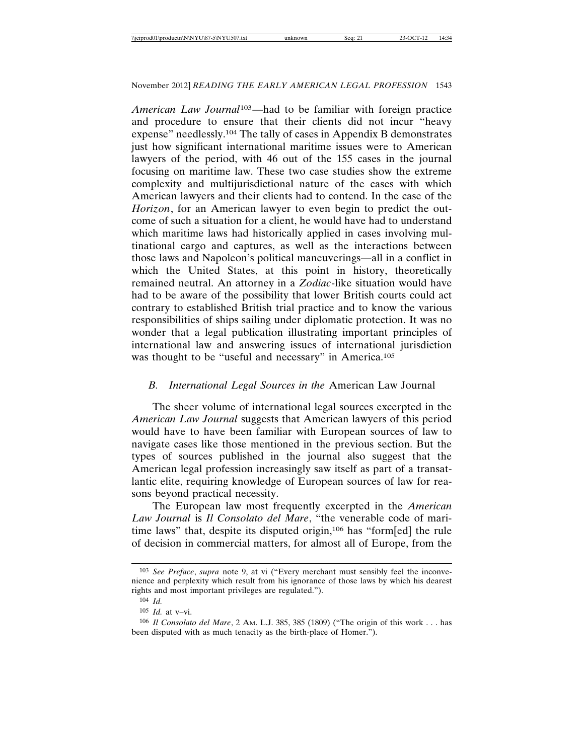*American Law Journal*[103]—had to be familiar with foreign practice and procedure to ensure that their clients did not incur "heavy expense" needlessly.[104] The tally of cases in Appendix B demonstrates just how significant international maritime issues were to American lawyers of the period, with 46 out of the 155 cases in the journal focusing on maritime law. These two case studies show the extreme complexity and multijurisdictional nature of the cases with which American lawyers and their clients had to contend. In the case of the *Horizon*, for an American lawyer to even begin to predict the outcome of such a situation for a client, he would have had to understand which maritime laws had historically applied in cases involving multinational cargo and captures, as well as the interactions between those laws and Napoleon's political maneuverings—all in a conflict in which the United States, at this point in history, theoretically remained neutral. An attorney in a *Zodiac*-like situation would have had to be aware of the possibility that lower British courts could act contrary to established British trial practice and to know the various responsibilities of ships sailing under diplomatic protection. It was no wonder that a legal publication illustrating important principles of international law and answering issues of international jurisdiction was thought to be "useful and necessary" in America.[105]

### *B. International Legal Sources in the* American Law Journal

The sheer volume of international legal sources excerpted in the *American Law Journal* suggests that American lawyers of this period would have to have been familiar with European sources of law to navigate cases like those mentioned in the previous section. But the types of sources published in the journal also suggest that the American legal profession increasingly saw itself as part of a transatlantic elite, requiring knowledge of European sources of law for reasons beyond practical necessity.

The European law most frequently excerpted in the *American Law Journal* is *Il Consolato del Mare*, "the venerable code of maritime laws" that, despite its disputed origin,[106] has "form[ed] the rule of decision in commercial matters, for almost all of Europe, from the

---

[103] *See Preface*, *supra* note 9, at vi ("Every merchant must sensibly feel the inconvenience and perplexity which result from his ignorance of those laws by which his dearest rights and most important privileges are regulated.").

[104] *Id.*

[105] *Id.* at v–vi.

[106] *Il Consolato del Mare*, 2 AM. L.J. 385, 385 (1809) ("The origin of this work . . . has been disputed with as much tenacity as the birth-place of Homer.").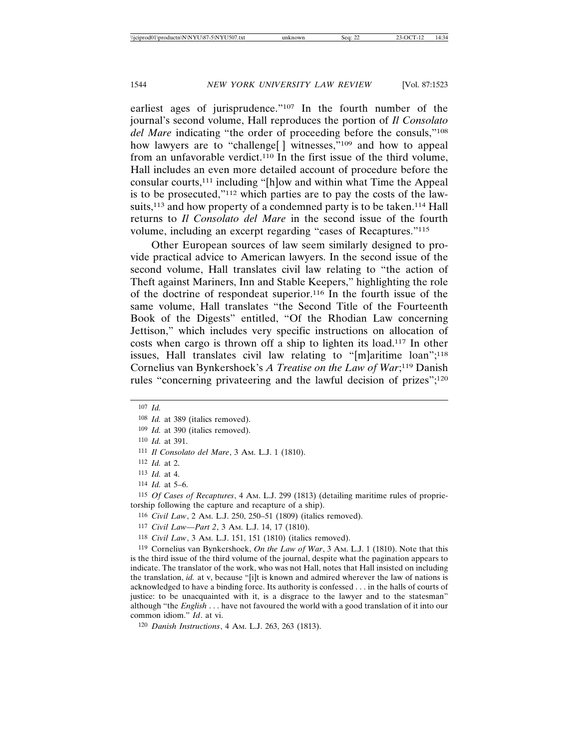earliest ages of jurisprudence."[107] In the fourth number of the journal's second volume, Hall reproduces the portion of *Il Consolato del Mare* indicating "the order of proceeding before the consuls,"[108] how lawyers are to "challenge[ ] witnesses,"[109] and how to appeal from an unfavorable verdict.[110] In the first issue of the third volume, Hall includes an even more detailed account of procedure before the consular courts,[111] including "[h]ow and within what Time the Appeal is to be prosecuted,"[112] which parties are to pay the costs of the lawsuits,[113] and how property of a condemned party is to be taken.[114] Hall returns to *Il Consolato del Mare* in the second issue of the fourth volume, including an excerpt regarding "cases of Recaptures."[115]

Other European sources of law seem similarly designed to provide practical advice to American lawyers. In the second issue of the second volume, Hall translates civil law relating to "the action of Theft against Mariners, Inn and Stable Keepers," highlighting the role of the doctrine of respondeat superior.[116] In the fourth issue of the same volume, Hall translates "the Second Title of the Fourteenth Book of the Digests" entitled, "Of the Rhodian Law concerning Jettison," which includes very specific instructions on allocation of costs when cargo is thrown off a ship to lighten its load.[117] In other issues, Hall translates civil law relating to "[m]aritime loan";[118] Cornelius van Bynkershoek's *A Treatise on the Law of War*;[119] Danish rules "concerning privateering and the lawful decision of prizes";[120]

---

[107] *Id.*

[108] *Id.* at 389 (italics removed).

[109] *Id.* at 390 (italics removed).

[110] *Id.* at 391.

[111] *Il Consolato del Mare*, 3 Am. L.J. 1 (1810).

[112] *Id.* at 2.

[113] *Id.* at 4.

[114] *Id.* at 5–6.

[115] *Of Cases of Recaptures*, 4 Am. L.J. 299 (1813) (detailing maritime rules of proprietorship following the capture and recapture of a ship).

[116] *Civil Law*, 2 Am. L.J. 250, 250–51 (1809) (italics removed).

[117] *Civil Law—Part 2*, 3 Am. L.J. 14, 17 (1810).

[118] *Civil Law*, 3 Am. L.J. 151, 151 (1810) (italics removed).

[119] Cornelius van Bynkershoek, *On the Law of War*, 3 Am. L.J. 1 (1810). Note that this is the third issue of the third volume of the journal, despite what the pagination appears to indicate. The translator of the work, who was not Hall, notes that Hall insisted on including the translation, *id.* at v, because "[i]t is known and admired wherever the law of nations is acknowledged to have a binding force. Its authority is confessed . . . in the halls of courts of justice: to be unacquainted with it, is a disgrace to the lawyer and to the statesman" although "the *English* . . . have not favoured the world with a good translation of it into our common idiom." *Id*. at vi.

[120] *Danish Instructions*, 4 Am. L.J. 263, 263 (1813).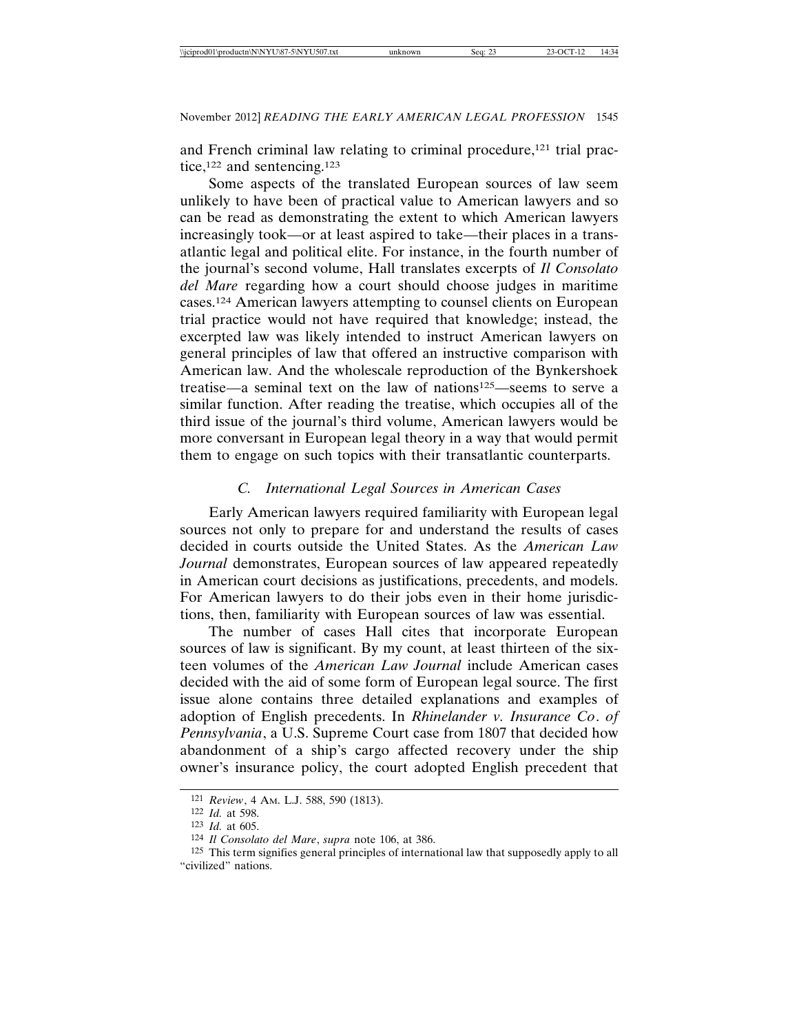and French criminal law relating to criminal procedure,[121] trial practice,[122] and sentencing.[123]

Some aspects of the translated European sources of law seem unlikely to have been of practical value to American lawyers and so can be read as demonstrating the extent to which American lawyers increasingly took—or at least aspired to take—their places in a transatlantic legal and political elite. For instance, in the fourth number of the journal's second volume, Hall translates excerpts of *Il Consolato del Mare* regarding how a court should choose judges in maritime cases.[124] American lawyers attempting to counsel clients on European trial practice would not have required that knowledge; instead, the excerpted law was likely intended to instruct American lawyers on general principles of law that offered an instructive comparison with American law. And the wholescale reproduction of the Bynkershoek treatise—a seminal text on the law of nations[125]—seems to serve a similar function. After reading the treatise, which occupies all of the third issue of the journal's third volume, American lawyers would be more conversant in European legal theory in a way that would permit them to engage on such topics with their transatlantic counterparts.

### *C. International Legal Sources in American Cases*

Early American lawyers required familiarity with European legal sources not only to prepare for and understand the results of cases decided in courts outside the United States. As the *American Law Journal* demonstrates, European sources of law appeared repeatedly in American court decisions as justifications, precedents, and models. For American lawyers to do their jobs even in their home jurisdictions, then, familiarity with European sources of law was essential.

The number of cases Hall cites that incorporate European sources of law is significant. By my count, at least thirteen of the sixteen volumes of the *American Law Journal* include American cases decided with the aid of some form of European legal source. The first issue alone contains three detailed explanations and examples of adoption of English precedents. In *Rhinelander v. Insurance Co. of Pennsylvania*, a U.S. Supreme Court case from 1807 that decided how abandonment of a ship's cargo affected recovery under the ship owner's insurance policy, the court adopted English precedent that

---

[121] *Review*, 4 Am. L.J. 588, 590 (1813).

[122] *Id.* at 598.

[123] *Id.* at 605.

[124] *Il Consolato del Mare*, *supra* note 106, at 386.

[125] This term signifies general principles of international law that supposedly apply to all "civilized" nations.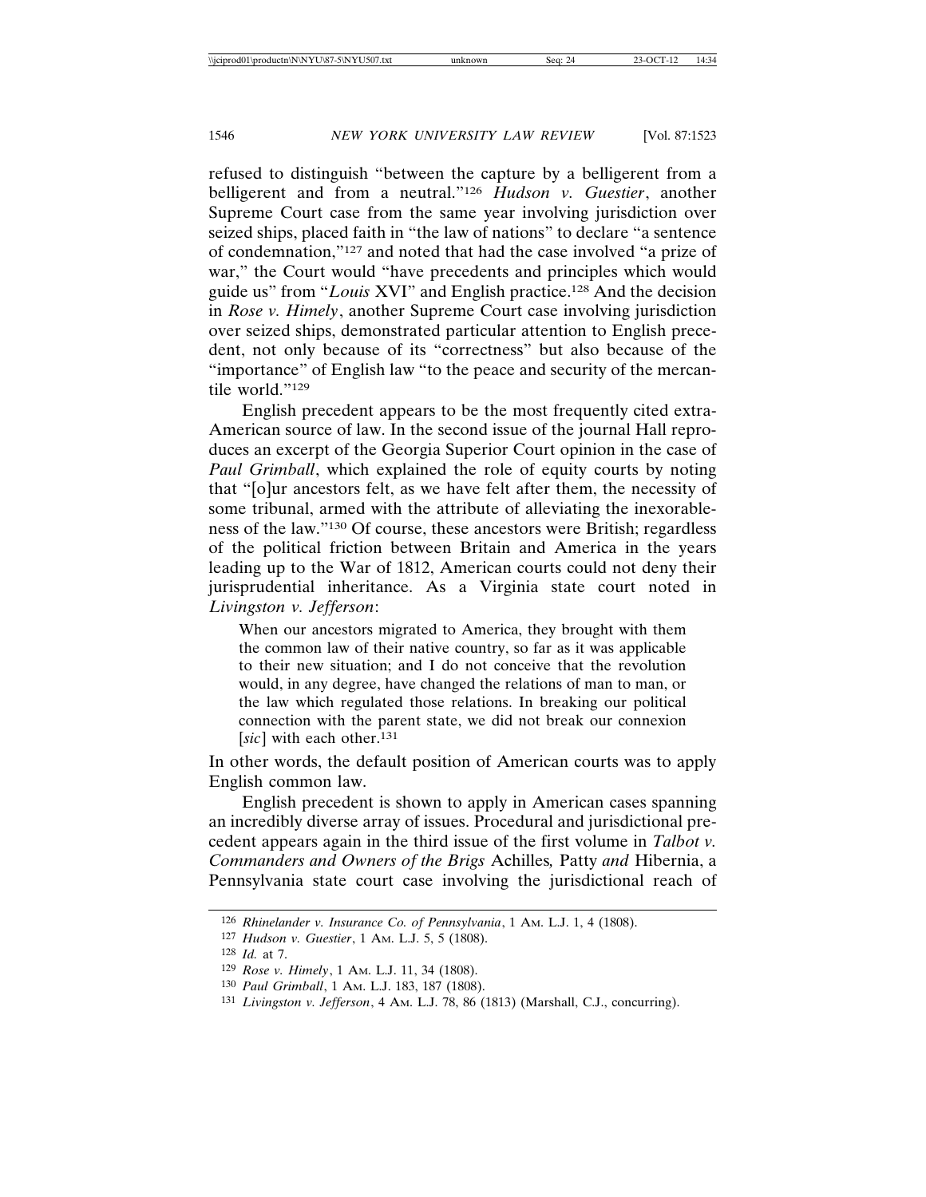refused to distinguish "between the capture by a belligerent from a belligerent and from a neutral."[126] *Hudson v. Guestier*, another Supreme Court case from the same year involving jurisdiction over seized ships, placed faith in "the law of nations" to declare "a sentence of condemnation,"[127] and noted that had the case involved "a prize of war," the Court would "have precedents and principles which would guide us" from "*Louis* XVI" and English practice.[128] And the decision in *Rose v. Himely*, another Supreme Court case involving jurisdiction over seized ships, demonstrated particular attention to English precedent, not only because of its "correctness" but also because of the "importance" of English law "to the peace and security of the mercantile world."[129]

English precedent appears to be the most frequently cited extra-American source of law. In the second issue of the journal Hall reproduces an excerpt of the Georgia Superior Court opinion in the case of *Paul Grimball*, which explained the role of equity courts by noting that "[o]ur ancestors felt, as we have felt after them, the necessity of some tribunal, armed with the attribute of alleviating the inexorableness of the law."[130] Of course, these ancestors were British; regardless of the political friction between Britain and America in the years leading up to the War of 1812, American courts could not deny their jurisprudential inheritance. As a Virginia state court noted in *Livingston v. Jefferson*:

> When our ancestors migrated to America, they brought with them the common law of their native country, so far as it was applicable to their new situation; and I do not conceive that the revolution would, in any degree, have changed the relations of man to man, or the law which regulated those relations. In breaking our political connection with the parent state, we did not break our connexion [*sic*] with each other.[131]

In other words, the default position of American courts was to apply English common law.

English precedent is shown to apply in American cases spanning an incredibly diverse array of issues. Procedural and jurisdictional precedent appears again in the third issue of the first volume in *Talbot v. Commanders and Owners of the Brigs* Achilles*, Patty and* Hibernia, a Pennsylvania state court case involving the jurisdictional reach of

---

[126] *Rhinelander v. Insurance Co. of Pennsylvania*, 1 Am. L.J. 1, 4 (1808).

[127] *Hudson v. Guestier*, 1 Am. L.J. 5, 5 (1808).

[128] *Id.* at 7.

[129] *Rose v. Himely*, 1 Am. L.J. 11, 34 (1808).

[130] *Paul Grimball*, 1 Am. L.J. 183, 187 (1808).

[131] *Livingston v. Jefferson*, 4 Am. L.J. 78, 86 (1813) (Marshall, C.J., concurring).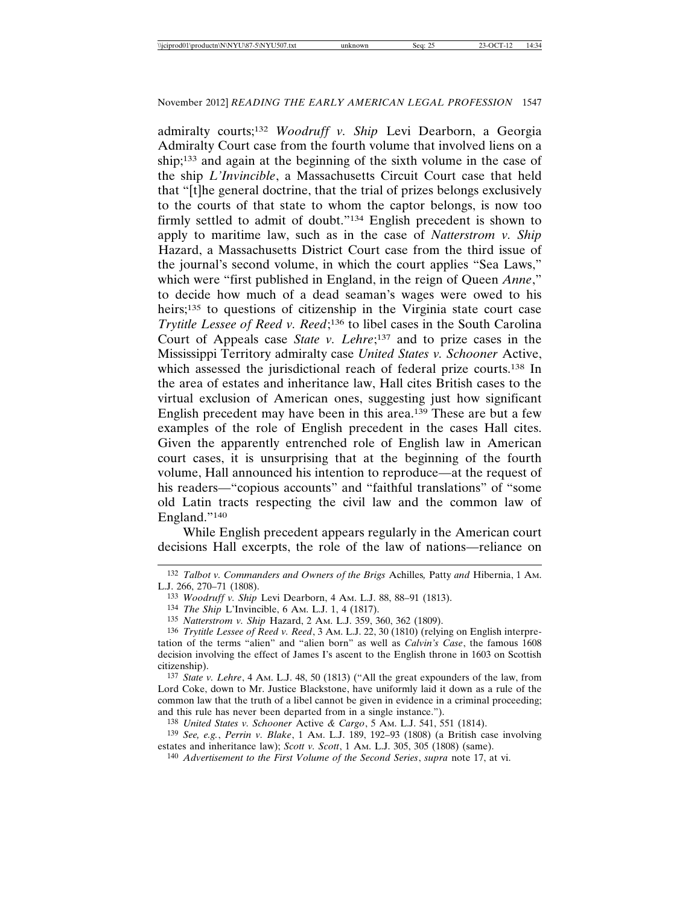admiralty courts;[132] *Woodruff v. Ship* Levi Dearborn, a Georgia Admiralty Court case from the fourth volume that involved liens on a ship;[133] and again at the beginning of the sixth volume in the case of the ship *L'Invincible*, a Massachusetts Circuit Court case that held that "[t]he general doctrine, that the trial of prizes belongs exclusively to the courts of that state to whom the captor belongs, is now too firmly settled to admit of doubt."[134] English precedent is shown to apply to maritime law, such as in the case of *Natterstrom v. Ship* Hazard, a Massachusetts District Court case from the third issue of the journal's second volume, in which the court applies "Sea Laws," which were "first published in England, in the reign of Queen *Anne*," to decide how much of a dead seaman's wages were owed to his heirs;[135] to questions of citizenship in the Virginia state court case *Trytitle Lessee of Reed v. Reed*;[136] to libel cases in the South Carolina Court of Appeals case *State v. Lehre*;[137] and to prize cases in the Mississippi Territory admiralty case *United States v. Schooner* Active, which assessed the jurisdictional reach of federal prize courts.[138] In the area of estates and inheritance law, Hall cites British cases to the virtual exclusion of American ones, suggesting just how significant English precedent may have been in this area.[139] These are but a few examples of the role of English precedent in the cases Hall cites. Given the apparently entrenched role of English law in American court cases, it is unsurprising that at the beginning of the fourth volume, Hall announced his intention to reproduce—at the request of his readers—"copious accounts" and "faithful translations" of "some old Latin tracts respecting the civil law and the common law of England."[140]

While English precedent appears regularly in the American court decisions Hall excerpts, the role of the law of nations—reliance on

---

[132] *Talbot v. Commanders and Owners of the Brigs* Achilles*,* Patty *and* Hibernia, 1 AM. L.J. 266, 270–71 (1808).

[133] *Woodruff v. Ship* Levi Dearborn, 4 AM. L.J. 88, 88–91 (1813).

[134] *The Ship* L'Invincible, 6 AM. L.J. 1, 4 (1817).

[135] *Natterstrom v. Ship* Hazard, 2 AM. L.J. 359, 360, 362 (1809).

[136] *Trytitle Lessee of Reed v. Reed*, 3 AM. L.J. 22, 30 (1810) (relying on English interpretation of the terms "alien" and "alien born" as well as *Calvin's Case*, the famous 1608 decision involving the effect of James I's ascent to the English throne in 1603 on Scottish citizenship).

[137] *State v. Lehre*, 4 AM. L.J. 48, 50 (1813) ("All the great expounders of the law, from Lord Coke, down to Mr. Justice Blackstone, have uniformly laid it down as a rule of the common law that the truth of a libel cannot be given in evidence in a criminal proceeding; and this rule has never been departed from in a single instance.").

[138] *United States v. Schooner* Active *& Cargo*, 5 AM. L.J. 541, 551 (1814).

[139] *See, e.g.*, *Perrin v. Blake*, 1 AM. L.J. 189, 192–93 (1808) (a British case involving estates and inheritance law); *Scott v. Scott*, 1 AM. L.J. 305, 305 (1808) (same).

[140] *Advertisement to the First Volume of the Second Series*, *supra* note 17, at vi.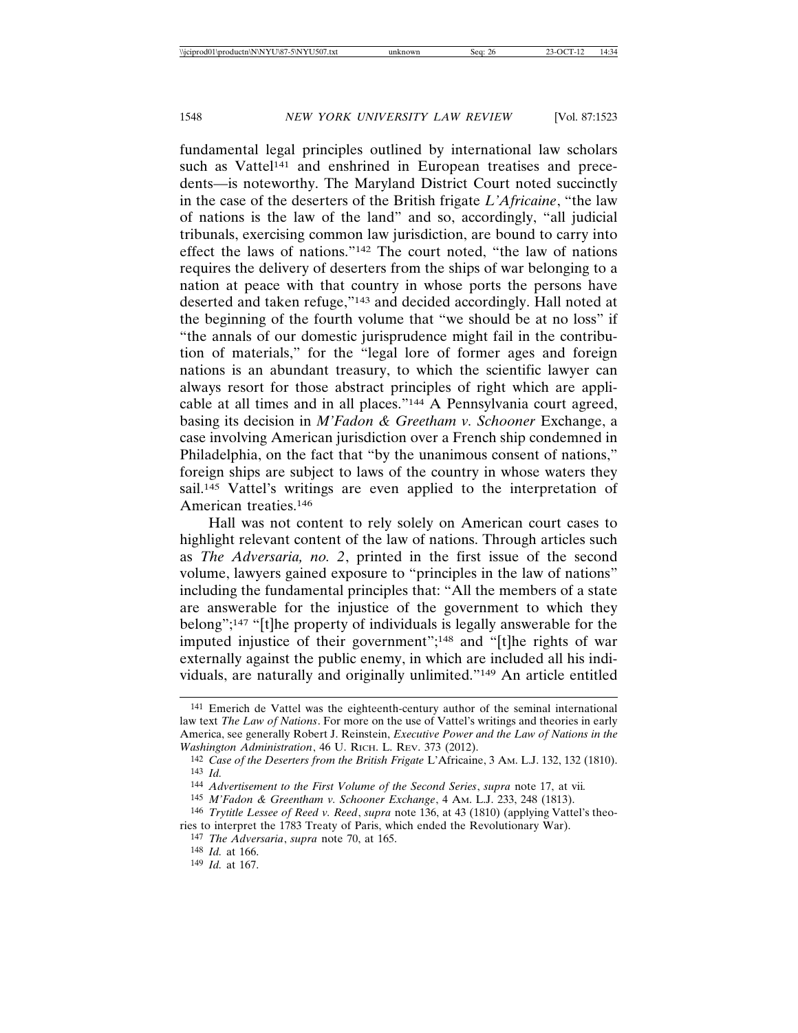fundamental legal principles outlined by international law scholars such as Vattel[141] and enshrined in European treatises and precedents—is noteworthy. The Maryland District Court noted succinctly in the case of the deserters of the British frigate *L'Africaine*, "the law of nations is the law of the land" and so, accordingly, "all judicial tribunals, exercising common law jurisdiction, are bound to carry into effect the laws of nations."[142] The court noted, "the law of nations requires the delivery of deserters from the ships of war belonging to a nation at peace with that country in whose ports the persons have deserted and taken refuge,"[143] and decided accordingly. Hall noted at the beginning of the fourth volume that "we should be at no loss" if "the annals of our domestic jurisprudence might fail in the contribution of materials," for the "legal lore of former ages and foreign nations is an abundant treasury, to which the scientific lawyer can always resort for those abstract principles of right which are applicable at all times and in all places."[144] A Pennsylvania court agreed, basing its decision in *M'Fadon & Greetham v. Schooner* Exchange, a case involving American jurisdiction over a French ship condemned in Philadelphia, on the fact that "by the unanimous consent of nations," foreign ships are subject to laws of the country in whose waters they sail.[145] Vattel's writings are even applied to the interpretation of American treaties.[146]

Hall was not content to rely solely on American court cases to highlight relevant content of the law of nations. Through articles such as *The Adversaria, no. 2*, printed in the first issue of the second volume, lawyers gained exposure to "principles in the law of nations" including the fundamental principles that: "All the members of a state are answerable for the injustice of the government to which they belong";[147] "[t]he property of individuals is legally answerable for the imputed injustice of their government";[148] and "[t]he rights of war externally against the public enemy, in which are included all his individuals, are naturally and originally unlimited."[149] An article entitled

---

[141] Emerich de Vattel was the eighteenth-century author of the seminal international law text *The Law of Nations*. For more on the use of Vattel's writings and theories in early America, see generally Robert J. Reinstein, *Executive Power and the Law of Nations in the Washington Administration*, 46 U. RICH. L. REV. 373 (2012).

[142] *Case of the Deserters from the British Frigate* L'Africaine, 3 AM. L.J. 132, 132 (1810).

[143] *Id.*

[144] *Advertisement to the First Volume of the Second Series*, *supra* note 17, at vii.

[145] *M'Fadon & Greentham v. Schooner Exchange*, 4 AM. L.J. 233, 248 (1813).

[146] *Trytitle Lessee of Reed v. Reed*, *supra* note 136, at 43 (1810) (applying Vattel's theories to interpret the 1783 Treaty of Paris, which ended the Revolutionary War).

[147] *The Adversaria*, *supra* note 70, at 165.

[148] *Id.* at 166.

[149] *Id.* at 167.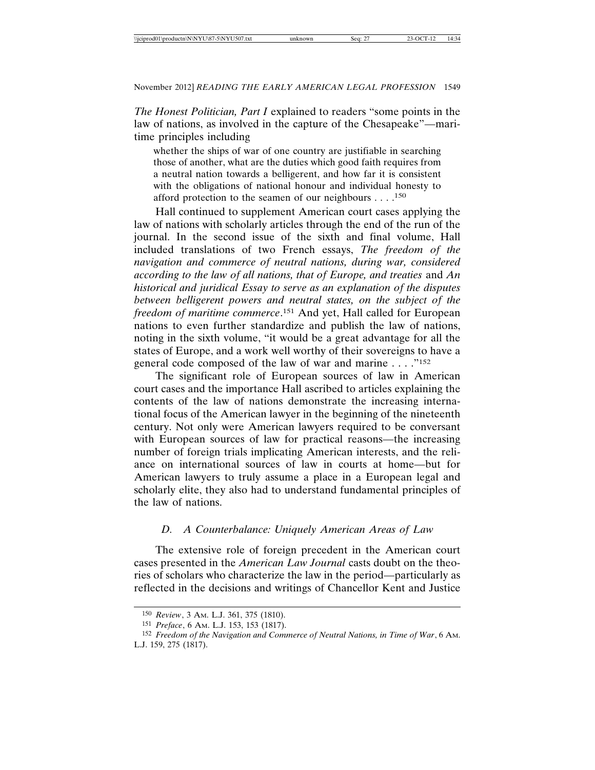*The Honest Politician, Part I* explained to readers "some points in the law of nations, as involved in the capture of the Chesapeake"—maritime principles including

> whether the ships of war of one country are justifiable in searching those of another, what are the duties which good faith requires from a neutral nation towards a belligerent, and how far it is consistent with the obligations of national honour and individual honesty to afford protection to the seamen of our neighbours . . . .[150]

Hall continued to supplement American court cases applying the law of nations with scholarly articles through the end of the run of the journal. In the second issue of the sixth and final volume, Hall included translations of two French essays, *The freedom of the navigation and commerce of neutral nations, during war, considered according to the law of all nations, that of Europe, and treaties* and *An historical and juridical Essay to serve as an explanation of the disputes between belligerent powers and neutral states, on the subject of the freedom of maritime commerce*.[151] And yet, Hall called for European nations to even further standardize and publish the law of nations, noting in the sixth volume, "it would be a great advantage for all the states of Europe, and a work well worthy of their sovereigns to have a general code composed of the law of war and marine . . . ."[152]

The significant role of European sources of law in American court cases and the importance Hall ascribed to articles explaining the contents of the law of nations demonstrate the increasing international focus of the American lawyer in the beginning of the nineteenth century. Not only were American lawyers required to be conversant with European sources of law for practical reasons—the increasing number of foreign trials implicating American interests, and the reliance on international sources of law in courts at home—but for American lawyers to truly assume a place in a European legal and scholarly elite, they also had to understand fundamental principles of the law of nations.

### *D. A Counterbalance: Uniquely American Areas of Law*

The extensive role of foreign precedent in the American court cases presented in the *American Law Journal* casts doubt on the theories of scholars who characterize the law in the period—particularly as reflected in the decisions and writings of Chancellor Kent and Justice

---

150 *Review*, 3 AM. L.J. 361, 375 (1810).

151 *Preface*, 6 AM. L.J. 153, 153 (1817).

152 *Freedom of the Navigation and Commerce of Neutral Nations, in Time of War*, 6 AM. L.J. 159, 275 (1817).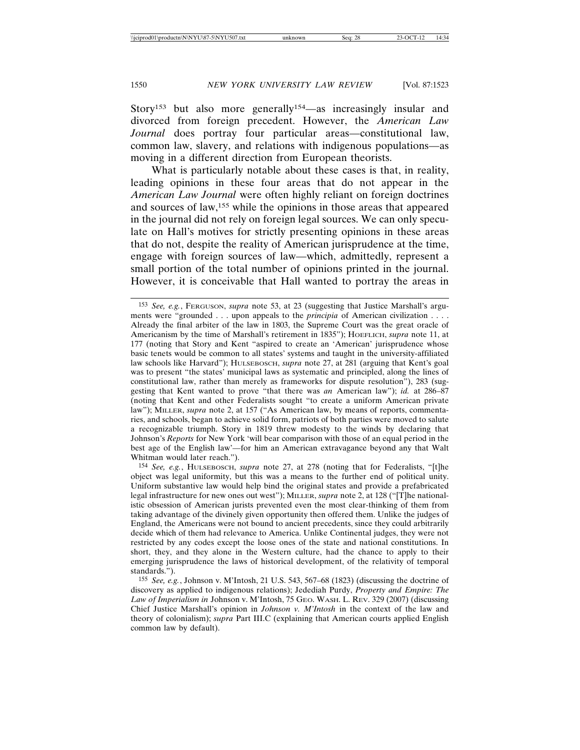Story[153] but also more generally[154]—as increasingly insular and divorced from foreign precedent. However, the *American Law Journal* does portray four particular areas—constitutional law, common law, slavery, and relations with indigenous populations—as moving in a different direction from European theorists.

What is particularly notable about these cases is that, in reality, leading opinions in these four areas that do not appear in the *American Law Journal* were often highly reliant on foreign doctrines and sources of law,[155] while the opinions in those areas that appeared in the journal did not rely on foreign legal sources. We can only speculate on Hall's motives for strictly presenting opinions in these areas that do not, despite the reality of American jurisprudence at the time, engage with foreign sources of law—which, admittedly, represent a small portion of the total number of opinions printed in the journal. However, it is conceivable that Hall wanted to portray the areas in

---

[153] *See, e.g.*, FERGUSON, *supra* note 53, at 23 (suggesting that Justice Marshall's arguments were "grounded . . . upon appeals to the *principia* of American civilization . . . . Already the final arbiter of the law in 1803, the Supreme Court was the great oracle of Americanism by the time of Marshall's retirement in 1835"); HOEFLICH, *supra* note 11, at 177 (noting that Story and Kent "aspired to create an 'American' jurisprudence whose basic tenets would be common to all states' systems and taught in the university-affiliated law schools like Harvard"); HULSEBOSCH, *supra* note 27, at 281 (arguing that Kent's goal was to present "the states' municipal laws as systematic and principled, along the lines of constitutional law, rather than merely as frameworks for dispute resolution"), 283 (suggesting that Kent wanted to prove "that there was *an* American law"); *id.* at 286–87 (noting that Kent and other Federalists sought "to create a uniform American private law"); MILLER, *supra* note 2, at 157 ("As American law, by means of reports, commentaries, and schools, began to achieve solid form, patriots of both parties were moved to salute a recognizable triumph. Story in 1819 threw modesty to the winds by declaring that Johnson's *Reports* for New York 'will bear comparison with those of an equal period in the best age of the English law'—for him an American extravagance beyond any that Walt Whitman would later reach.").

[154] *See, e.g.*, HULSEBOSCH, *supra* note 27, at 278 (noting that for Federalists, "[t]he object was legal uniformity, but this was a means to the further end of political unity. Uniform substantive law would help bind the original states and provide a prefabricated legal infrastructure for new ones out west"); MILLER, *supra* note 2, at 128 ("[T]he nationalistic obsession of American jurists prevented even the most clear-thinking of them from taking advantage of the divinely given opportunity then offered them. Unlike the judges of England, the Americans were not bound to ancient precedents, since they could arbitrarily decide which of them had relevance to America. Unlike Continental judges, they were not restricted by any codes except the loose ones of the state and national constitutions. In short, they, and they alone in the Western culture, had the chance to apply to their emerging jurisprudence the laws of historical development, of the relativity of temporal standards.").

[155] *See, e.g.*, Johnson v. M'Intosh, 21 U.S. 543, 567–68 (1823) (discussing the doctrine of discovery as applied to indigenous relations); Jedediah Purdy, *Property and Empire: The Law of Imperialism in* Johnson v. M'Intosh, 75 GEO. WASH. L. REV. 329 (2007) (discussing Chief Justice Marshall's opinion in *Johnson v. M'Intosh* in the context of the law and theory of colonialism); *supra* Part III.C (explaining that American courts applied English common law by default).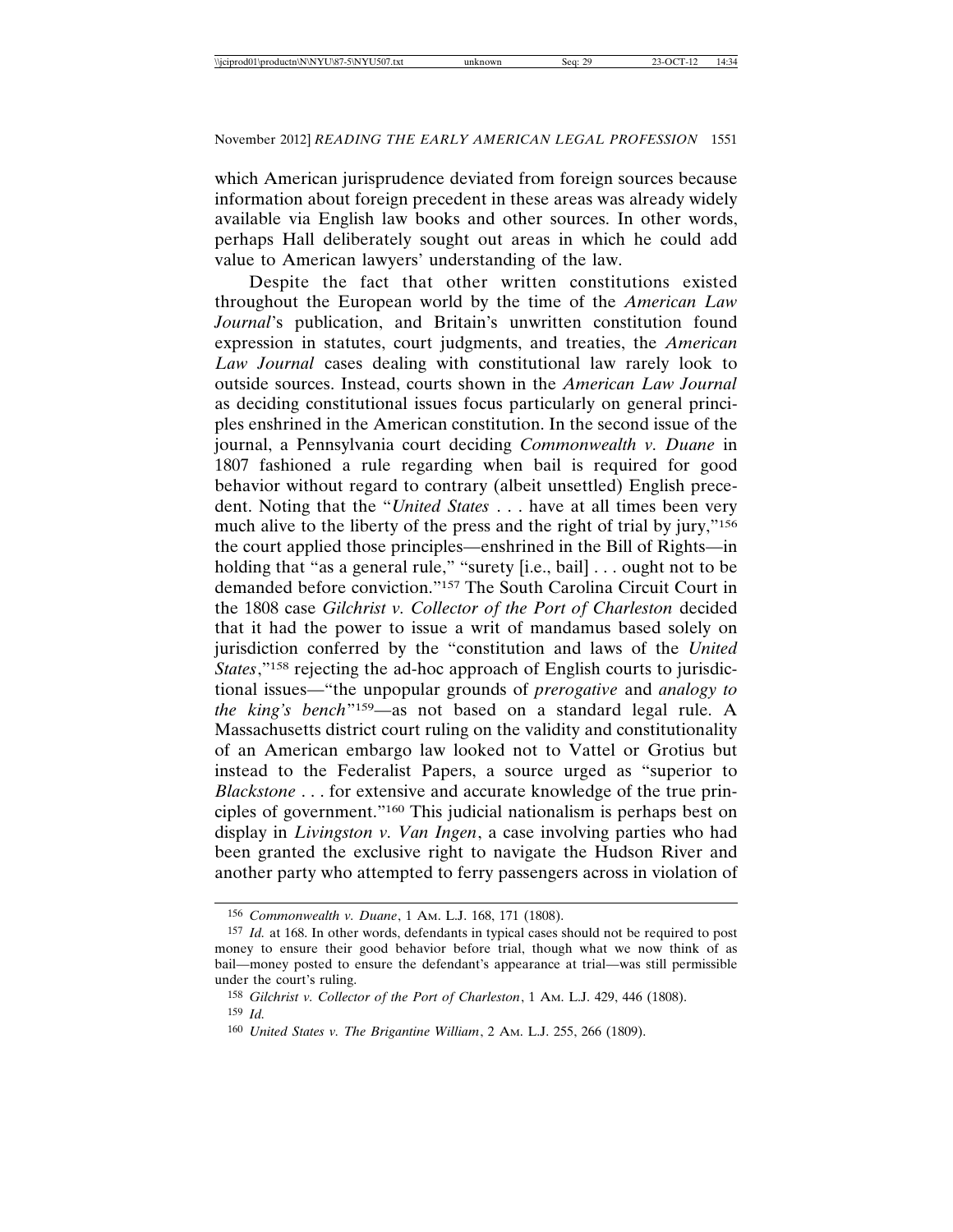which American jurisprudence deviated from foreign sources because information about foreign precedent in these areas was already widely available via English law books and other sources. In other words, perhaps Hall deliberately sought out areas in which he could add value to American lawyers' understanding of the law.

Despite the fact that other written constitutions existed throughout the European world by the time of the *American Law Journal*'s publication, and Britain's unwritten constitution found expression in statutes, court judgments, and treaties, the *American Law Journal* cases dealing with constitutional law rarely look to outside sources. Instead, courts shown in the *American Law Journal* as deciding constitutional issues focus particularly on general principles enshrined in the American constitution. In the second issue of the journal, a Pennsylvania court deciding *Commonwealth v. Duane* in 1807 fashioned a rule regarding when bail is required for good behavior without regard to contrary (albeit unsettled) English precedent. Noting that the "*United States* . . . have at all times been very much alive to the liberty of the press and the right of trial by jury,"[156] the court applied those principles—enshrined in the Bill of Rights—in holding that "as a general rule," "surety [i.e., bail] . . . ought not to be demanded before conviction."[157] The South Carolina Circuit Court in the 1808 case *Gilchrist v. Collector of the Port of Charleston* decided that it had the power to issue a writ of mandamus based solely on jurisdiction conferred by the "constitution and laws of the *United States*,"[158] rejecting the ad-hoc approach of English courts to jurisdictional issues—"the unpopular grounds of *prerogative* and *analogy to the king's bench*"[159]—as not based on a standard legal rule. A Massachusetts district court ruling on the validity and constitutionality of an American embargo law looked not to Vattel or Grotius but instead to the Federalist Papers, a source urged as "superior to *Blackstone* . . . for extensive and accurate knowledge of the true principles of government."[160] This judicial nationalism is perhaps best on display in *Livingston v. Van Ingen*, a case involving parties who had been granted the exclusive right to navigate the Hudson River and another party who attempted to ferry passengers across in violation of

---

[156] *Commonwealth v. Duane*, 1 Am. L.J. 168, 171 (1808).

[157] *Id.* at 168. In other words, defendants in typical cases should not be required to post money to ensure their good behavior before trial, though what we now think of as bail—money posted to ensure the defendant's appearance at trial—was still permissible under the court's ruling.

[158] *Gilchrist v. Collector of the Port of Charleston*, 1 Am. L.J. 429, 446 (1808).

[159] *Id.*

[160] *United States v. The Brigantine William*, 2 Am. L.J. 255, 266 (1809).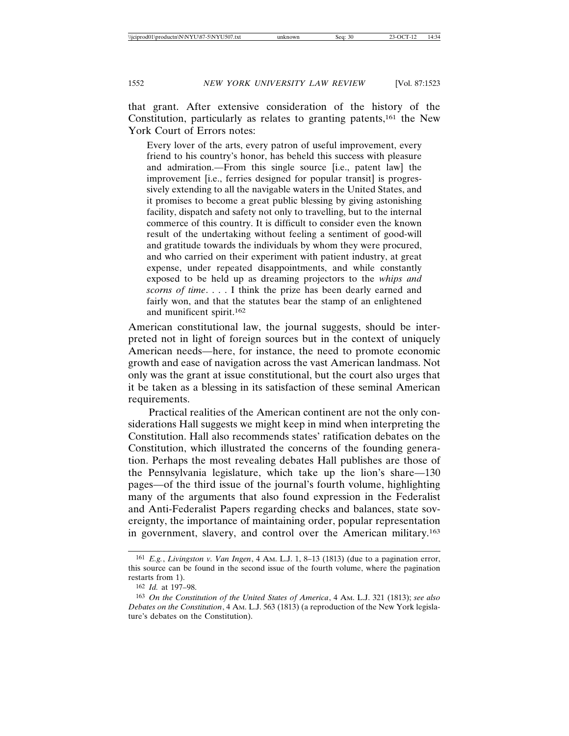that grant. After extensive consideration of the history of the Constitution, particularly as relates to granting patents,[161] the New York Court of Errors notes:

> Every lover of the arts, every patron of useful improvement, every friend to his country's honor, has beheld this success with pleasure and admiration.—From this single source [i.e., patent law] the improvement [i.e., ferries designed for popular transit] is progressively extending to all the navigable waters in the United States, and it promises to become a great public blessing by giving astonishing facility, dispatch and safety not only to travelling, but to the internal commerce of this country. It is difficult to consider even the known result of the undertaking without feeling a sentiment of good-will and gratitude towards the individuals by whom they were procured, and who carried on their experiment with patient industry, at great expense, under repeated disappointments, and while constantly exposed to be held up as dreaming projectors to the *whips and scorns of time*. . . . I think the prize has been dearly earned and fairly won, and that the statutes bear the stamp of an enlightened and munificent spirit.[162]

American constitutional law, the journal suggests, should be interpreted not in light of foreign sources but in the context of uniquely American needs—here, for instance, the need to promote economic growth and ease of navigation across the vast American landmass. Not only was the grant at issue constitutional, but the court also urges that it be taken as a blessing in its satisfaction of these seminal American requirements.

Practical realities of the American continent are not the only considerations Hall suggests we might keep in mind when interpreting the Constitution. Hall also recommends states' ratification debates on the Constitution, which illustrated the concerns of the founding generation. Perhaps the most revealing debates Hall publishes are those of the Pennsylvania legislature, which take up the lion's share—130 pages—of the third issue of the journal's fourth volume, highlighting many of the arguments that also found expression in the Federalist and Anti-Federalist Papers regarding checks and balances, state sovereignty, the importance of maintaining order, popular representation in government, slavery, and control over the American military.[163]

---

[161] *E.g.*, *Livingston v. Van Ingen*, 4 AM. L.J. 1, 8–13 (1813) (due to a pagination error, this source can be found in the second issue of the fourth volume, where the pagination restarts from 1).

[162] *Id.* at 197–98.

[163] *On the Constitution of the United States of America*, 4 AM. L.J. 321 (1813); *see also Debates on the Constitution*, 4 AM. L.J. 563 (1813) (a reproduction of the New York legislature's debates on the Constitution).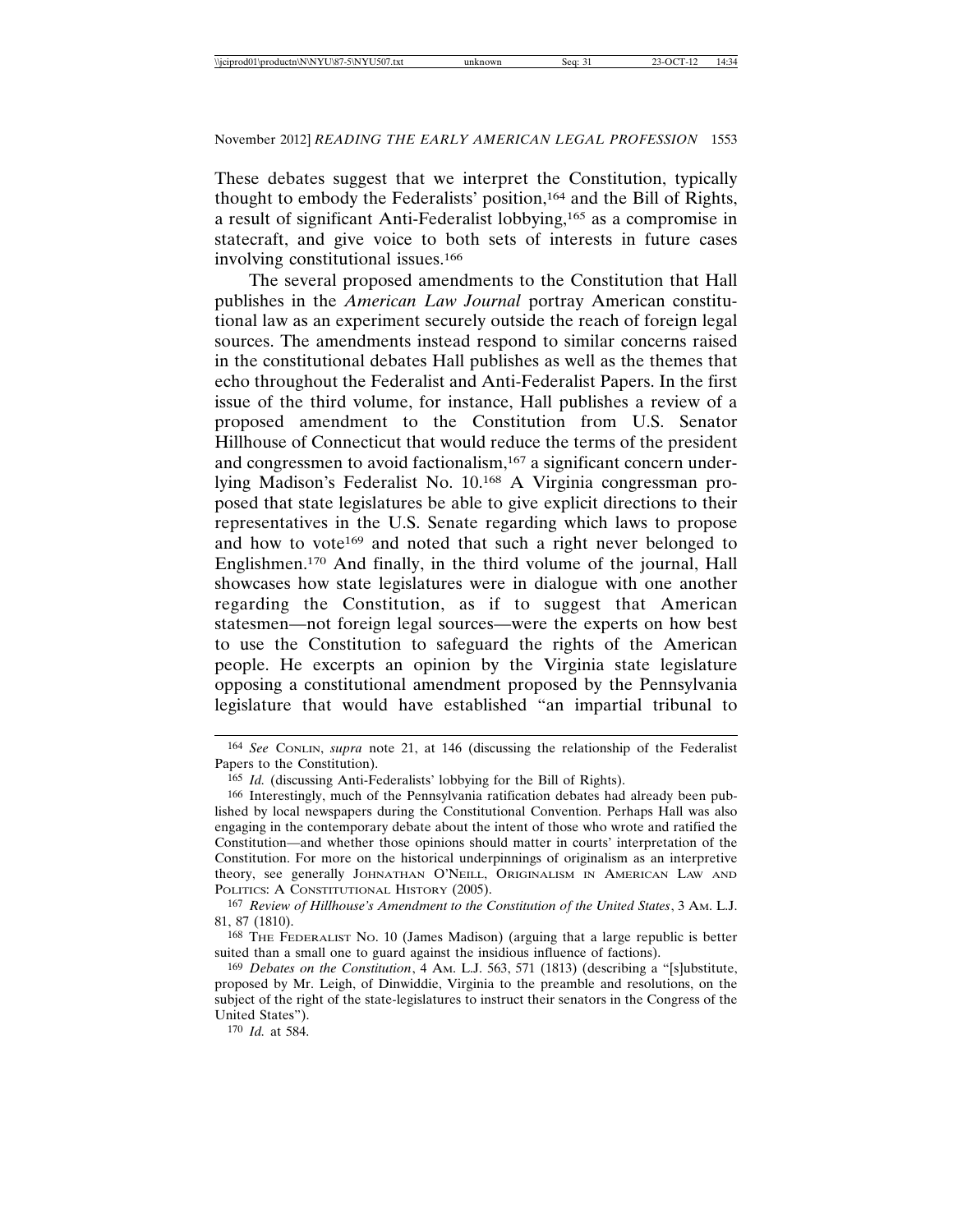These debates suggest that we interpret the Constitution, typically thought to embody the Federalists' position,[164] and the Bill of Rights, a result of significant Anti-Federalist lobbying,[165] as a compromise in statecraft, and give voice to both sets of interests in future cases involving constitutional issues.[166]

The several proposed amendments to the Constitution that Hall publishes in the *American Law Journal* portray American constitutional law as an experiment securely outside the reach of foreign legal sources. The amendments instead respond to similar concerns raised in the constitutional debates Hall publishes as well as the themes that echo throughout the Federalist and Anti-Federalist Papers. In the first issue of the third volume, for instance, Hall publishes a review of a proposed amendment to the Constitution from U.S. Senator Hillhouse of Connecticut that would reduce the terms of the president and congressmen to avoid factionalism,[167] a significant concern underlying Madison's Federalist No. 10.[168] A Virginia congressman proposed that state legislatures be able to give explicit directions to their representatives in the U.S. Senate regarding which laws to propose and how to vote[169] and noted that such a right never belonged to Englishmen.[170] And finally, in the third volume of the journal, Hall showcases how state legislatures were in dialogue with one another regarding the Constitution, as if to suggest that American statesmen—not foreign legal sources—were the experts on how best to use the Constitution to safeguard the rights of the American people. He excerpts an opinion by the Virginia state legislature opposing a constitutional amendment proposed by the Pennsylvania legislature that would have established "an impartial tribunal to

---

[164] *See* CONLIN, *supra* note 21, at 146 (discussing the relationship of the Federalist Papers to the Constitution).

[165] *Id.* (discussing Anti-Federalists' lobbying for the Bill of Rights).

[166] Interestingly, much of the Pennsylvania ratification debates had already been published by local newspapers during the Constitutional Convention. Perhaps Hall was also engaging in the contemporary debate about the intent of those who wrote and ratified the Constitution—and whether those opinions should matter in courts' interpretation of the Constitution. For more on the historical underpinnings of originalism as an interpretive theory, see generally JOHNATHAN O'NEILL, ORIGINALISM IN AMERICAN LAW AND POLITICS: A CONSTITUTIONAL HISTORY (2005).

[167] *Review of Hillhouse's Amendment to the Constitution of the United States*, 3 AM. L.J. 81, 87 (1810).

[168] THE FEDERALIST NO. 10 (James Madison) (arguing that a large republic is better suited than a small one to guard against the insidious influence of factions).

[169] *Debates on the Constitution*, 4 AM. L.J. 563, 571 (1813) (describing a "[s]ubstitute, proposed by Mr. Leigh, of Dinwiddie, Virginia to the preamble and resolutions, on the subject of the right of the state-legislatures to instruct their senators in the Congress of the United States").

[170] *Id.* at 584.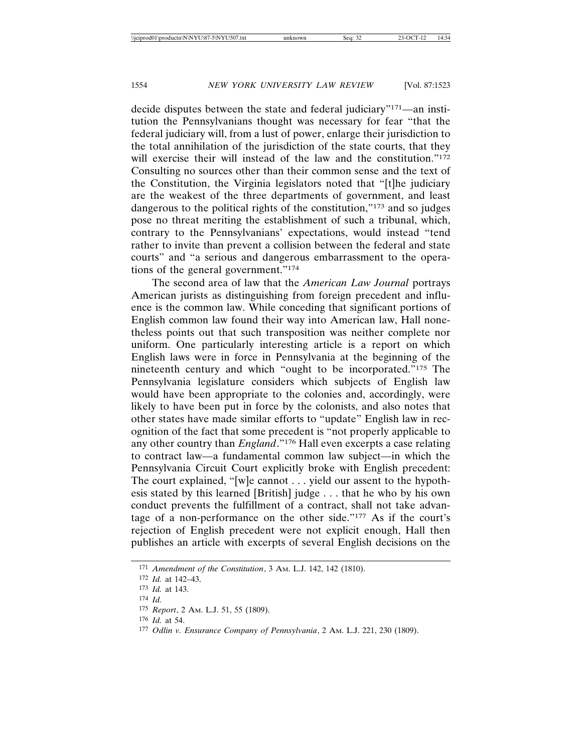decide disputes between the state and federal judiciary"[171]—an institution the Pennsylvanians thought was necessary for fear "that the federal judiciary will, from a lust of power, enlarge their jurisdiction to the total annihilation of the jurisdiction of the state courts, that they will exercise their will instead of the law and the constitution."[172] Consulting no sources other than their common sense and the text of the Constitution, the Virginia legislators noted that "[t]he judiciary are the weakest of the three departments of government, and least dangerous to the political rights of the constitution,"[173] and so judges pose no threat meriting the establishment of such a tribunal, which, contrary to the Pennsylvanians' expectations, would instead "tend rather to invite than prevent a collision between the federal and state courts" and "a serious and dangerous embarrassment to the operations of the general government."[174]

The second area of law that the *American Law Journal* portrays American jurists as distinguishing from foreign precedent and influence is the common law. While conceding that significant portions of English common law found their way into American law, Hall nonetheless points out that such transposition was neither complete nor uniform. One particularly interesting article is a report on which English laws were in force in Pennsylvania at the beginning of the nineteenth century and which "ought to be incorporated."[175] The Pennsylvania legislature considers which subjects of English law would have been appropriate to the colonies and, accordingly, were likely to have been put in force by the colonists, and also notes that other states have made similar efforts to "update" English law in recognition of the fact that some precedent is "not properly applicable to any other country than *England*."[176] Hall even excerpts a case relating to contract law—a fundamental common law subject—in which the Pennsylvania Circuit Court explicitly broke with English precedent: The court explained, "[w]e cannot . . . yield our assent to the hypothesis stated by this learned [British] judge . . . that he who by his own conduct prevents the fulfillment of a contract, shall not take advantage of a non-performance on the other side."[177] As if the court's rejection of English precedent were not explicit enough, Hall then publishes an article with excerpts of several English decisions on the

---

[171] *Amendment of the Constitution*, 3 Am. L.J. 142, 142 (1810).

[172] *Id.* at 142–43.

[173] *Id.* at 143.

[174] *Id.*

[175] *Report*, 2 Am. L.J. 51, 55 (1809).

[176] *Id.* at 54.

[177] *Odlin v. Ensurance Company of Pennsylvania*, 2 Am. L.J. 221, 230 (1809).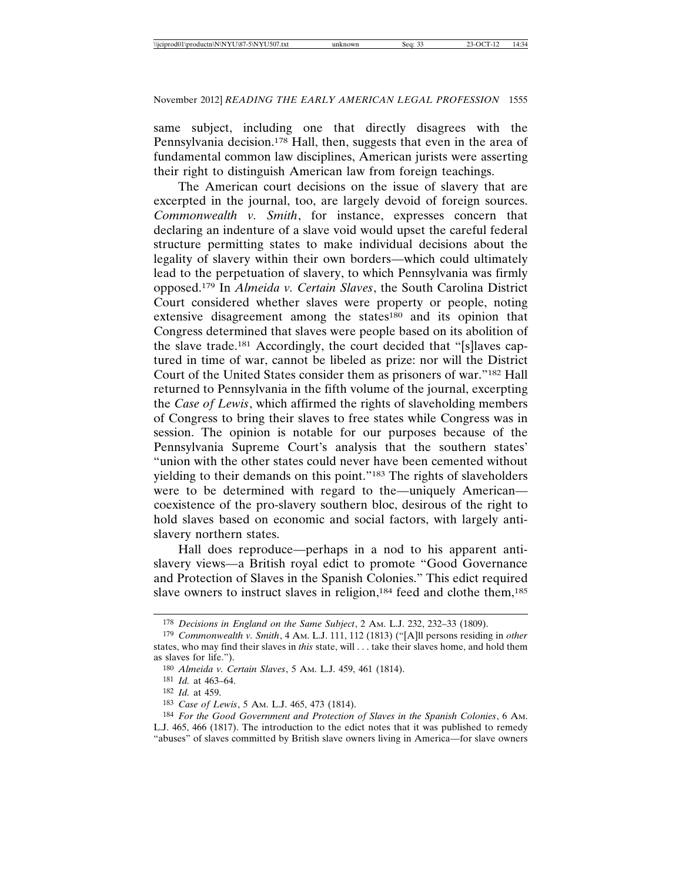same subject, including one that directly disagrees with the Pennsylvania decision.[178] Hall, then, suggests that even in the area of fundamental common law disciplines, American jurists were asserting their right to distinguish American law from foreign teachings.

The American court decisions on the issue of slavery that are excerpted in the journal, too, are largely devoid of foreign sources. *Commonwealth v. Smith*, for instance, expresses concern that declaring an indenture of a slave void would upset the careful federal structure permitting states to make individual decisions about the legality of slavery within their own borders—which could ultimately lead to the perpetuation of slavery, to which Pennsylvania was firmly opposed.[179] In *Almeida v. Certain Slaves*, the South Carolina District Court considered whether slaves were property or people, noting extensive disagreement among the states[180] and its opinion that Congress determined that slaves were people based on its abolition of the slave trade.[181] Accordingly, the court decided that "[s]laves captured in time of war, cannot be libeled as prize: nor will the District Court of the United States consider them as prisoners of war."[182] Hall returned to Pennsylvania in the fifth volume of the journal, excerpting the *Case of Lewis*, which affirmed the rights of slaveholding members of Congress to bring their slaves to free states while Congress was in session. The opinion is notable for our purposes because of the Pennsylvania Supreme Court's analysis that the southern states' "union with the other states could never have been cemented without yielding to their demands on this point."[183] The rights of slaveholders were to be determined with regard to the—uniquely American—coexistence of the pro-slavery southern bloc, desirous of the right to hold slaves based on economic and social factors, with largely anti-slavery northern states.

Hall does reproduce—perhaps in a nod to his apparent anti-slavery views—a British royal edict to promote "Good Governance and Protection of Slaves in the Spanish Colonies." This edict required slave owners to instruct slaves in religion,[184] feed and clothe them,[185]

---

[178] *Decisions in England on the Same Subject*, 2 AM. L.J. 232, 232–33 (1809).

[179] *Commonwealth v. Smith*, 4 AM. L.J. 111, 112 (1813) ("[A]ll persons residing in *other* states, who may find their slaves in *this* state, will . . . take their slaves home, and hold them as slaves for life.").

[180] *Almeida v. Certain Slaves*, 5 AM. L.J. 459, 461 (1814).

[181] *Id.* at 463–64.

[182] *Id.* at 459.

[183] *Case of Lewis*, 5 AM. L.J. 465, 473 (1814).

[184] *For the Good Government and Protection of Slaves in the Spanish Colonies*, 6 AM. L.J. 465, 466 (1817). The introduction to the edict notes that it was published to remedy "abuses" of slaves committed by British slave owners living in America—for slave owners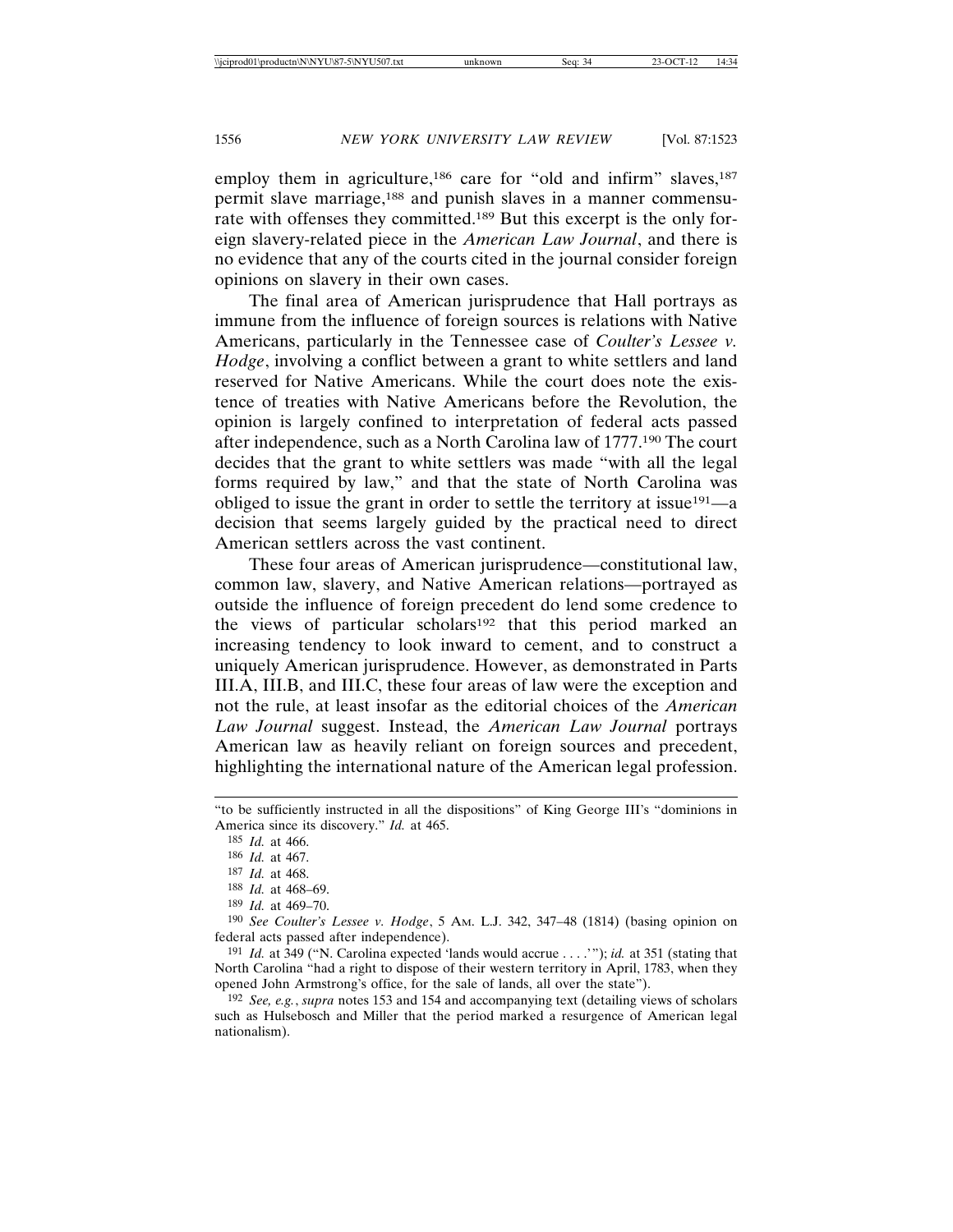employ them in agriculture,[186] care for "old and infirm" slaves,[187] permit slave marriage,[188] and punish slaves in a manner commensurate with offenses they committed.[189] But this excerpt is the only foreign slavery-related piece in the *American Law Journal*, and there is no evidence that any of the courts cited in the journal consider foreign opinions on slavery in their own cases.

The final area of American jurisprudence that Hall portrays as immune from the influence of foreign sources is relations with Native Americans, particularly in the Tennessee case of *Coulter's Lessee v. Hodge*, involving a conflict between a grant to white settlers and land reserved for Native Americans. While the court does note the existence of treaties with Native Americans before the Revolution, the opinion is largely confined to interpretation of federal acts passed after independence, such as a North Carolina law of 1777.[190] The court decides that the grant to white settlers was made "with all the legal forms required by law," and that the state of North Carolina was obliged to issue the grant in order to settle the territory at issue[191]—a decision that seems largely guided by the practical need to direct American settlers across the vast continent.

These four areas of American jurisprudence—constitutional law, common law, slavery, and Native American relations—portrayed as outside the influence of foreign precedent do lend some credence to the views of particular scholars[192] that this period marked an increasing tendency to look inward to cement, and to construct a uniquely American jurisprudence. However, as demonstrated in Parts III.A, III.B, and III.C, these four areas of law were the exception and not the rule, at least insofar as the editorial choices of the *American Law Journal* suggest. Instead, the *American Law Journal* portrays American law as heavily reliant on foreign sources and precedent, highlighting the international nature of the American legal profession.

---

"to be sufficiently instructed in all the dispositions" of King George III's "dominions in America since its discovery." *Id.* at 465.

[185] *Id.* at 466.

[186] *Id.* at 467.

[187] *Id.* at 468.

[188] *Id.* at 468–69.

[189] *Id.* at 469–70.

[190] *See Coulter's Lessee v. Hodge*, 5 Am. L.J. 342, 347–48 (1814) (basing opinion on federal acts passed after independence).

[191] *Id.* at 349 ("N. Carolina expected 'lands would accrue . . . .'"); *id.* at 351 (stating that North Carolina "had a right to dispose of their western territory in April, 1783, when they opened John Armstrong's office, for the sale of lands, all over the state").

[192] *See, e.g.*, *supra* notes 153 and 154 and accompanying text (detailing views of scholars such as Hulsebosch and Miller that the period marked a resurgence of American legal nationalism).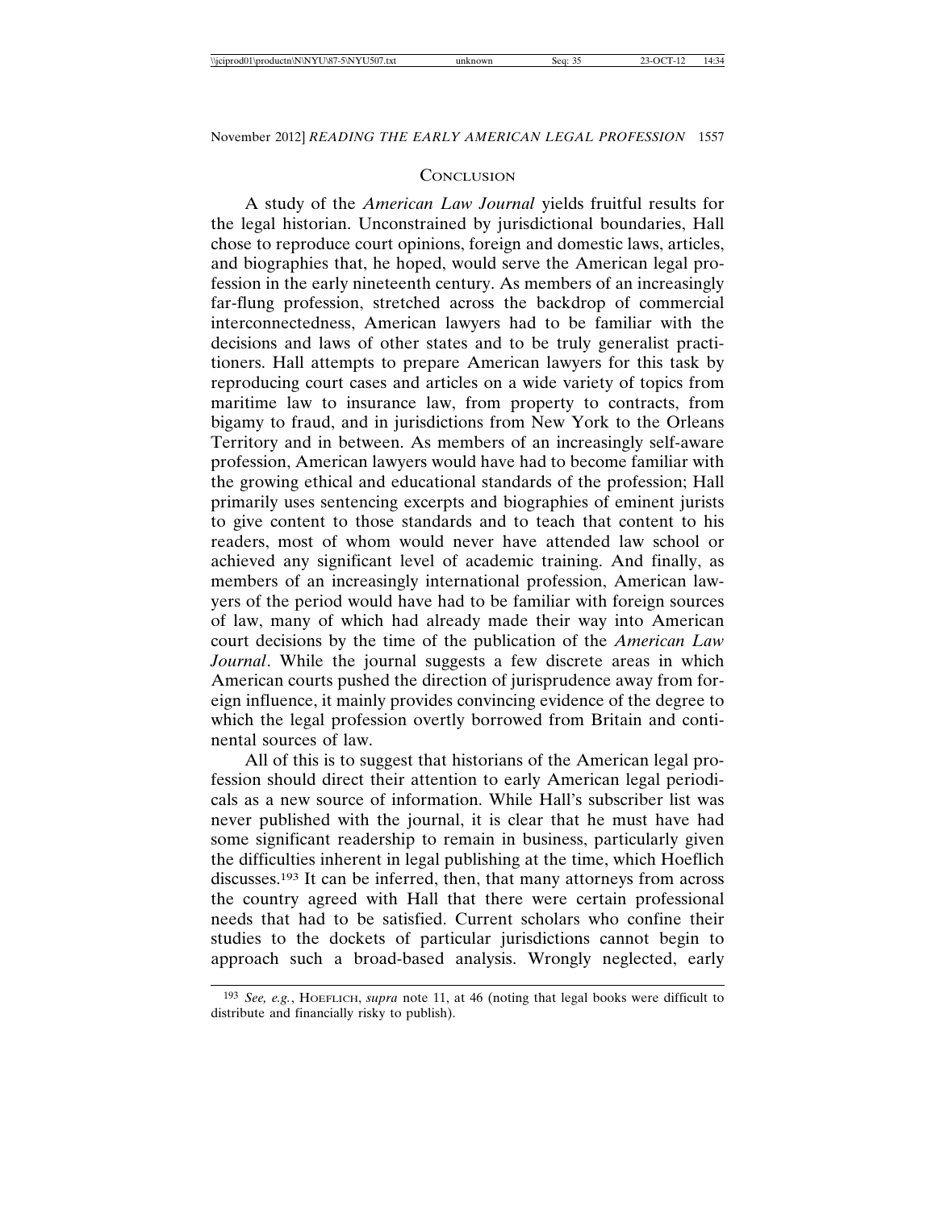## Conclusion

A study of the *American Law Journal* yields fruitful results for the legal historian. Unconstrained by jurisdictional boundaries, Hall chose to reproduce court opinions, foreign and domestic laws, articles, and biographies that, he hoped, would serve the American legal profession in the early nineteenth century. As members of an increasingly far-flung profession, stretched across the backdrop of commercial interconnectedness, American lawyers had to be familiar with the decisions and laws of other states and to be truly generalist practitioners. Hall attempts to prepare American lawyers for this task by reproducing court cases and articles on a wide variety of topics from maritime law to insurance law, from property to contracts, from bigamy to fraud, and in jurisdictions from New York to the Orleans Territory and in between. As members of an increasingly self-aware profession, American lawyers would have had to become familiar with the growing ethical and educational standards of the profession; Hall primarily uses sentencing excerpts and biographies of eminent jurists to give content to those standards and to teach that content to his readers, most of whom would never have attended law school or achieved any significant level of academic training. And finally, as members of an increasingly international profession, American lawyers of the period would have had to be familiar with foreign sources of law, many of which had already made their way into American court decisions by the time of the publication of the *American Law Journal*. While the journal suggests a few discrete areas in which American courts pushed the direction of jurisprudence away from foreign influence, it mainly provides convincing evidence of the degree to which the legal profession overtly borrowed from Britain and continental sources of law.

All of this is to suggest that historians of the American legal profession should direct their attention to early American legal periodicals as a new source of information. While Hall's subscriber list was never published with the journal, it is clear that he must have had some significant readership to remain in business, particularly given the difficulties inherent in legal publishing at the time, which Hoeflich discusses.[193] It can be inferred, then, that many attorneys from across the country agreed with Hall that there were certain professional needs that had to be satisfied. Current scholars who confine their studies to the dockets of particular jurisdictions cannot begin to approach such a broad-based analysis. Wrongly neglected, early

---

[193] *See, e.g.*, Hoeflich, *supra* note 11, at 46 (noting that legal books were difficult to distribute and financially risky to publish).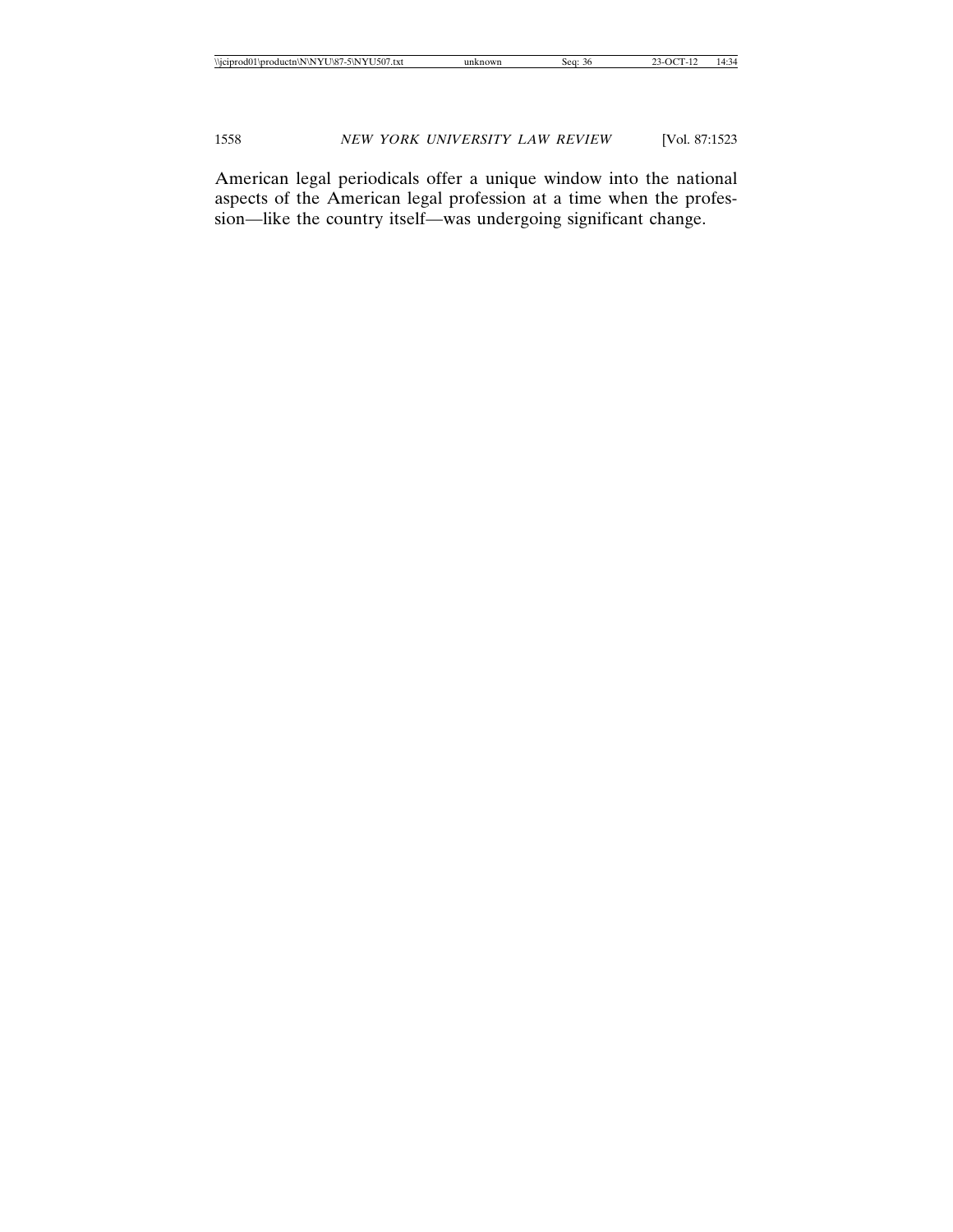American legal periodicals offer a unique window into the national aspects of the American legal profession at a time when the profession—like the country itself—was undergoing significant change.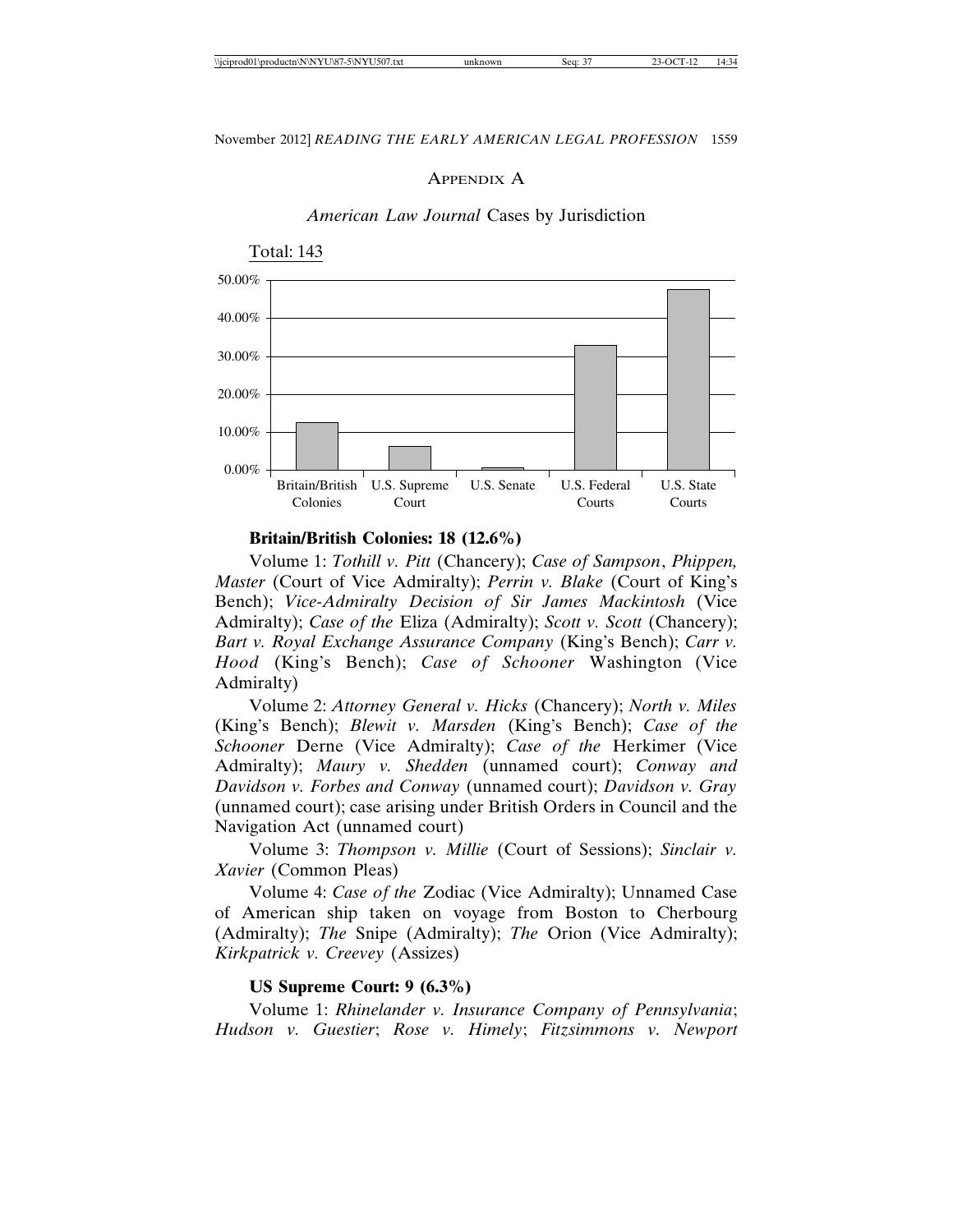## APPENDIX A

### *American Law Journal* Cases by Jurisdiction

Total: 143

| Jurisdiction | Percentage |
|---|---|
| Britain/British Colonies | 12.6% |
| U.S. Supreme Court | 6.3% |
| U.S. Senate | |
| U.S. Federal Courts | |
| U.S. State Courts | |

**Britain/British Colonies: 18 (12.6%)**

Volume 1: *Tothill v. Pitt* (Chancery); *Case of Sampson*, *Phippen, Master* (Court of Vice Admiralty); *Perrin v. Blake* (Court of King's Bench); *Vice-Admiralty Decision of Sir James Mackintosh* (Vice Admiralty); *Case of the* Eliza (Admiralty); *Scott v. Scott* (Chancery); *Bart v. Royal Exchange Assurance Company* (King's Bench); *Carr v. Hood* (King's Bench); *Case of Schooner* Washington (Vice Admiralty)

Volume 2: *Attorney General v. Hicks* (Chancery); *North v. Miles* (King's Bench); *Blewit v. Marsden* (King's Bench); *Case of the Schooner* Derne (Vice Admiralty); *Case of the* Herkimer (Vice Admiralty); *Maury v. Shedden* (unnamed court); *Conway and Davidson v. Forbes and Conway* (unnamed court); *Davidson v. Gray* (unnamed court); case arising under British Orders in Council and the Navigation Act (unnamed court)

Volume 3: *Thompson v. Millie* (Court of Sessions); *Sinclair v. Xavier* (Common Pleas)

Volume 4: *Case of the* Zodiac (Vice Admiralty); Unnamed Case of American ship taken on voyage from Boston to Cherbourg (Admiralty); *The* Snipe (Admiralty); *The* Orion (Vice Admiralty); *Kirkpatrick v. Creevey* (Assizes)

**US Supreme Court: 9 (6.3%)**

Volume 1: *Rhinelander v. Insurance Company of Pennsylvania*; *Hudson v. Guestier*; *Rose v. Himely*; *Fitzsimmons v. Newport*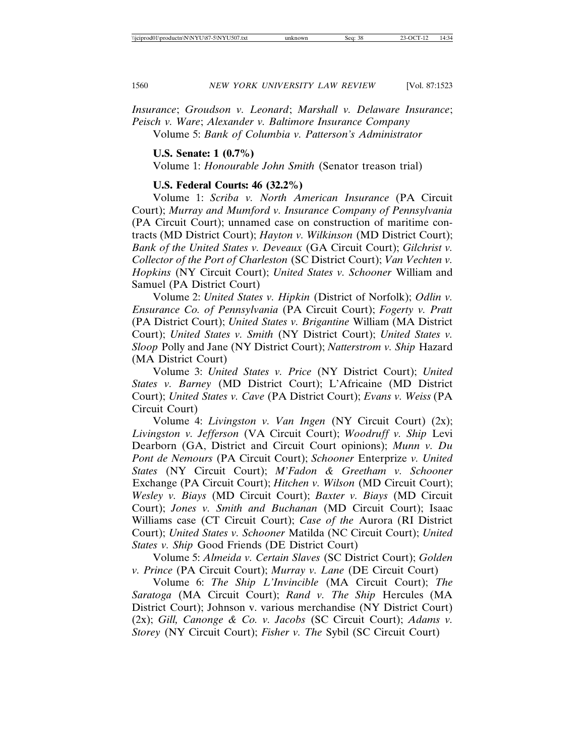*Insurance*; *Groudson v. Leonard*; *Marshall v. Delaware Insurance*; *Peisch v. Ware*; *Alexander v. Baltimore Insurance Company*

Volume 5: *Bank of Columbia v. Patterson's Administrator*

**U.S. Senate: 1 (0.7%)**

Volume 1: *Honourable John Smith* (Senator treason trial)

**U.S. Federal Courts: 46 (32.2%)**

Volume 1: *Scriba v. North American Insurance* (PA Circuit Court); *Murray and Mumford v. Insurance Company of Pennsylvania* (PA Circuit Court); unnamed case on construction of maritime contracts (MD District Court); *Hayton v. Wilkinson* (MD District Court); *Bank of the United States v. Deveaux* (GA Circuit Court); *Gilchrist v. Collector of the Port of Charleston* (SC District Court); *Van Vechten v. Hopkins* (NY Circuit Court); *United States v. Schooner* William and Samuel (PA District Court)

Volume 2: *United States v. Hipkin* (District of Norfolk); *Odlin v. Ensurance Co. of Pennsylvania* (PA Circuit Court); *Fogerty v. Pratt* (PA District Court); *United States v. Brigantine* William (MA District Court); *United States v. Smith* (NY District Court); *United States v. Sloop* Polly and Jane (NY District Court); *Natterstrom v. Ship* Hazard (MA District Court)

Volume 3: *United States v. Price* (NY District Court); *United States v. Barney* (MD District Court); L'Africaine (MD District Court); *United States v. Cave* (PA District Court); *Evans v. Weiss* (PA Circuit Court)

Volume 4: *Livingston v. Van Ingen* (NY Circuit Court) (2x); *Livingston v. Jefferson* (VA Circuit Court); *Woodruff v. Ship* Levi Dearborn (GA, District and Circuit Court opinions); *Munn v. Du Pont de Nemours* (PA Circuit Court); *Schooner* Enterprize *v. United States* (NY Circuit Court); *M'Fadon & Greetham v. Schooner* Exchange (PA Circuit Court); *Hitchen v. Wilson* (MD Circuit Court); *Wesley v. Biays* (MD Circuit Court); *Baxter v. Biays* (MD Circuit Court); *Jones v. Smith and Buchanan* (MD Circuit Court); Isaac Williams case (CT Circuit Court); *Case of the* Aurora (RI District Court); *United States v. Schooner* Matilda (NC Circuit Court); *United States v. Ship* Good Friends (DE District Court)

Volume 5: *Almeida v. Certain Slaves* (SC District Court); *Golden v. Prince* (PA Circuit Court); *Murray v. Lane* (DE Circuit Court)

Volume 6: *The Ship L'Invincible* (MA Circuit Court); *The Saratoga* (MA Circuit Court); *Rand v. The Ship* Hercules (MA District Court); Johnson v. various merchandise (NY District Court) (2x); *Gill, Canonge & Co. v. Jacobs* (SC Circuit Court); *Adams v. Storey* (NY Circuit Court); *Fisher v. The* Sybil (SC Circuit Court)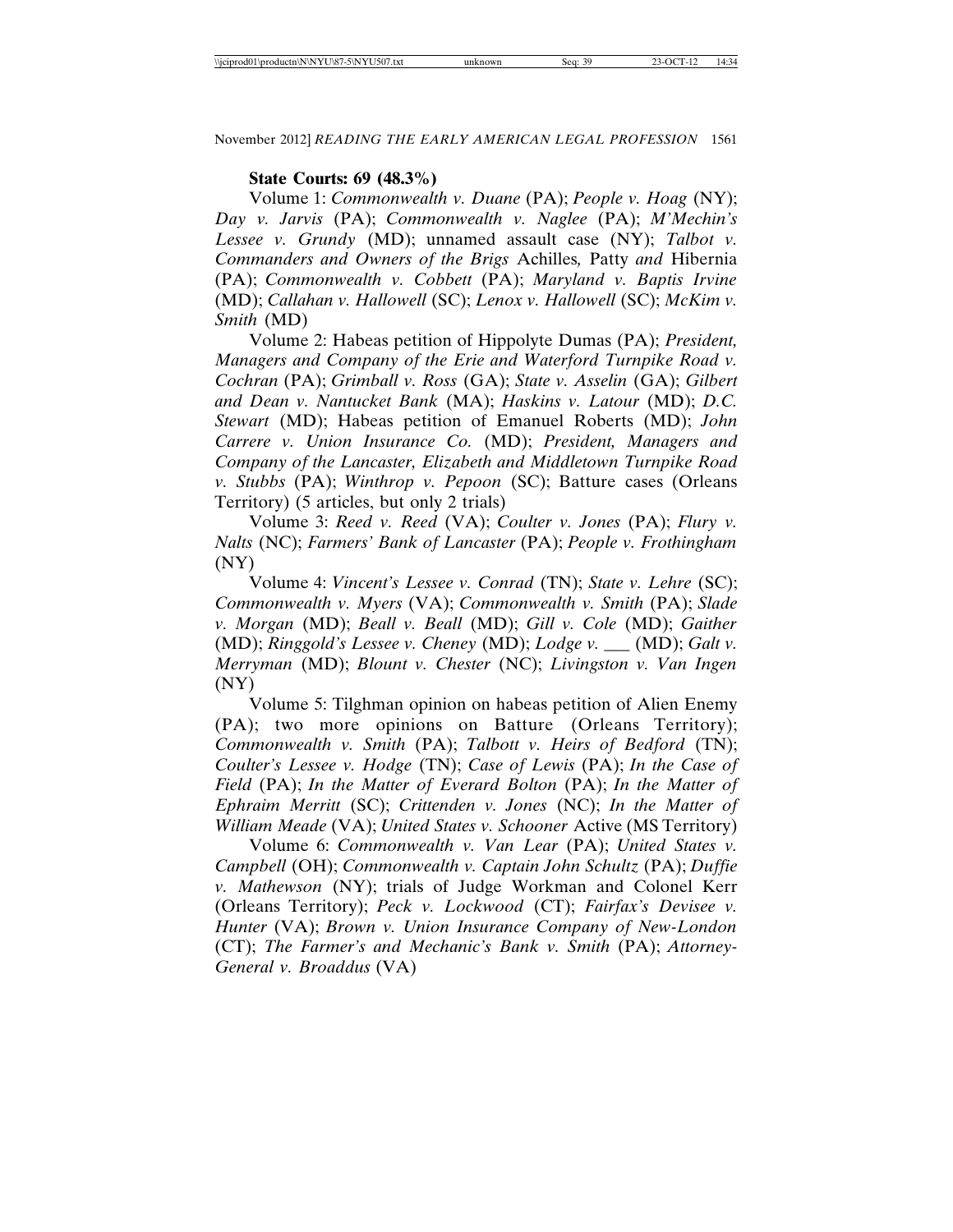**State Courts: 69 (48.3%)**

Volume 1: *Commonwealth v. Duane* (PA); *People v. Hoag* (NY); *Day v. Jarvis* (PA); *Commonwealth v. Naglee* (PA); *M'Mechin's Lessee v. Grundy* (MD); unnamed assault case (NY); *Talbot v. Commanders and Owners of the Brigs* Achilles*,* Patty *and* Hibernia (PA); *Commonwealth v. Cobbett* (PA); *Maryland v. Baptis Irvine* (MD); *Callahan v. Hallowell* (SC); *Lenox v. Hallowell* (SC); *McKim v. Smith* (MD)

Volume 2: Habeas petition of Hippolyte Dumas (PA); *President, Managers and Company of the Erie and Waterford Turnpike Road v. Cochran* (PA); *Grimball v. Ross* (GA); *State v. Asselin* (GA); *Gilbert and Dean v. Nantucket Bank* (MA); *Haskins v. Latour* (MD); *D.C. Stewart* (MD); Habeas petition of Emanuel Roberts (MD); *John Carrere v. Union Insurance Co.* (MD); *President, Managers and Company of the Lancaster, Elizabeth and Middletown Turnpike Road v. Stubbs* (PA); *Winthrop v. Pepoon* (SC); Batture cases (Orleans Territory) (5 articles, but only 2 trials)

Volume 3: *Reed v. Reed* (VA); *Coulter v. Jones* (PA); *Flury v. Nalts* (NC); *Farmers' Bank of Lancaster* (PA); *People v. Frothingham* (NY)

Volume 4: *Vincent's Lessee v. Conrad* (TN); *State v. Lehre* (SC); *Commonwealth v. Myers* (VA); *Commonwealth v. Smith* (PA); *Slade v. Morgan* (MD); *Beall v. Beall* (MD); *Gill v. Cole* (MD); *Gaither* (MD); *Ringgold's Lessee v. Cheney* (MD); *Lodge v. \_\_\_* (MD); *Galt v. Merryman* (MD); *Blount v. Chester* (NC); *Livingston v. Van Ingen* (NY)

Volume 5: Tilghman opinion on habeas petition of Alien Enemy (PA); two more opinions on Batture (Orleans Territory); *Commonwealth v. Smith* (PA); *Talbott v. Heirs of Bedford* (TN); *Coulter's Lessee v. Hodge* (TN); *Case of Lewis* (PA); *In the Case of Field* (PA); *In the Matter of Everard Bolton* (PA); *In the Matter of Ephraim Merritt* (SC); *Crittenden v. Jones* (NC); *In the Matter of William Meade* (VA); *United States v. Schooner* Active (MS Territory)

Volume 6: *Commonwealth v. Van Lear* (PA); *United States v. Campbell* (OH); *Commonwealth v. Captain John Schultz* (PA); *Duffie v. Mathewson* (NY); trials of Judge Workman and Colonel Kerr (Orleans Territory); *Peck v. Lockwood* (CT); *Fairfax's Devisee v. Hunter* (VA); *Brown v. Union Insurance Company of New-London* (CT); *The Farmer's and Mechanic's Bank v. Smith* (PA); *Attorney-General v. Broaddus* (VA)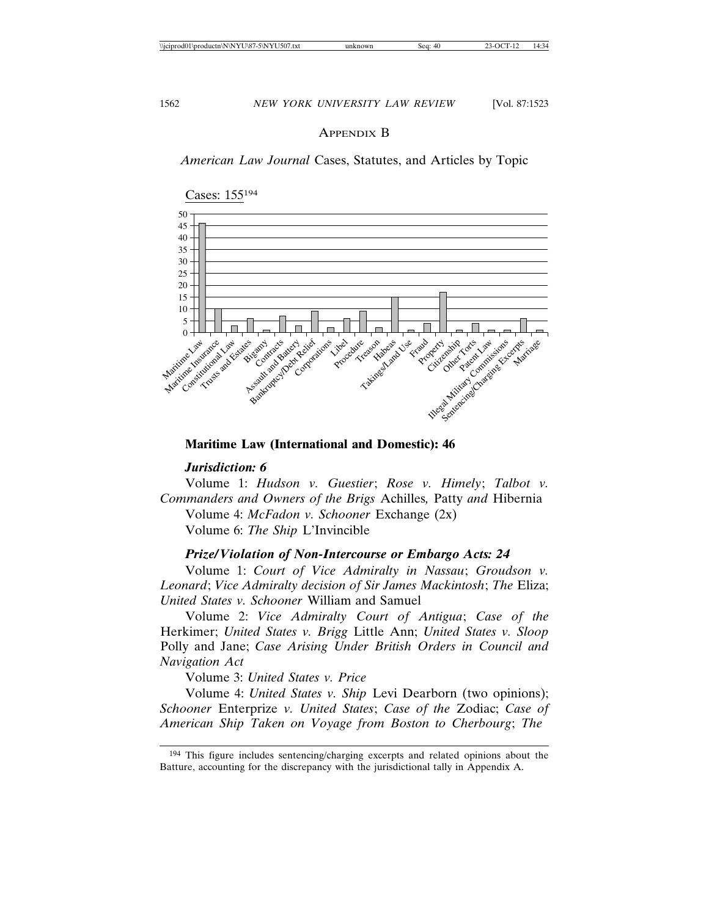## Appendix B

*American Law Journal* Cases, Statutes, and Articles by Topic

Cases: 155[194]

| Topic | Cases |
|---|---|
| Maritime Law | 46 |
| Maritime Insurance | 10 |
| Constitutional Law | 3 |
| Trusts and Estates | 6 |
| Bigamy | 1 |
| Contracts | 7 |
| Assault and Battery | 3 |
| Bankruptcy/Debt Relief | 9 |
| Corporations | 2 |
| Libel | 6 |
| Procedure | 9 |
| Treason | 2 |
| Habeas | 15 |
| Takings/Land Use | 1 |
| Fraud | 4 |
| Property | 17 |
| Citizenship | 1 |
| Other Torts | 4 |
| Patent Law | 1 |
| Illegal Military Commissions | 1 |
| Sentencing/Charging Excerpts | 6 |
| Marriage | 1 |

**Maritime Law (International and Domestic): 46**

***Jurisdiction: 6***

Volume 1: *Hudson v. Guestier*; *Rose v. Himely*; *Talbot v. Commanders and Owners of the Brigs* Achilles*,* Patty *and* Hibernia

Volume 4: *McFadon v. Schooner* Exchange (2x)

Volume 6: *The Ship* L'Invincible

***Prize/Violation of Non-Intercourse or Embargo Acts: 24***

Volume 1: *Court of Vice Admiralty in Nassau*; *Groudson v. Leonard*; *Vice Admiralty decision of Sir James Mackintosh*; *The* Eliza; *United States v. Schooner* William and Samuel

Volume 2: *Vice Admiralty Court of Antigua*; *Case of the* Herkimer; *United States v. Brigg* Little Ann; *United States v. Sloop* Polly and Jane; *Case Arising Under British Orders in Council and Navigation Act*

Volume 3: *United States v. Price*

Volume 4: *United States v. Ship* Levi Dearborn (two opinions); *Schooner* Enterprize *v. United States*; *Case of the* Zodiac; *Case of American Ship Taken on Voyage from Boston to Cherbourg*; *The*

---

[194] This figure includes sentencing/charging excerpts and related opinions about the Batture, accounting for the discrepancy with the jurisdictional tally in Appendix A.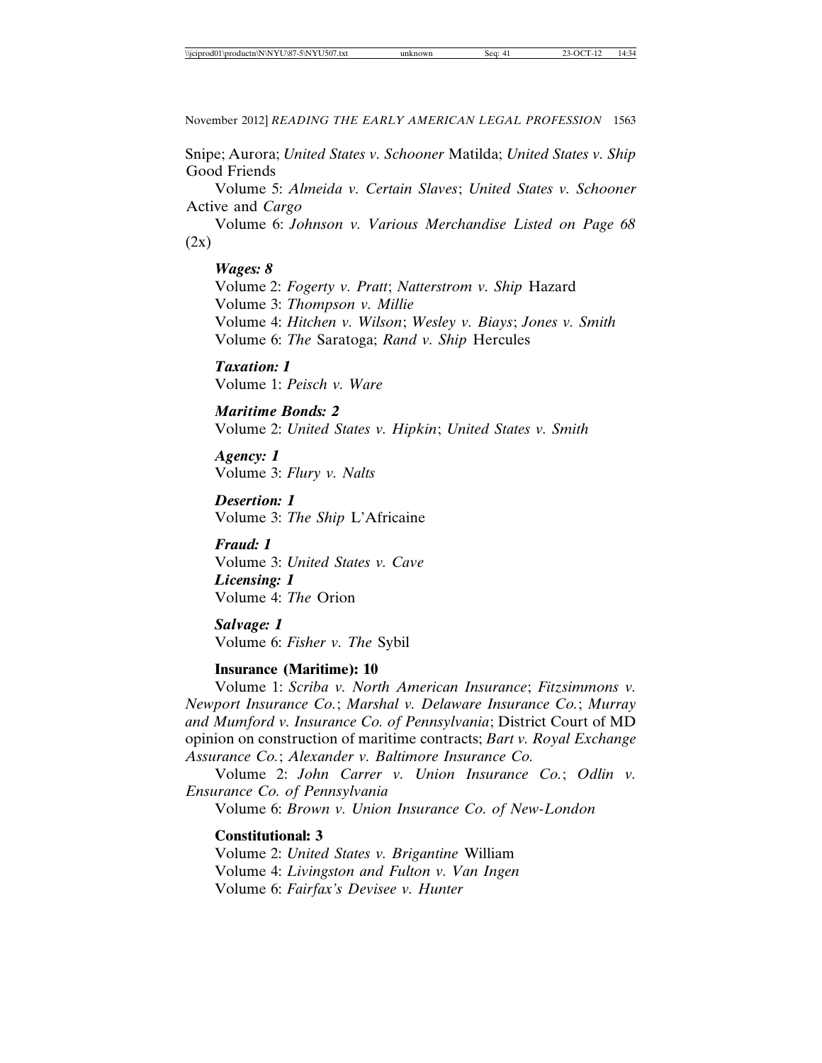Snipe; Aurora; *United States v. Schooner* Matilda; *United States v. Ship* Good Friends

Volume 5: *Almeida v. Certain Slaves*; *United States v. Schooner* Active and *Cargo*

Volume 6: *Johnson v. Various Merchandise Listed on Page 68* (2x)

***Wages: 8***

Volume 2: *Fogerty v. Pratt*; *Natterstrom v. Ship* Hazard

Volume 3: *Thompson v. Millie*

Volume 4: *Hitchen v. Wilson*; *Wesley v. Biays*; *Jones v. Smith*

Volume 6: *The* Saratoga; *Rand v. Ship* Hercules

***Taxation: 1***

Volume 1: *Peisch v. Ware*

***Maritime Bonds: 2***

Volume 2: *United States v. Hipkin*; *United States v. Smith*

***Agency: 1***

Volume 3: *Flury v. Nalts*

***Desertion: 1***

Volume 3: *The Ship* L'Africaine

***Fraud: 1***

Volume 3: *United States v. Cave*

***Licensing: 1***

Volume 4: *The* Orion

***Salvage: 1***

Volume 6: *Fisher v. The* Sybil

**Insurance (Maritime): 10**

Volume 1: *Scriba v. North American Insurance*; *Fitzsimmons v. Newport Insurance Co.*; *Marshal v. Delaware Insurance Co.*; *Murray and Mumford v. Insurance Co. of Pennsylvania*; District Court of MD opinion on construction of maritime contracts; *Bart v. Royal Exchange Assurance Co.*; *Alexander v. Baltimore Insurance Co.*

Volume 2: *John Carrer v. Union Insurance Co.*; *Odlin v. Ensurance Co. of Pennsylvania*

Volume 6: *Brown v. Union Insurance Co. of New-London*

**Constitutional: 3**

Volume 2: *United States v. Brigantine* William

Volume 4: *Livingston and Fulton v. Van Ingen*

Volume 6: *Fairfax's Devisee v. Hunter*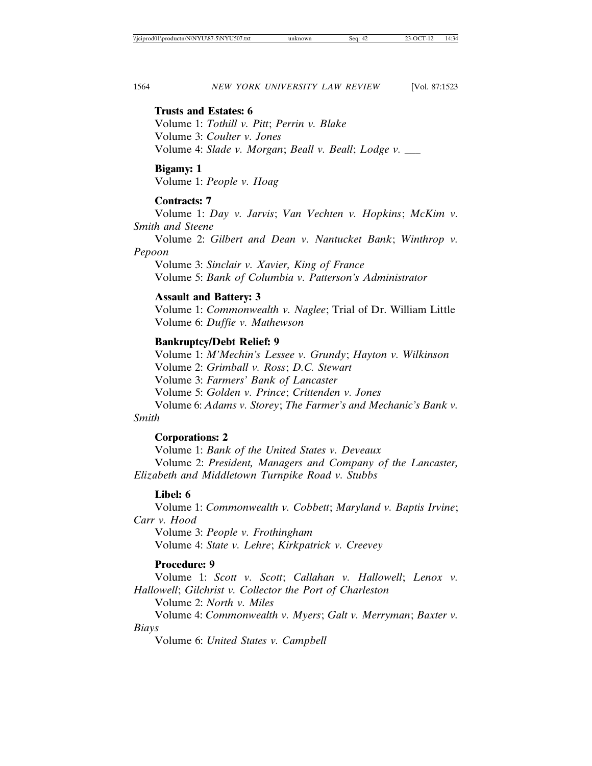**Trusts and Estates: 6**

Volume 1: *Tothill v. Pitt*; *Perrin v. Blake*
Volume 3: *Coulter v. Jones*
Volume 4: *Slade v. Morgan*; *Beall v. Beall*; *Lodge v. \_\_\_*

**Bigamy: 1**

Volume 1: *People v. Hoag*

**Contracts: 7**

Volume 1: *Day v. Jarvis*; *Van Vechten v. Hopkins*; *McKim v. Smith and Steene*
Volume 2: *Gilbert and Dean v. Nantucket Bank*; *Winthrop v. Pepoon*
Volume 3: *Sinclair v. Xavier, King of France*
Volume 5: *Bank of Columbia v. Patterson's Administrator*

**Assault and Battery: 3**

Volume 1: *Commonwealth v. Naglee*; Trial of Dr. William Little
Volume 6: *Duffie v. Mathewson*

**Bankruptcy/Debt Relief: 9**

Volume 1: *M'Mechin's Lessee v. Grundy*; *Hayton v. Wilkinson*
Volume 2: *Grimball v. Ross*; *D.C. Stewart*
Volume 3: *Farmers' Bank of Lancaster*
Volume 5: *Golden v. Prince*; *Crittenden v. Jones*
Volume 6: *Adams v. Storey*; *The Farmer's and Mechanic's Bank v. Smith*

**Corporations: 2**

Volume 1: *Bank of the United States v. Deveaux*
Volume 2: *President, Managers and Company of the Lancaster, Elizabeth and Middletown Turnpike Road v. Stubbs*

**Libel: 6**

Volume 1: *Commonwealth v. Cobbett*; *Maryland v. Baptis Irvine*; *Carr v. Hood*
Volume 3: *People v. Frothingham*
Volume 4: *State v. Lehre*; *Kirkpatrick v. Creevey*

**Procedure: 9**

Volume 1: *Scott v. Scott*; *Callahan v. Hallowell*; *Lenox v. Hallowell*; *Gilchrist v. Collector the Port of Charleston*
Volume 2: *North v. Miles*
Volume 4: *Commonwealth v. Myers*; *Galt v. Merryman*; *Baxter v. Biays*
Volume 6: *United States v. Campbell*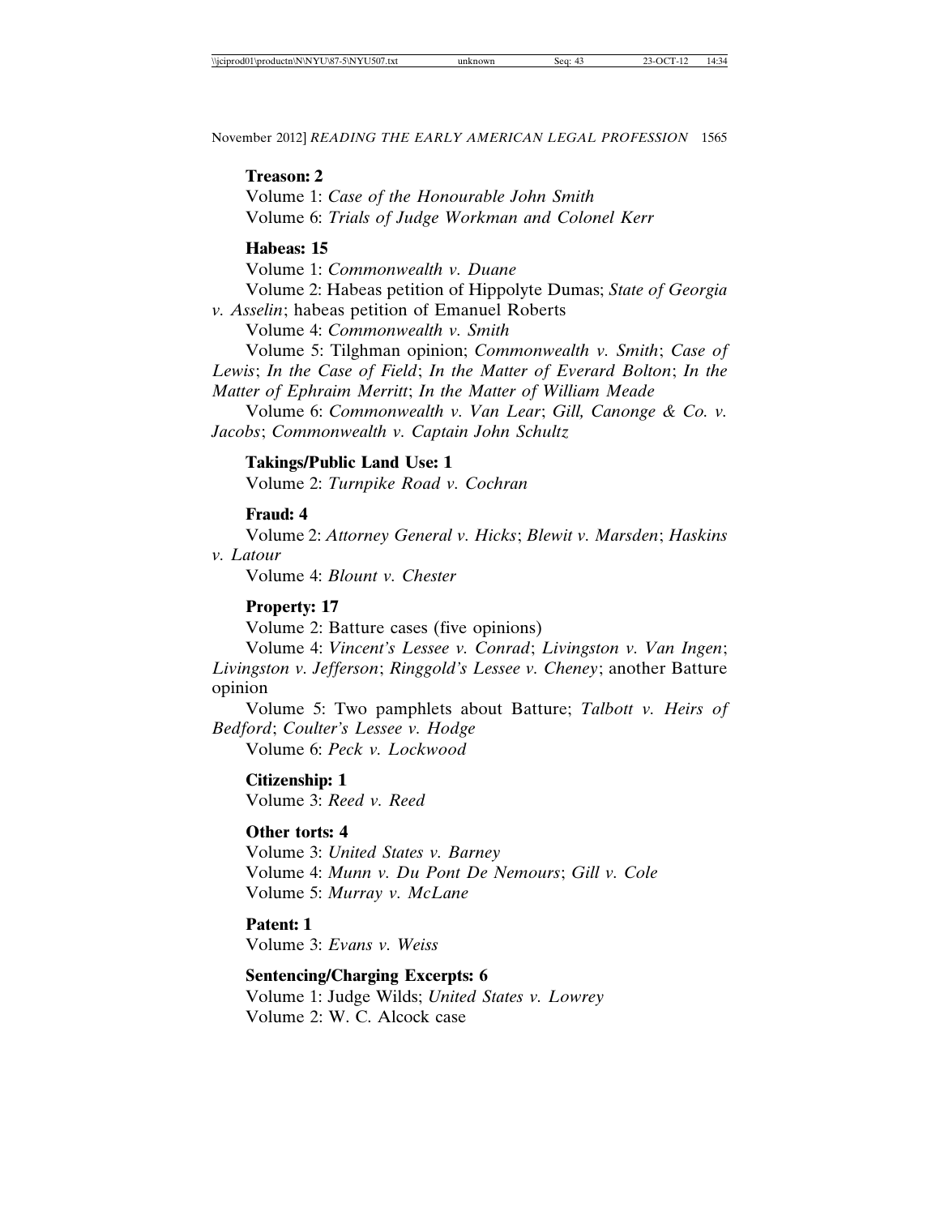**Treason: 2**

Volume 1: *Case of the Honourable John Smith*

Volume 6: *Trials of Judge Workman and Colonel Kerr*

**Habeas: 15**

Volume 1: *Commonwealth v. Duane*

Volume 2: Habeas petition of Hippolyte Dumas; *State of Georgia v. Asselin*; habeas petition of Emanuel Roberts

Volume 4: *Commonwealth v. Smith*

Volume 5: Tilghman opinion; *Commonwealth v. Smith*; *Case of Lewis*; *In the Case of Field*; *In the Matter of Everard Bolton*; *In the Matter of Ephraim Merritt*; *In the Matter of William Meade*

Volume 6: *Commonwealth v. Van Lear*; *Gill, Canonge & Co. v. Jacobs*; *Commonwealth v. Captain John Schultz*

**Takings/Public Land Use: 1**

Volume 2: *Turnpike Road v. Cochran*

**Fraud: 4**

Volume 2: *Attorney General v. Hicks*; *Blewit v. Marsden*; *Haskins v. Latour*

Volume 4: *Blount v. Chester*

**Property: 17**

Volume 2: Batture cases (five opinions)

Volume 4: *Vincent's Lessee v. Conrad*; *Livingston v. Van Ingen*; *Livingston v. Jefferson*; *Ringgold's Lessee v. Cheney*; another Batture opinion

Volume 5: Two pamphlets about Batture; *Talbott v. Heirs of Bedford*; *Coulter's Lessee v. Hodge*

Volume 6: *Peck v. Lockwood*

**Citizenship: 1**

Volume 3: *Reed v. Reed*

**Other torts: 4**

Volume 3: *United States v. Barney*

Volume 4: *Munn v. Du Pont De Nemours*; *Gill v. Cole*

Volume 5: *Murray v. McLane*

**Patent: 1**

Volume 3: *Evans v. Weiss*

**Sentencing/Charging Excerpts: 6**

Volume 1: Judge Wilds; *United States v. Lowrey*

Volume 2: W. C. Alcock case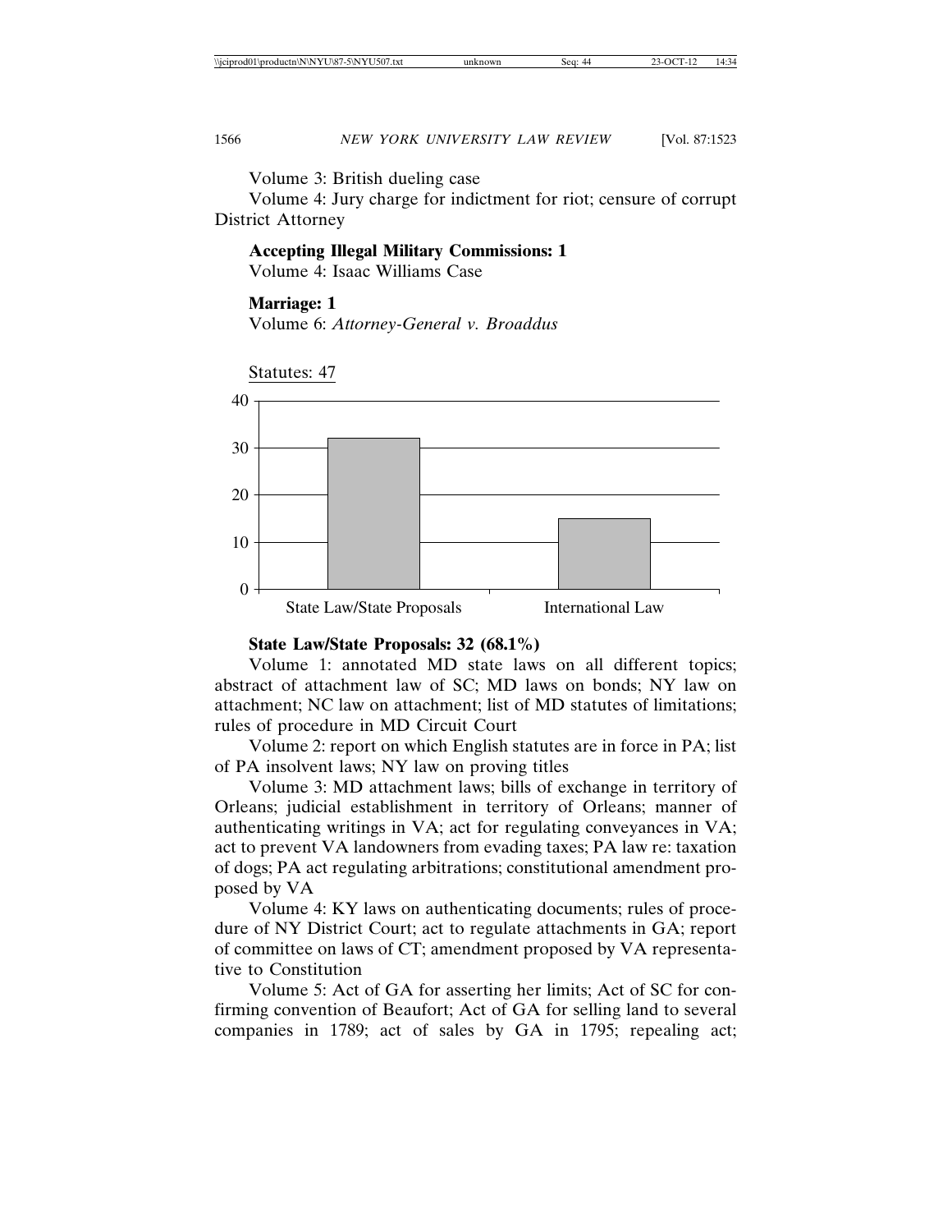Volume 3: British dueling case

Volume 4: Jury charge for indictment for riot; censure of corrupt District Attorney

**Accepting Illegal Military Commissions: 1**

Volume 4: Isaac Williams Case

**Marriage: 1**

Volume 6: *Attorney-General v. Broaddus*

Statutes: 47

| Category | Count |
|---|---|
| State Law/State Proposals | 32 |
| International Law | 15 |

**State Law/State Proposals: 32 (68.1%)**

Volume 1: annotated MD state laws on all different topics; abstract of attachment law of SC; MD laws on bonds; NY law on attachment; NC law on attachment; list of MD statutes of limitations; rules of procedure in MD Circuit Court

Volume 2: report on which English statutes are in force in PA; list of PA insolvent laws; NY law on proving titles

Volume 3: MD attachment laws; bills of exchange in territory of Orleans; judicial establishment in territory of Orleans; manner of authenticating writings in VA; act for regulating conveyances in VA; act to prevent VA landowners from evading taxes; PA law re: taxation of dogs; PA act regulating arbitrations; constitutional amendment proposed by VA

Volume 4: KY laws on authenticating documents; rules of procedure of NY District Court; act to regulate attachments in GA; report of committee on laws of CT; amendment proposed by VA representative to Constitution

Volume 5: Act of GA for asserting her limits; Act of SC for confirming convention of Beaufort; Act of GA for selling land to several companies in 1789; act of sales by GA in 1795; repealing act;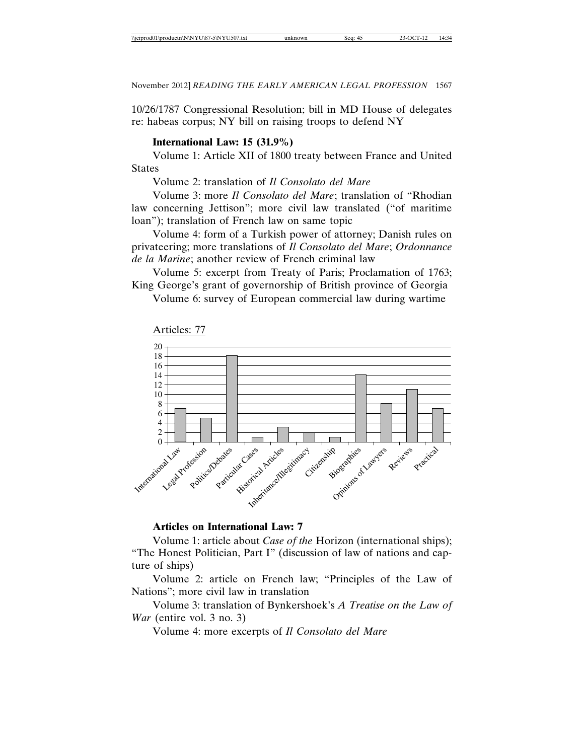10/26/1787 Congressional Resolution; bill in MD House of delegates re: habeas corpus; NY bill on raising troops to defend NY

**International Law: 15 (31.9%)**

Volume 1: Article XII of 1800 treaty between France and United States

Volume 2: translation of *Il Consolato del Mare*

Volume 3: more *Il Consolato del Mare*; translation of "Rhodian law concerning Jettison"; more civil law translated ("of maritime loan"); translation of French law on same topic

Volume 4: form of a Turkish power of attorney; Danish rules on privateering; more translations of *Il Consolato del Mare*; *Ordonnance de la Marine*; another review of French criminal law

Volume 5: excerpt from Treaty of Paris; Proclamation of 1763; King George's grant of governorship of British province of Georgia

Volume 6: survey of European commercial law during wartime

Articles: 77

| Category | Count |
|---|---|
| International Law | 7 |
| Legal Profession | 5 |
| Politics/Debates | 18 |
| Particular Cases | 1 |
| Historical Articles | 3 |
| Inheritance/Illegitimacy | 2 |
| Citizenship | 1 |
| Biographies | 14 |
| Opinions of Lawyers | 8 |
| Reviews | 11 |
| Practical | 7 |

**Articles on International Law: 7**

Volume 1: article about *Case of the* Horizon (international ships); "The Honest Politician, Part I" (discussion of law of nations and capture of ships)

Volume 2: article on French law; "Principles of the Law of Nations"; more civil law in translation

Volume 3: translation of Bynkershoek's *A Treatise on the Law of War* (entire vol. 3 no. 3)

Volume 4: more excerpts of *Il Consolato del Mare*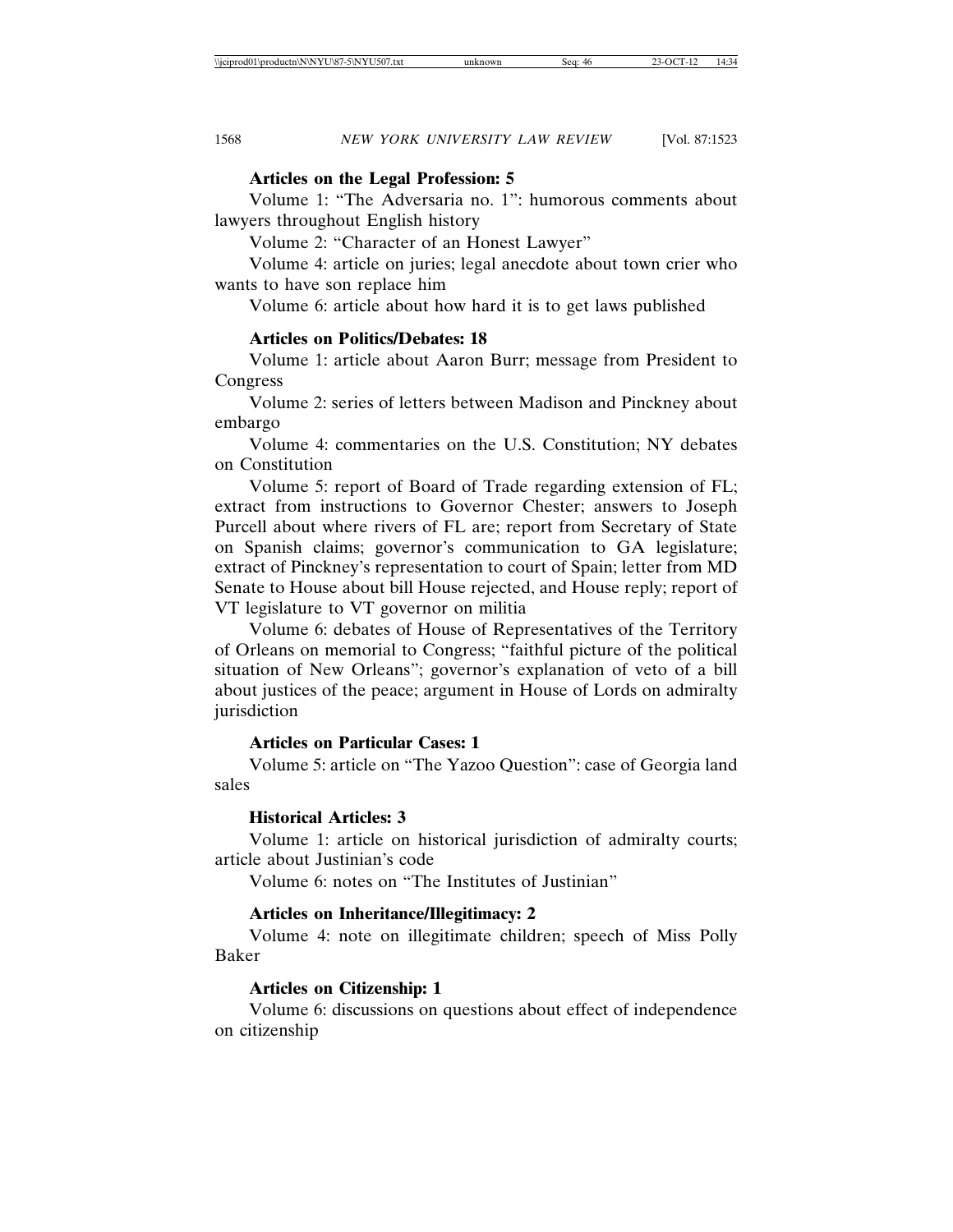**Articles on the Legal Profession: 5**

Volume 1: "The Adversaria no. 1": humorous comments about lawyers throughout English history

Volume 2: "Character of an Honest Lawyer"

Volume 4: article on juries; legal anecdote about town crier who wants to have son replace him

Volume 6: article about how hard it is to get laws published

**Articles on Politics/Debates: 18**

Volume 1: article about Aaron Burr; message from President to Congress

Volume 2: series of letters between Madison and Pinckney about embargo

Volume 4: commentaries on the U.S. Constitution; NY debates on Constitution

Volume 5: report of Board of Trade regarding extension of FL; extract from instructions to Governor Chester; answers to Joseph Purcell about where rivers of FL are; report from Secretary of State on Spanish claims; governor's communication to GA legislature; extract of Pinckney's representation to court of Spain; letter from MD Senate to House about bill House rejected, and House reply; report of VT legislature to VT governor on militia

Volume 6: debates of House of Representatives of the Territory of Orleans on memorial to Congress; "faithful picture of the political situation of New Orleans"; governor's explanation of veto of a bill about justices of the peace; argument in House of Lords on admiralty jurisdiction

**Articles on Particular Cases: 1**

Volume 5: article on "The Yazoo Question": case of Georgia land sales

**Historical Articles: 3**

Volume 1: article on historical jurisdiction of admiralty courts; article about Justinian's code

Volume 6: notes on "The Institutes of Justinian"

**Articles on Inheritance/Illegitimacy: 2**

Volume 4: note on illegitimate children; speech of Miss Polly Baker

**Articles on Citizenship: 1**

Volume 6: discussions on questions about effect of independence on citizenship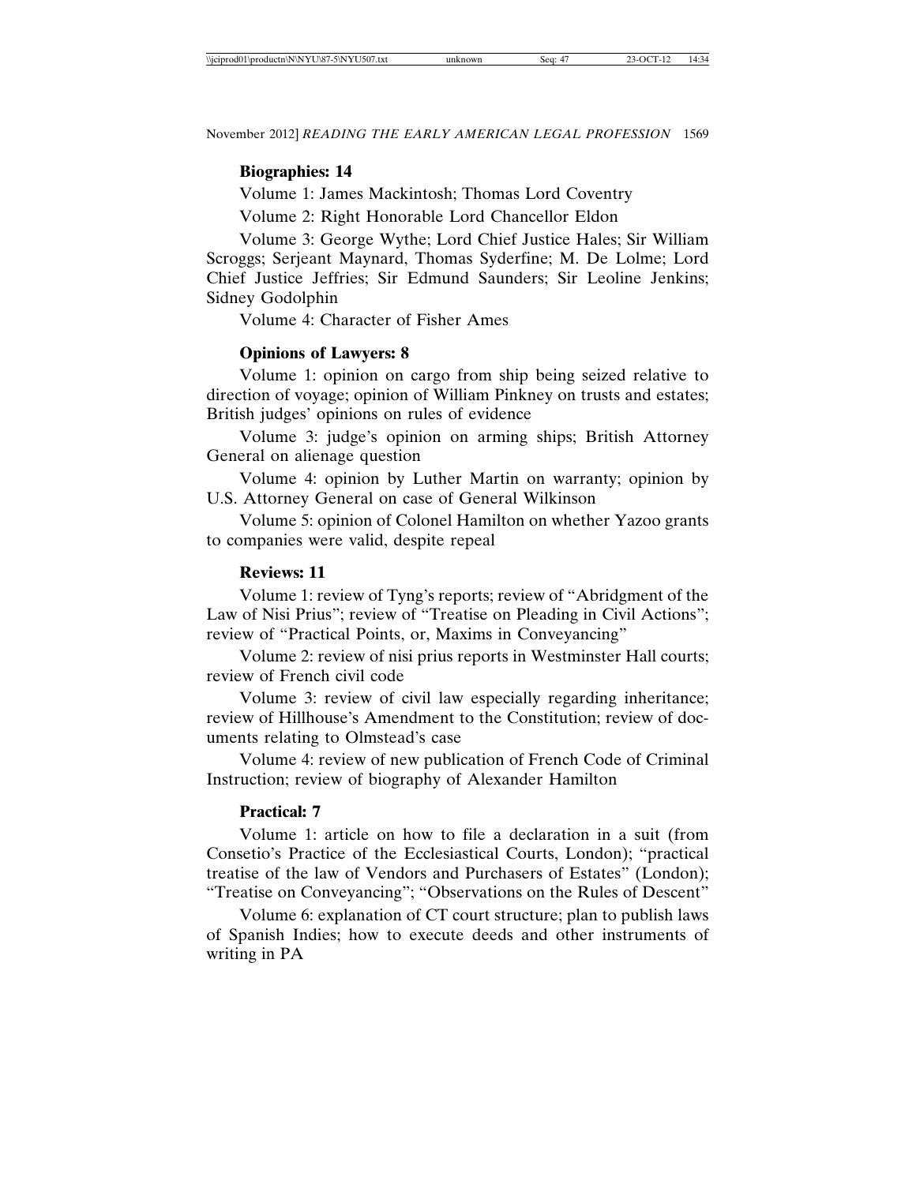**Biographies: 14**

Volume 1: James Mackintosh; Thomas Lord Coventry

Volume 2: Right Honorable Lord Chancellor Eldon

Volume 3: George Wythe; Lord Chief Justice Hales; Sir William Scroggs; Serjeant Maynard, Thomas Syderfine; M. De Lolme; Lord Chief Justice Jeffries; Sir Edmund Saunders; Sir Leoline Jenkins; Sidney Godolphin

Volume 4: Character of Fisher Ames

**Opinions of Lawyers: 8**

Volume 1: opinion on cargo from ship being seized relative to direction of voyage; opinion of William Pinkney on trusts and estates; British judges' opinions on rules of evidence

Volume 3: judge's opinion on arming ships; British Attorney General on alienage question

Volume 4: opinion by Luther Martin on warranty; opinion by U.S. Attorney General on case of General Wilkinson

Volume 5: opinion of Colonel Hamilton on whether Yazoo grants to companies were valid, despite repeal

**Reviews: 11**

Volume 1: review of Tyng's reports; review of "Abridgment of the Law of Nisi Prius"; review of "Treatise on Pleading in Civil Actions"; review of "Practical Points, or, Maxims in Conveyancing"

Volume 2: review of nisi prius reports in Westminster Hall courts; review of French civil code

Volume 3: review of civil law especially regarding inheritance; review of Hillhouse's Amendment to the Constitution; review of documents relating to Olmstead's case

Volume 4: review of new publication of French Code of Criminal Instruction; review of biography of Alexander Hamilton

**Practical: 7**

Volume 1: article on how to file a declaration in a suit (from Consetio's Practice of the Ecclesiastical Courts, London); "practical treatise of the law of Vendors and Purchasers of Estates" (London); "Treatise on Conveyancing"; "Observations on the Rules of Descent"

Volume 6: explanation of CT court structure; plan to publish laws of Spanish Indies; how to execute deeds and other instruments of writing in PA